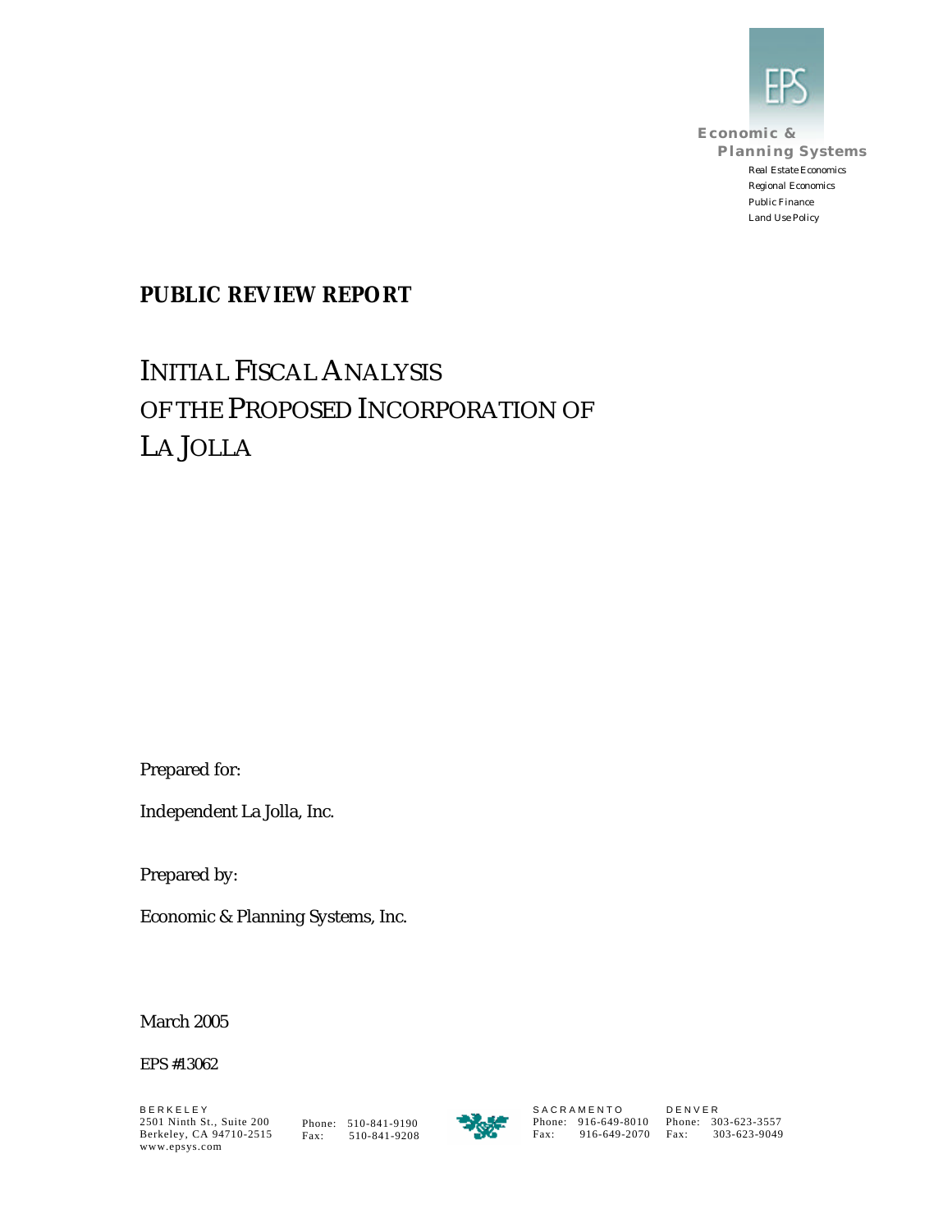Economic & Planning Systems

Real Estate Economics
Regional Economics
Public Finance
Land Use Policy

**PUBLIC REVIEW REPORT**

# INITIAL FISCAL ANALYSIS OF THE PROPOSED INCORPORATION OF LA JOLLA

Prepared for:

Independent La Jolla, Inc.

Prepared by:

Economic & Planning Systems, Inc.

March 2005

EPS #13062

BERKELEY
2501 Ninth St., Suite 200
Berkeley, CA 94710-2515
www.epsys.com

Phone: 510-841-9190
Fax: 510-841-9208

SACRAMENTO
Phone: 916-649-8010
Fax: 916-649-2070

DENVER
Phone: 303-623-3557
Fax: 303-623-9049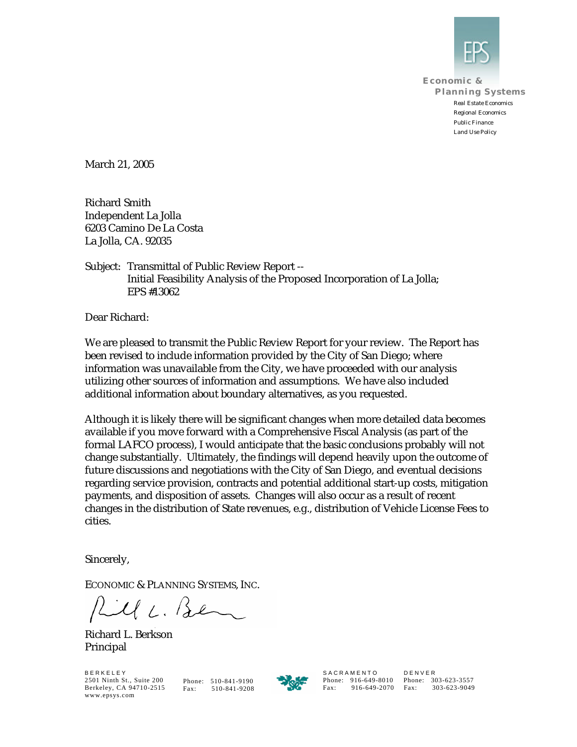Economic & Planning Systems

Real Estate Economics
Regional Economics
Public Finance
Land Use Policy

March 21, 2005

Richard Smith
Independent La Jolla
6203 Camino De La Costa
La Jolla, CA. 92035

Subject: Transmittal of Public Review Report --
Initial Feasibility Analysis of the Proposed Incorporation of La Jolla;
EPS #13062

Dear Richard:

We are pleased to transmit the Public Review Report for your review. The Report has been revised to include information provided by the City of San Diego; where information was unavailable from the City, we have proceeded with our analysis utilizing other sources of information and assumptions. We have also included additional information about boundary alternatives, as you requested.

Although it is likely there will be significant changes when more detailed data becomes available if you move forward with a Comprehensive Fiscal Analysis (as part of the formal LAFCO process), I would anticipate that the basic conclusions probably will not change substantially. Ultimately, the findings will depend heavily upon the outcome of future discussions and negotiations with the City of San Diego, and eventual decisions regarding service provision, contracts and potential additional start-up costs, mitigation payments, and disposition of assets. Changes will also occur as a result of recent changes in the distribution of State revenues, e.g., distribution of Vehicle License Fees to cities.

Sincerely,

ECONOMIC & PLANNING SYSTEMS, INC.

Richard L. Berkson
Principal

BERKELEY
2501 Ninth St., Suite 200
Berkeley, CA 94710-2515
www.epsys.com

Phone: 510-841-9190
Fax: 510-841-9208

SACRAMENTO
Phone: 916-649-8010
Fax: 916-649-2070

DENVER
Phone: 303-623-3557
Fax: 303-623-9049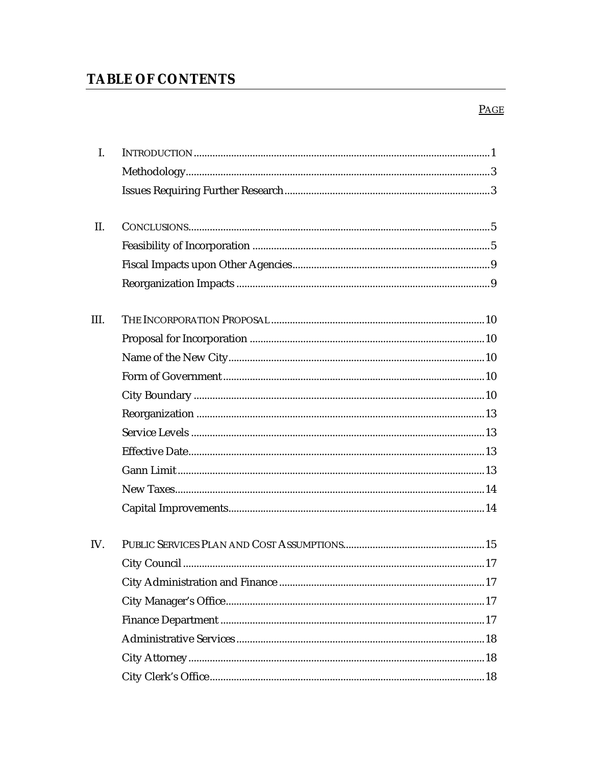# TABLE OF CONTENTS

| | | PAGE |
|---|---|---|
| I. | INTRODUCTION | 1 |
| | Methodology | 3 |
| | Issues Requiring Further Research | 3 |
| II. | CONCLUSIONS | 5 |
| | Feasibility of Incorporation | 5 |
| | Fiscal Impacts upon Other Agencies | 9 |
| | Reorganization Impacts | 9 |
| III. | THE INCORPORATION PROPOSAL | 10 |
| | Proposal for Incorporation | 10 |
| | Name of the New City | 10 |
| | Form of Government | 10 |
| | City Boundary | 10 |
| | Reorganization | 13 |
| | Service Levels | 13 |
| | Effective Date | 13 |
| | Gann Limit | 13 |
| | New Taxes | 14 |
| | Capital Improvements | 14 |
| IV. | PUBLIC SERVICES PLAN AND COST ASSUMPTIONS | 15 |
| | City Council | 17 |
| | City Administration and Finance | 17 |
| | City Manager's Office | 17 |
| | Finance Department | 17 |
| | Administrative Services | 18 |
| | City Attorney | 18 |
| | City Clerk's Office | 18 |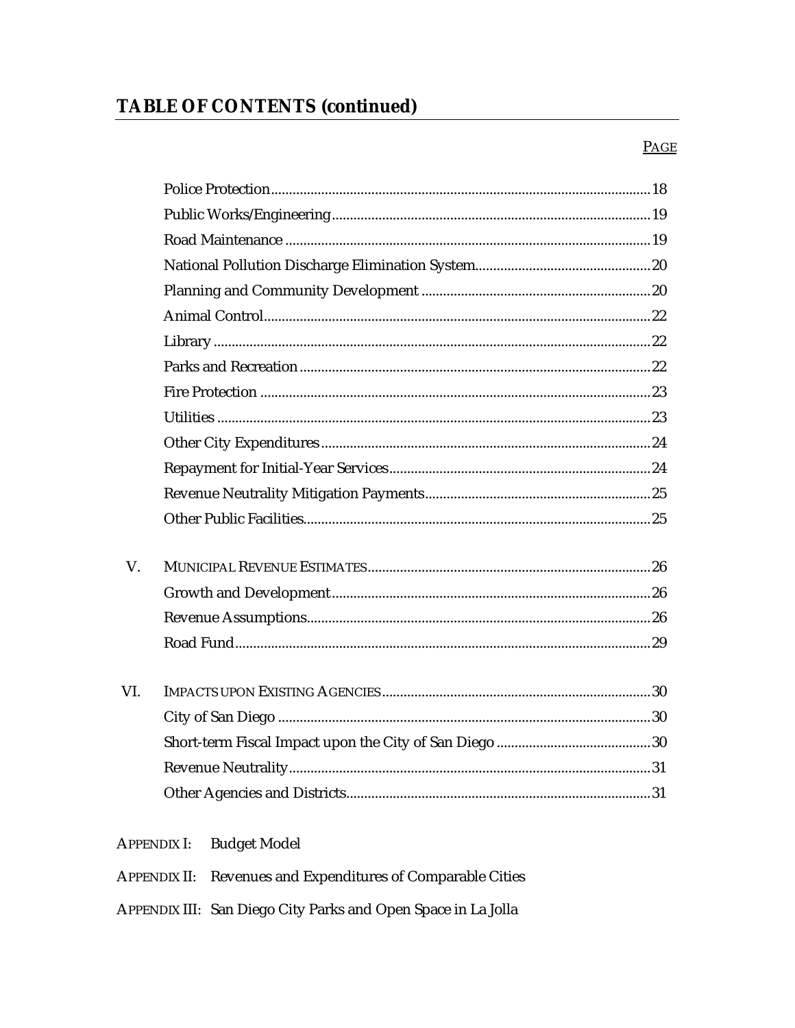## TABLE OF CONTENTS (continued)

| | | PAGE |
|---|---|---|
| | Police Protection | 18 |
| | Public Works/Engineering | 19 |
| | Road Maintenance | 19 |
| | National Pollution Discharge Elimination System | 20 |
| | Planning and Community Development | 20 |
| | Animal Control | 22 |
| | Library | 22 |
| | Parks and Recreation | 22 |
| | Fire Protection | 23 |
| | Utilities | 23 |
| | Other City Expenditures | 24 |
| | Repayment for Initial-Year Services | 24 |
| | Revenue Neutrality Mitigation Payments | 25 |
| | Other Public Facilities | 25 |
| V. | MUNICIPAL REVENUE ESTIMATES | 26 |
| | Growth and Development | 26 |
| | Revenue Assumptions | 26 |
| | Road Fund | 29 |
| VI. | IMPACTS UPON EXISTING AGENCIES | 30 |
| | City of San Diego | 30 |
| | Short-term Fiscal Impact upon the City of San Diego | 30 |
| | Revenue Neutrality | 31 |
| | Other Agencies and Districts | 31 |

APPENDIX I: Budget Model

APPENDIX II: Revenues and Expenditures of Comparable Cities

APPENDIX III: San Diego City Parks and Open Space in La Jolla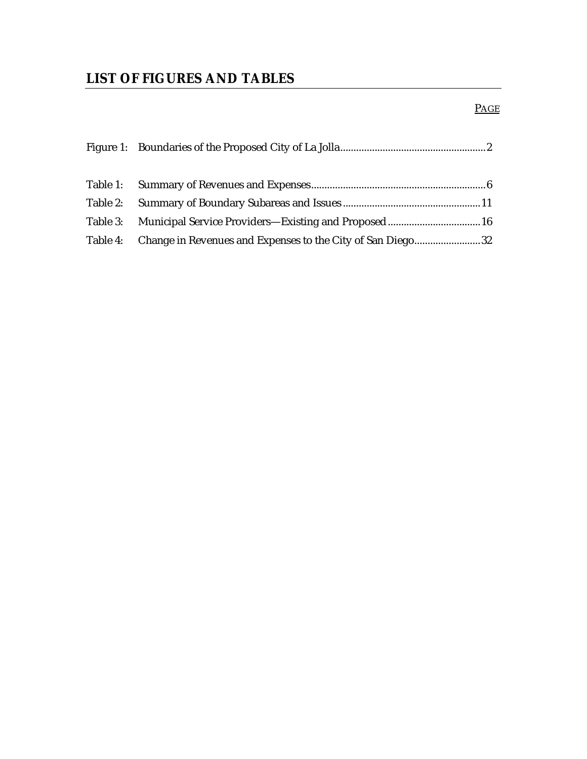## LIST OF FIGURES AND TABLES

| | | PAGE |
|---|---|---|
| Figure 1: | Boundaries of the Proposed City of La Jolla | 2 |
| Table 1: | Summary of Revenues and Expenses | 6 |
| Table 2: | Summary of Boundary Subareas and Issues | 11 |
| Table 3: | Municipal Service Providers—Existing and Proposed | 16 |
| Table 4: | Change in Revenues and Expenses to the City of San Diego | 32 |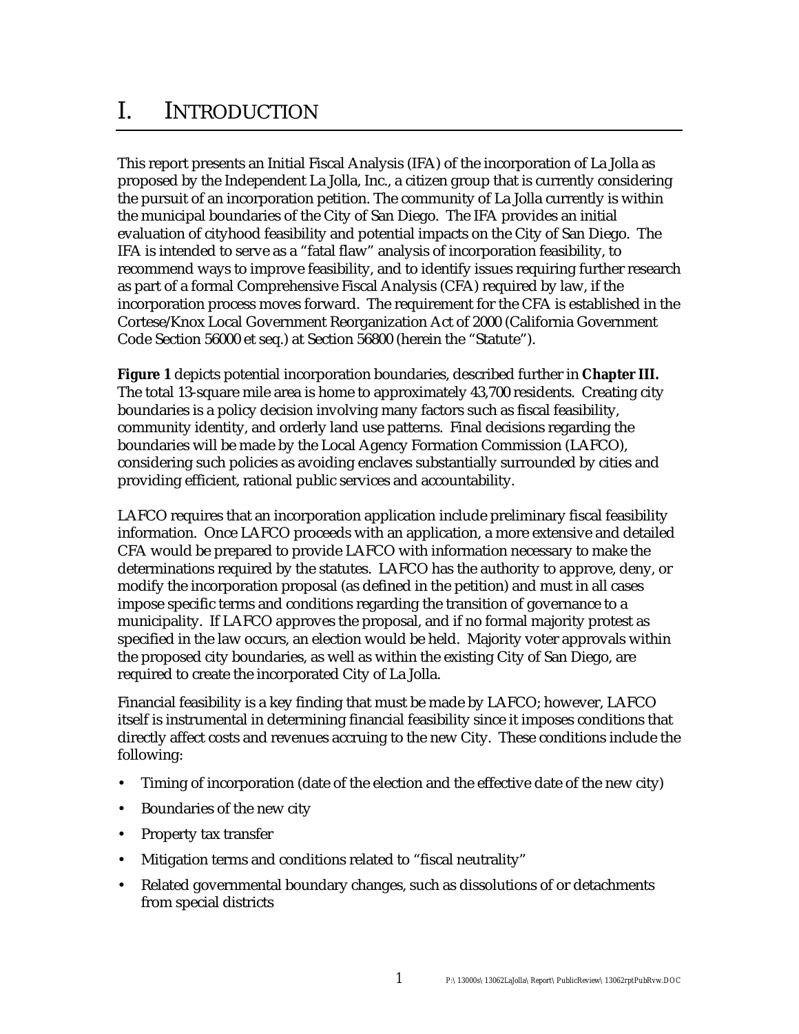# I. INTRODUCTION

This report presents an Initial Fiscal Analysis (IFA) of the incorporation of La Jolla as proposed by the Independent La Jolla, Inc., a citizen group that is currently considering the pursuit of an incorporation petition. The community of La Jolla currently is within the municipal boundaries of the City of San Diego. The IFA provides an initial evaluation of cityhood feasibility and potential impacts on the City of San Diego. The IFA is intended to serve as a "fatal flaw" analysis of incorporation feasibility, to recommend ways to improve feasibility, and to identify issues requiring further research as part of a formal Comprehensive Fiscal Analysis (CFA) required by law, if the incorporation process moves forward. The requirement for the CFA is established in the Cortese/Knox Local Government Reorganization Act of 2000 (California Government Code Section 56000 et seq.) at Section 56800 (herein the "Statute").

**Figure 1** depicts potential incorporation boundaries, described further in **Chapter III.** The total 13-square mile area is home to approximately 43,700 residents. Creating city boundaries is a policy decision involving many factors such as fiscal feasibility, community identity, and orderly land use patterns. Final decisions regarding the boundaries will be made by the Local Agency Formation Commission (LAFCO), considering such policies as avoiding enclaves substantially surrounded by cities and providing efficient, rational public services and accountability.

LAFCO requires that an incorporation application include preliminary fiscal feasibility information. Once LAFCO proceeds with an application, a more extensive and detailed CFA would be prepared to provide LAFCO with information necessary to make the determinations required by the statutes. LAFCO has the authority to approve, deny, or modify the incorporation proposal (as defined in the petition) and must in all cases impose specific terms and conditions regarding the transition of governance to a municipality. If LAFCO approves the proposal, and if no formal majority protest as specified in the law occurs, an election would be held. Majority voter approvals within the proposed city boundaries, as well as within the existing City of San Diego, are required to create the incorporated City of La Jolla.

Financial feasibility is a key finding that must be made by LAFCO; however, LAFCO itself is instrumental in determining financial feasibility since it imposes conditions that directly affect costs and revenues accruing to the new City. These conditions include the following:

- Timing of incorporation (date of the election and the effective date of the new city)
- Boundaries of the new city
- Property tax transfer
- Mitigation terms and conditions related to "fiscal neutrality"
- Related governmental boundary changes, such as dissolutions of or detachments from special districts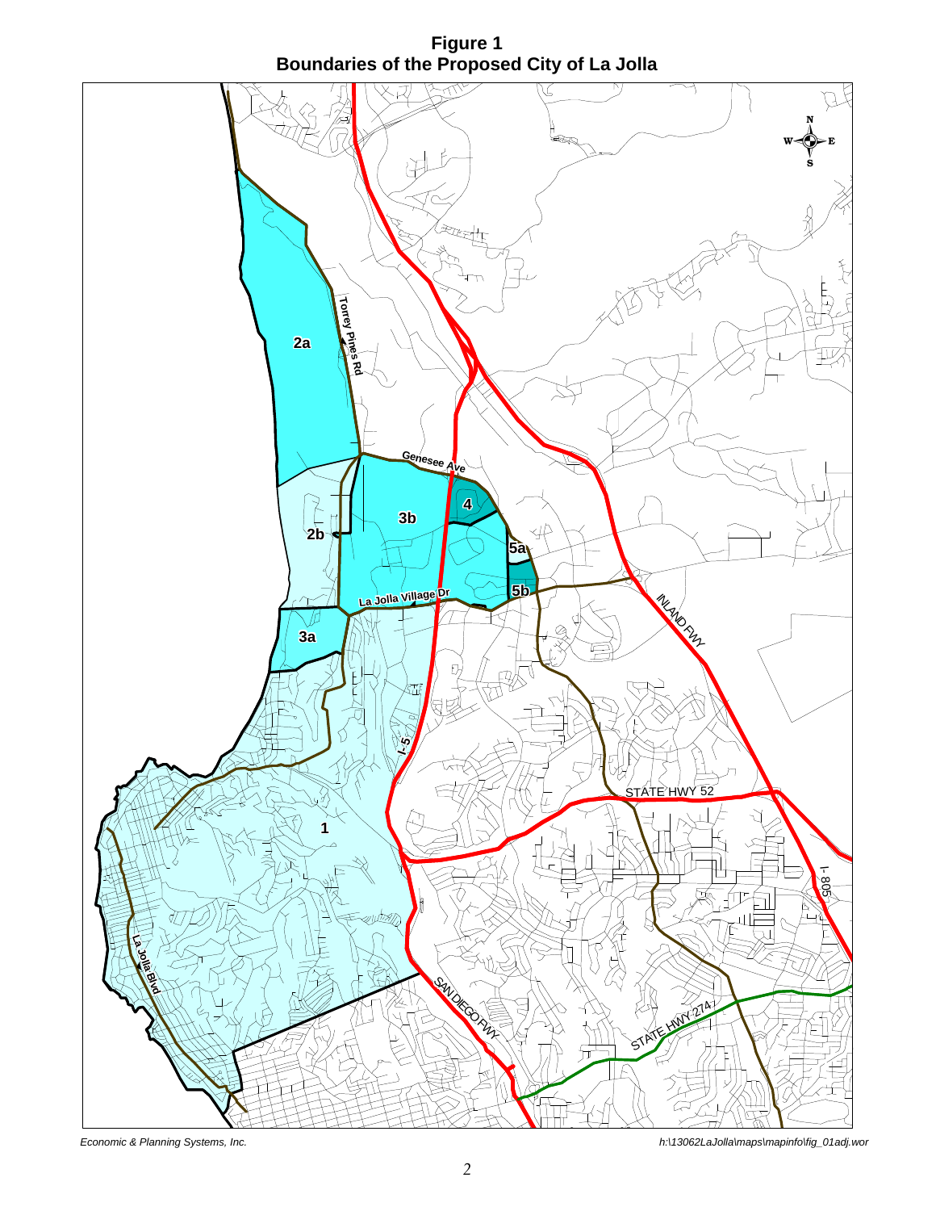# Figure 1
## Boundaries of the Proposed City of La Jolla

*Economic & Planning Systems, Inc.*

*h:\13062LaJolla\maps\mapinfo\fig_01adj.wor*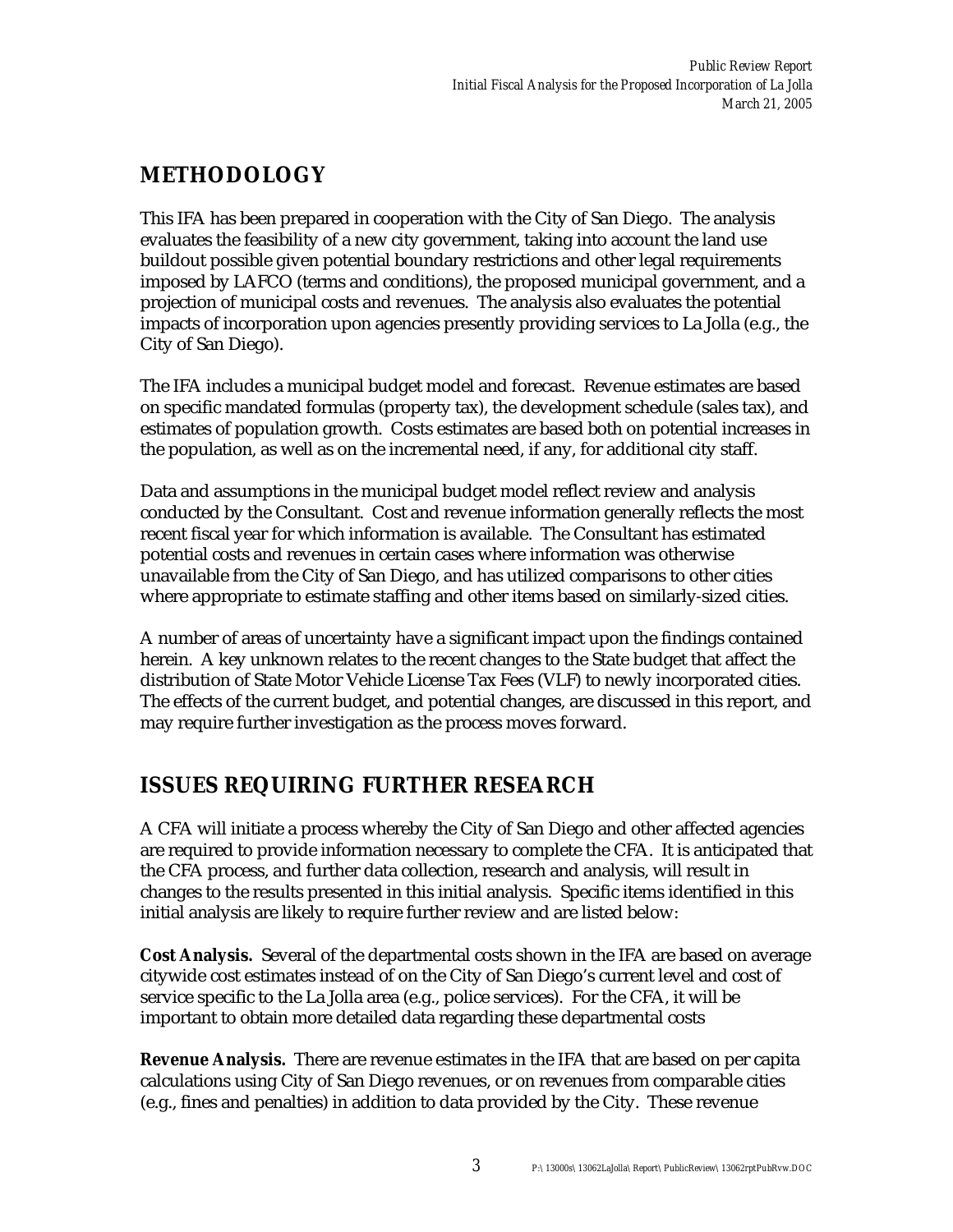## METHODOLOGY

This IFA has been prepared in cooperation with the City of San Diego. The analysis evaluates the feasibility of a new city government, taking into account the land use buildout possible given potential boundary restrictions and other legal requirements imposed by LAFCO (terms and conditions), the proposed municipal government, and a projection of municipal costs and revenues. The analysis also evaluates the potential impacts of incorporation upon agencies presently providing services to La Jolla (e.g., the City of San Diego).

The IFA includes a municipal budget model and forecast. Revenue estimates are based on specific mandated formulas (property tax), the development schedule (sales tax), and estimates of population growth. Costs estimates are based both on potential increases in the population, as well as on the incremental need, if any, for additional city staff.

Data and assumptions in the municipal budget model reflect review and analysis conducted by the Consultant. Cost and revenue information generally reflects the most recent fiscal year for which information is available. The Consultant has estimated potential costs and revenues in certain cases where information was otherwise unavailable from the City of San Diego, and has utilized comparisons to other cities where appropriate to estimate staffing and other items based on similarly-sized cities.

A number of areas of uncertainty have a significant impact upon the findings contained herein. A key unknown relates to the recent changes to the State budget that affect the distribution of State Motor Vehicle License Tax Fees (VLF) to newly incorporated cities. The effects of the current budget, and potential changes, are discussed in this report, and may require further investigation as the process moves forward.

## ISSUES REQUIRING FURTHER RESEARCH

A CFA will initiate a process whereby the City of San Diego and other affected agencies are required to provide information necessary to complete the CFA. It is anticipated that the CFA process, and further data collection, research and analysis, will result in changes to the results presented in this initial analysis. Specific items identified in this initial analysis are likely to require further review and are listed below:

**Cost Analysis.** Several of the departmental costs shown in the IFA are based on average citywide cost estimates instead of on the City of San Diego's current level and cost of service specific to the La Jolla area (e.g., police services). For the CFA, it will be important to obtain more detailed data regarding these departmental costs

**Revenue Analysis.** There are revenue estimates in the IFA that are based on per capita calculations using City of San Diego revenues, or on revenues from comparable cities (e.g., fines and penalties) in addition to data provided by the City. These revenue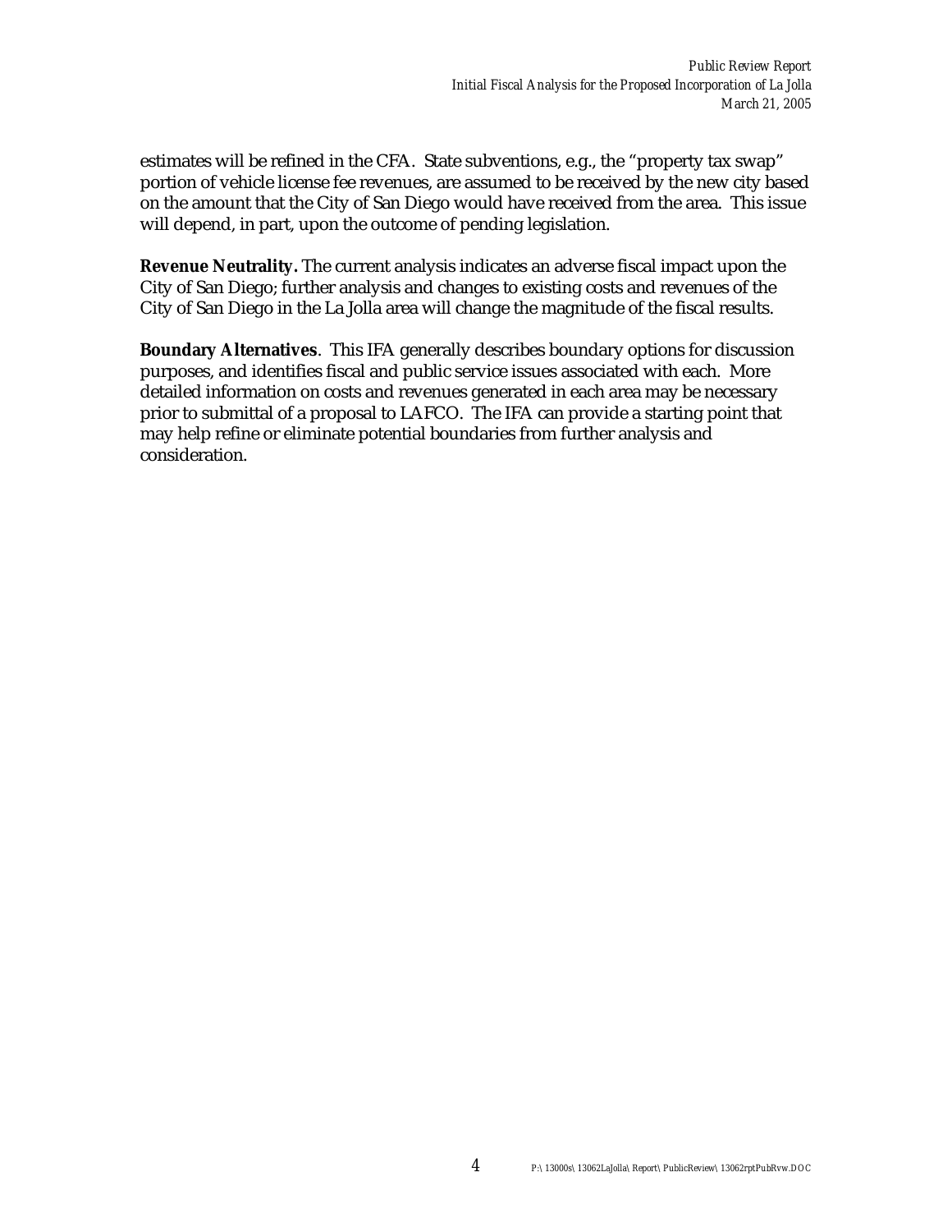estimates will be refined in the CFA. State subventions, e.g., the "property tax swap" portion of vehicle license fee revenues, are assumed to be received by the new city based on the amount that the City of San Diego would have received from the area. This issue will depend, in part, upon the outcome of pending legislation.

**Revenue Neutrality.** The current analysis indicates an adverse fiscal impact upon the City of San Diego; further analysis and changes to existing costs and revenues of the City of San Diego in the La Jolla area will change the magnitude of the fiscal results.

**Boundary Alternatives**. This IFA generally describes boundary options for discussion purposes, and identifies fiscal and public service issues associated with each. More detailed information on costs and revenues generated in each area may be necessary prior to submittal of a proposal to LAFCO. The IFA can provide a starting point that may help refine or eliminate potential boundaries from further analysis and consideration.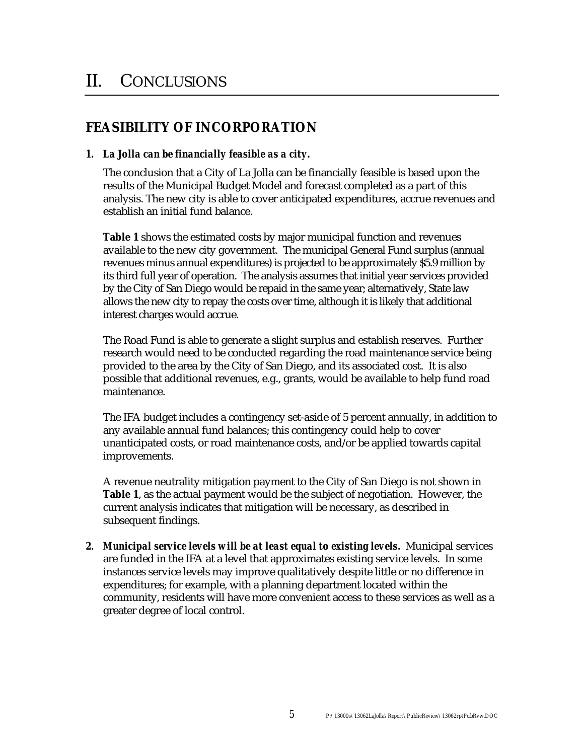# II. CONCLUSIONS

## FEASIBILITY OF INCORPORATION

1. ***La Jolla can be financially feasible as a city.***

   The conclusion that a City of La Jolla can be financially feasible is based upon the results of the Municipal Budget Model and forecast completed as a part of this analysis. The new city is able to cover anticipated expenditures, accrue revenues and establish an initial fund balance.

   **Table 1** shows the estimated costs by major municipal function and revenues available to the new city government. The municipal General Fund surplus (annual revenues minus annual expenditures) is projected to be approximately $5.9 million by its third full year of operation. The analysis assumes that initial year services provided by the City of San Diego would be repaid in the same year; alternatively, State law allows the new city to repay the costs over time, although it is likely that additional interest charges would accrue.

   The Road Fund is able to generate a slight surplus and establish reserves. Further research would need to be conducted regarding the road maintenance service being provided to the area by the City of San Diego, and its associated cost. It is also possible that additional revenues, e.g., grants, would be available to help fund road maintenance.

   The IFA budget includes a contingency set-aside of 5 percent annually, in addition to any available annual fund balances; this contingency could help to cover unanticipated costs, or road maintenance costs, and/or be applied towards capital improvements.

   A revenue neutrality mitigation payment to the City of San Diego is not shown in **Table 1**, as the actual payment would be the subject of negotiation. However, the current analysis indicates that mitigation will be necessary, as described in subsequent findings.

2. ***Municipal service levels will be at least equal to existing levels.*** Municipal services are funded in the IFA at a level that approximates existing service levels. In some instances service levels may improve qualitatively despite little or no difference in expenditures; for example, with a planning department located within the community, residents will have more convenient access to these services as well as a greater degree of local control.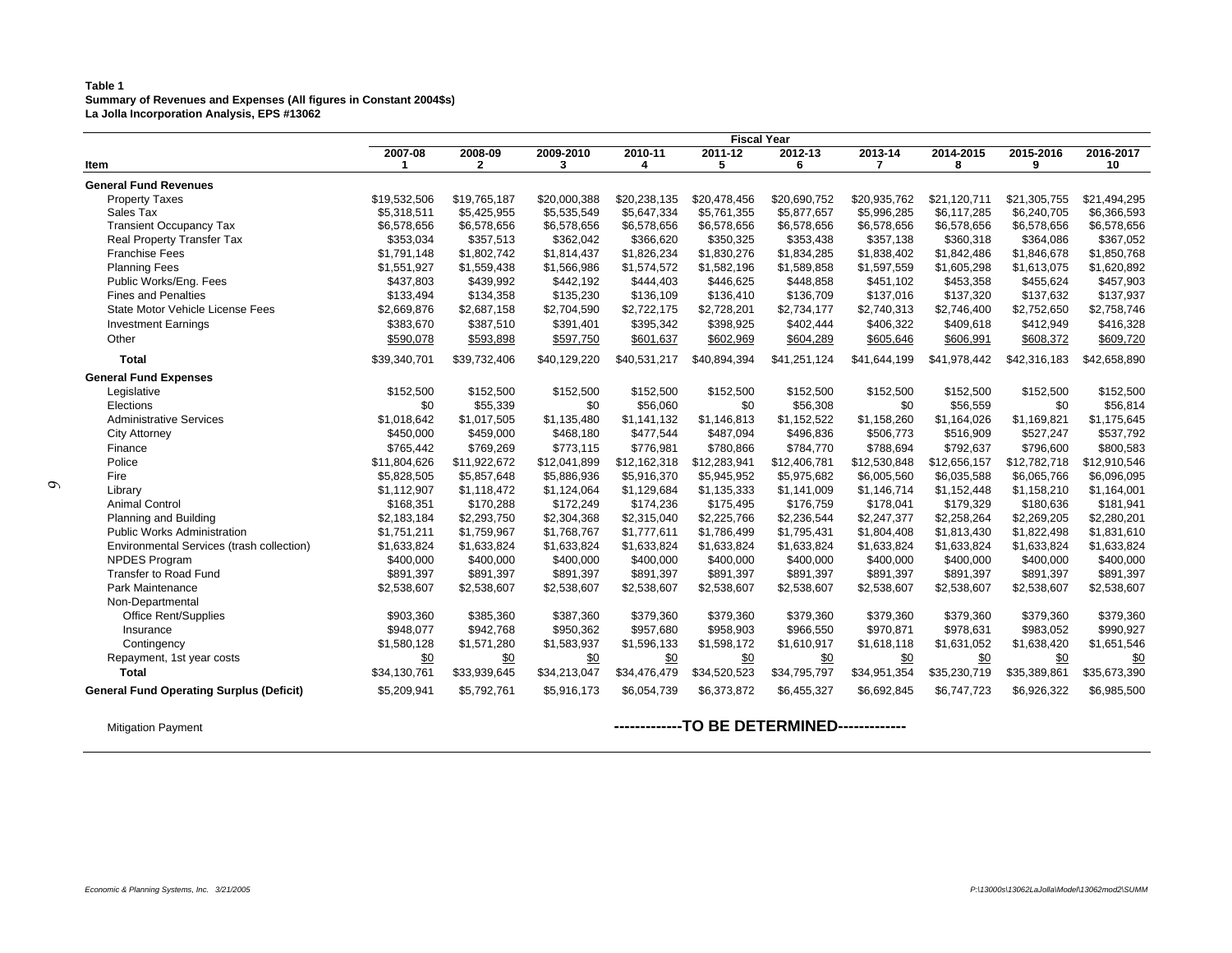**Table 1**
**Summary of Revenues and Expenses (All figures in Constant 2004$s)**
**La Jolla Incorporation Analysis, EPS #13062**

| Item | Fiscal Year 2007-08 1 | 2008-09 2 | 2009-2010 3 | 2010-11 4 | 2011-12 5 | 2012-13 6 | 2013-14 7 | 2014-2015 8 | 2015-2016 9 | 2016-2017 10 |
|---|---|---|---|---|---|---|---|---|---|---|
| **General Fund Revenues** | | | | | | | | | | |
| Property Taxes | $19,532,506 | $19,765,187 | $20,000,388 | $20,238,135 | $20,478,456 | $20,690,752 | $20,935,762 | $21,120,711 | $21,305,755 | $21,494,295 |
| Sales Tax | $5,318,511 | $5,425,955 | $5,535,549 | $5,647,334 | $5,761,355 | $5,877,657 | $5,996,285 | $6,117,285 | $6,240,705 | $6,366,593 |
| Transient Occupancy Tax | $6,578,656 | $6,578,656 | $6,578,656 | $6,578,656 | $6,578,656 | $6,578,656 | $6,578,656 | $6,578,656 | $6,578,656 | $6,578,656 |
| Real Property Transfer Tax | $353,034 | $357,513 | $362,042 | $366,620 | $350,325 | $353,438 | $357,138 | $360,318 | $364,086 | $367,052 |
| Franchise Fees | $1,791,148 | $1,802,742 | $1,814,437 | $1,826,234 | $1,830,276 | $1,834,285 | $1,838,402 | $1,842,486 | $1,846,678 | $1,850,768 |
| Planning Fees | $1,551,927 | $1,559,438 | $1,566,986 | $1,574,572 | $1,582,196 | $1,589,858 | $1,597,559 | $1,605,298 | $1,613,075 | $1,620,892 |
| Public Works/Eng. Fees | $437,803 | $439,992 | $442,192 | $444,403 | $446,625 | $448,858 | $451,102 | $453,358 | $455,624 | $457,903 |
| Fines and Penalties | $133,494 | $134,358 | $135,230 | $136,109 | $136,410 | $136,709 | $137,016 | $137,320 | $137,632 | $137,937 |
| State Motor Vehicle License Fees | $2,669,876 | $2,687,158 | $2,704,590 | $2,722,175 | $2,728,201 | $2,734,177 | $2,740,313 | $2,746,400 | $2,752,650 | $2,758,746 |
| Investment Earnings | $383,670 | $387,510 | $391,401 | $395,342 | $398,925 | $402,444 | $406,322 | $409,618 | $412,949 | $416,328 |
| Other | $590,078 | $593,898 | $597,750 | $601,637 | $602,969 | $604,289 | $605,646 | $606,991 | $608,372 | $609,720 |
| **Total** | $39,340,701 | $39,732,406 | $40,129,220 | $40,531,217 | $40,894,394 | $41,251,124 | $41,644,199 | $41,978,442 | $42,316,183 | $42,658,890 |
| **General Fund Expenses** | | | | | | | | | | |
| Legislative | $152,500 | $152,500 | $152,500 | $152,500 | $152,500 | $152,500 | $152,500 | $152,500 | $152,500 | $152,500 |
| Elections | $0 | $55,339 | $0 | $56,060 | $0 | $56,308 | $0 | $56,559 | $0 | $56,814 |
| Administrative Services | $1,018,642 | $1,017,505 | $1,135,480 | $1,141,132 | $1,146,813 | $1,152,522 | $1,158,260 | $1,164,026 | $1,169,821 | $1,175,645 |
| City Attorney | $450,000 | $459,000 | $468,180 | $477,544 | $487,094 | $496,836 | $506,773 | $516,909 | $527,247 | $537,792 |
| Finance | $765,442 | $769,269 | $773,115 | $776,981 | $780,866 | $784,770 | $788,694 | $792,637 | $796,600 | $800,583 |
| Police | $11,804,626 | $11,922,672 | $12,041,899 | $12,162,318 | $12,283,941 | $12,406,781 | $12,530,848 | $12,656,157 | $12,782,718 | $12,910,546 |
| Fire | $5,828,505 | $5,857,648 | $5,886,936 | $5,916,370 | $5,945,952 | $5,975,682 | $6,005,560 | $6,035,588 | $6,065,766 | $6,096,095 |
| Library | $1,112,907 | $1,118,472 | $1,124,064 | $1,129,684 | $1,135,333 | $1,141,009 | $1,146,714 | $1,152,448 | $1,158,210 | $1,164,001 |
| Animal Control | $168,351 | $170,288 | $172,249 | $174,236 | $175,495 | $176,759 | $178,041 | $179,329 | $180,636 | $181,941 |
| Planning and Building | $2,183,184 | $2,293,750 | $2,304,368 | $2,315,040 | $2,225,766 | $2,236,544 | $2,247,377 | $2,258,264 | $2,269,205 | $2,280,201 |
| Public Works Administration | $1,751,211 | $1,759,967 | $1,768,767 | $1,777,611 | $1,786,499 | $1,795,431 | $1,804,408 | $1,813,430 | $1,822,498 | $1,831,610 |
| Environmental Services (trash collection) | $1,633,824 | $1,633,824 | $1,633,824 | $1,633,824 | $1,633,824 | $1,633,824 | $1,633,824 | $1,633,824 | $1,633,824 | $1,633,824 |
| NPDES Program | $400,000 | $400,000 | $400,000 | $400,000 | $400,000 | $400,000 | $400,000 | $400,000 | $400,000 | $400,000 |
| Transfer to Road Fund | $891,397 | $891,397 | $891,397 | $891,397 | $891,397 | $891,397 | $891,397 | $891,397 | $891,397 | $891,397 |
| Park Maintenance | $2,538,607 | $2,538,607 | $2,538,607 | $2,538,607 | $2,538,607 | $2,538,607 | $2,538,607 | $2,538,607 | $2,538,607 | $2,538,607 |
| Non-Departmental | | | | | | | | | | |
| Office Rent/Supplies | $903,360 | $385,360 | $387,360 | $379,360 | $379,360 | $379,360 | $379,360 | $379,360 | $379,360 | $379,360 |
| Insurance | $948,077 | $942,768 | $950,362 | $957,680 | $958,903 | $966,550 | $970,871 | $978,631 | $983,052 | $990,927 |
| Contingency | $1,580,128 | $1,571,280 | $1,583,937 | $1,596,133 | $1,598,172 | $1,610,917 | $1,618,118 | $1,631,052 | $1,638,420 | $1,651,546 |
| Repayment, 1st year costs | $0 | $0 | $0 | $0 | $0 | $0 | $0 | $0 | $0 | $0 |
| **Total** | $34,130,761 | $33,939,645 | $34,213,047 | $34,476,479 | $34,520,523 | $34,795,797 | $34,951,354 | $35,230,719 | $35,389,861 | $35,673,390 |
| **General Fund Operating Surplus (Deficit)** | $5,209,941 | $5,792,761 | $5,916,173 | $6,054,739 | $6,373,872 | $6,455,327 | $6,692,845 | $6,747,723 | $6,926,322 | $6,985,500 |
| Mitigation Payment | | | | | -------------TO BE DETERMINED------------- | | | | | |

*Economic & Planning Systems, Inc. 3/21/2005*

*P:\13000s\13062LaJolla\Model\13062mod2\SUMM*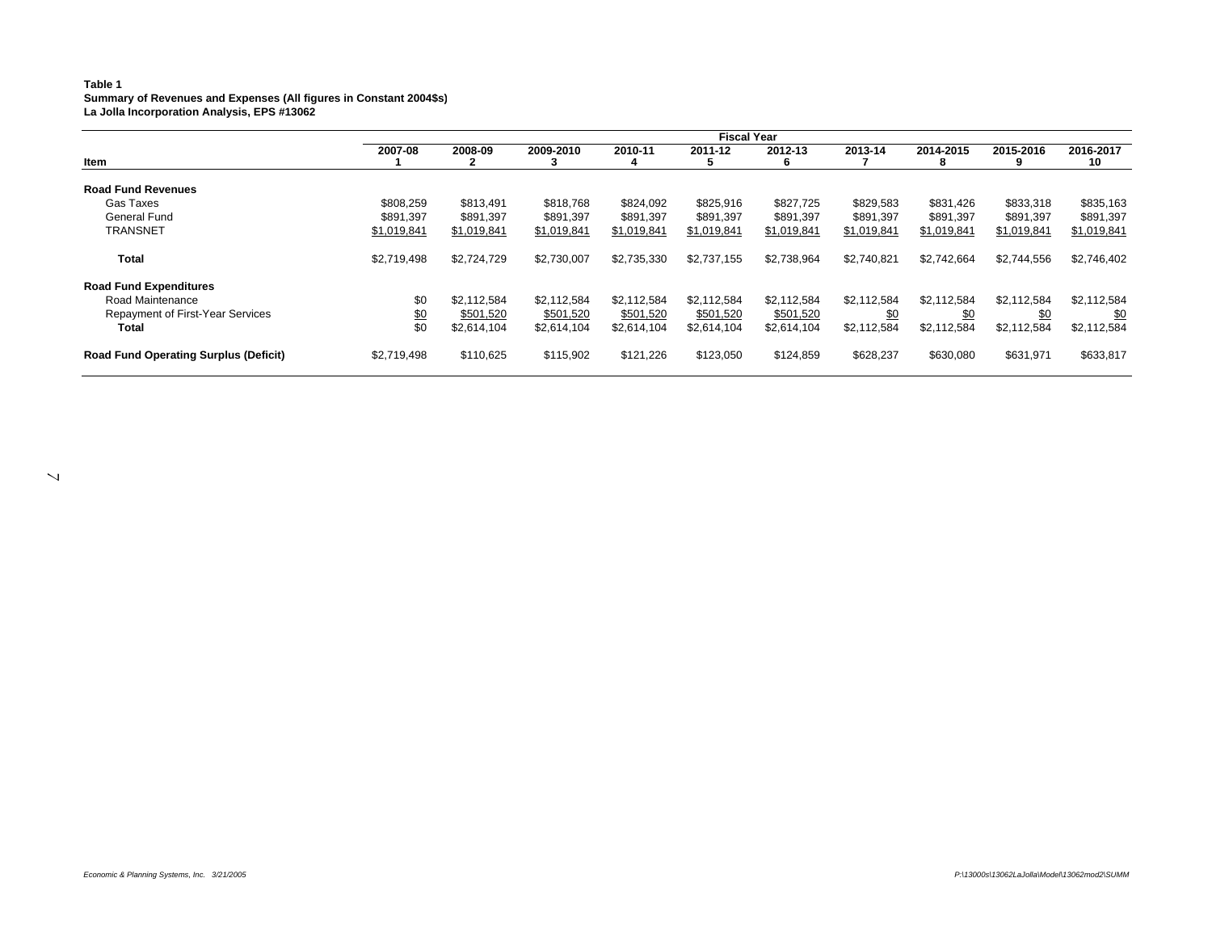**Table 1**
**Summary of Revenues and Expenses (All figures in Constant 2004$s)**
**La Jolla Incorporation Analysis, EPS #13062**

| Item | Fiscal Year | | | | | | | | | |
|---|---|---|---|---|---|---|---|---|---|---|
| | 2007-08 | 2008-09 | 2009-2010 | 2010-11 | 2011-12 | 2012-13 | 2013-14 | 2014-2015 | 2015-2016 | 2016-2017 |
| | 1 | 2 | 3 | 4 | 5 | 6 | 7 | 8 | 9 | 10 |
| **Road Fund Revenues** | | | | | | | | | | |
| Gas Taxes | $808,259 | $813,491 | $818,768 | $824,092 | $825,916 | $827,725 | $829,583 | $831,426 | $833,318 | $835,163 |
| General Fund | $891,397 | $891,397 | $891,397 | $891,397 | $891,397 | $891,397 | $891,397 | $891,397 | $891,397 | $891,397 |
| TRANSNET | $1,019,841 | $1,019,841 | $1,019,841 | $1,019,841 | $1,019,841 | $1,019,841 | $1,019,841 | $1,019,841 | $1,019,841 | $1,019,841 |
| **Total** | $2,719,498 | $2,724,729 | $2,730,007 | $2,735,330 | $2,737,155 | $2,738,964 | $2,740,821 | $2,742,664 | $2,744,556 | $2,746,402 |
| **Road Fund Expenditures** | | | | | | | | | | |
| Road Maintenance | $0 | $2,112,584 | $2,112,584 | $2,112,584 | $2,112,584 | $2,112,584 | $2,112,584 | $2,112,584 | $2,112,584 | $2,112,584 |
| Repayment of First-Year Services | $0 | $501,520 | $501,520 | $501,520 | $501,520 | $501,520 | $0 | $0 | $0 | $0 |
| **Total** | $0 | $2,614,104 | $2,614,104 | $2,614,104 | $2,614,104 | $2,614,104 | $2,112,584 | $2,112,584 | $2,112,584 | $2,112,584 |
| **Road Fund Operating Surplus (Deficit)** | $2,719,498 | $110,625 | $115,902 | $121,226 | $123,050 | $124,859 | $628,237 | $630,080 | $631,971 | $633,817 |

*Economic & Planning Systems, Inc. 3/21/2005* P:\13000s\13062LaJolla\Model\13062mod2\SUMM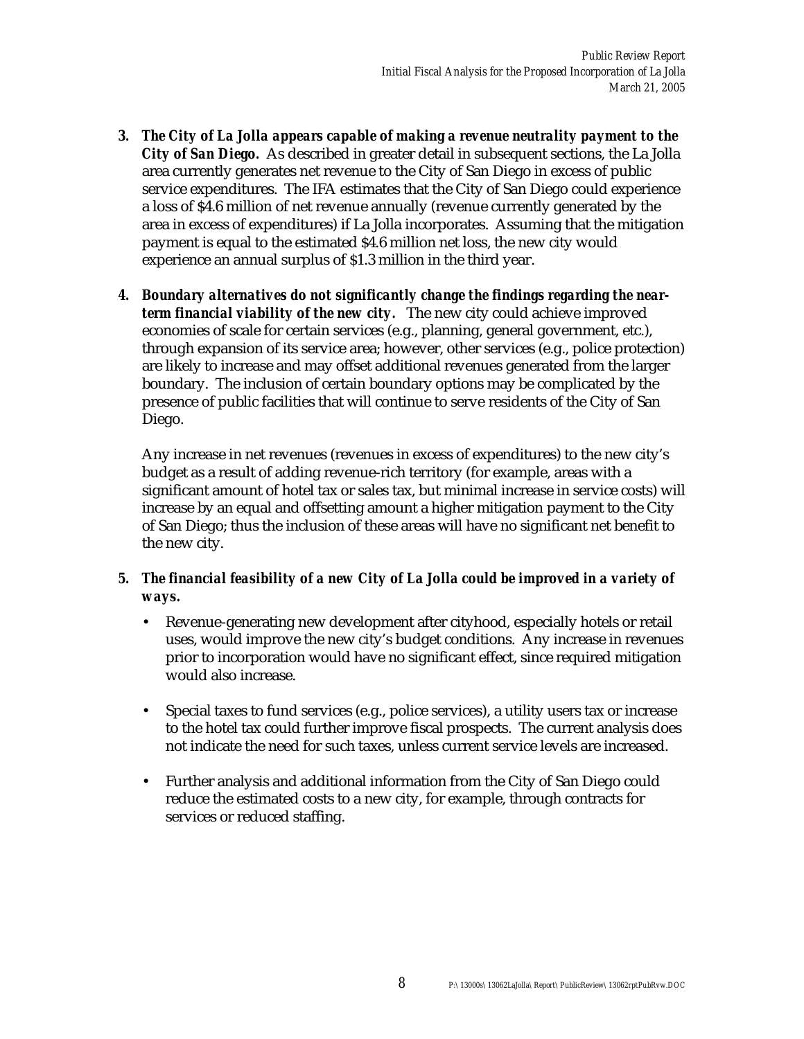3. ***The City of La Jolla appears capable of making a revenue neutrality payment to the City of San Diego.*** As described in greater detail in subsequent sections, the La Jolla area currently generates net revenue to the City of San Diego in excess of public service expenditures. The IFA estimates that the City of San Diego could experience a loss of $4.6 million of net revenue annually (revenue currently generated by the area in excess of expenditures) if La Jolla incorporates. Assuming that the mitigation payment is equal to the estimated $4.6 million net loss, the new city would experience an annual surplus of $1.3 million in the third year.

4. ***Boundary alternatives do not significantly change the findings regarding the near-term financial viability of the new city.*** The new city could achieve improved economies of scale for certain services (e.g., planning, general government, etc.), through expansion of its service area; however, other services (e.g., police protection) are likely to increase and may offset additional revenues generated from the larger boundary. The inclusion of certain boundary options may be complicated by the presence of public facilities that will continue to serve residents of the City of San Diego.

   Any increase in net revenues (revenues in excess of expenditures) to the new city's budget as a result of adding revenue-rich territory (for example, areas with a significant amount of hotel tax or sales tax, but minimal increase in service costs) will increase by an equal and offsetting amount a higher mitigation payment to the City of San Diego; thus the inclusion of these areas will have no significant net benefit to the new city.

5. ***The financial feasibility of a new City of La Jolla could be improved in a variety of ways.***

   - Revenue-generating new development after cityhood, especially hotels or retail uses, would improve the new city's budget conditions. Any increase in revenues prior to incorporation would have no significant effect, since required mitigation would also increase.

   - Special taxes to fund services (e.g., police services), a utility users tax or increase to the hotel tax could further improve fiscal prospects. The current analysis does not indicate the need for such taxes, unless current service levels are increased.

   - Further analysis and additional information from the City of San Diego could reduce the estimated costs to a new city, for example, through contracts for services or reduced staffing.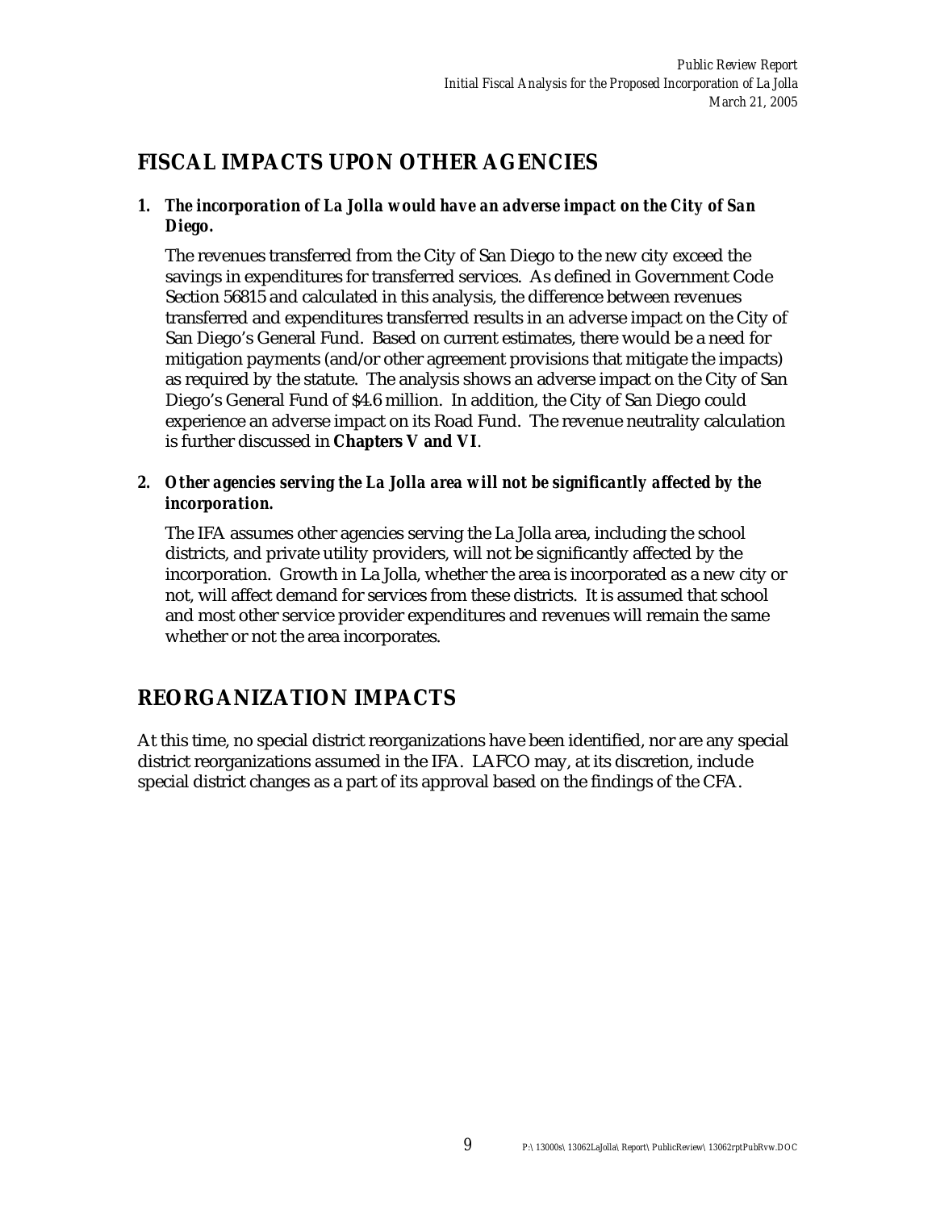## FISCAL IMPACTS UPON OTHER AGENCIES

1. ***The incorporation of La Jolla would have an adverse impact on the City of San Diego.***

   The revenues transferred from the City of San Diego to the new city exceed the savings in expenditures for transferred services. As defined in Government Code Section 56815 and calculated in this analysis, the difference between revenues transferred and expenditures transferred results in an adverse impact on the City of San Diego's General Fund. Based on current estimates, there would be a need for mitigation payments (and/or other agreement provisions that mitigate the impacts) as required by the statute. The analysis shows an adverse impact on the City of San Diego's General Fund of $4.6 million. In addition, the City of San Diego could experience an adverse impact on its Road Fund. The revenue neutrality calculation is further discussed in **Chapters V and VI**.

2. ***Other agencies serving the La Jolla area will not be significantly affected by the incorporation.***

   The IFA assumes other agencies serving the La Jolla area, including the school districts, and private utility providers, will not be significantly affected by the incorporation. Growth in La Jolla, whether the area is incorporated as a new city or not, will affect demand for services from these districts. It is assumed that school and most other service provider expenditures and revenues will remain the same whether or not the area incorporates.

## REORGANIZATION IMPACTS

At this time, no special district reorganizations have been identified, nor are any special district reorganizations assumed in the IFA. LAFCO may, at its discretion, include special district changes as a part of its approval based on the findings of the CFA.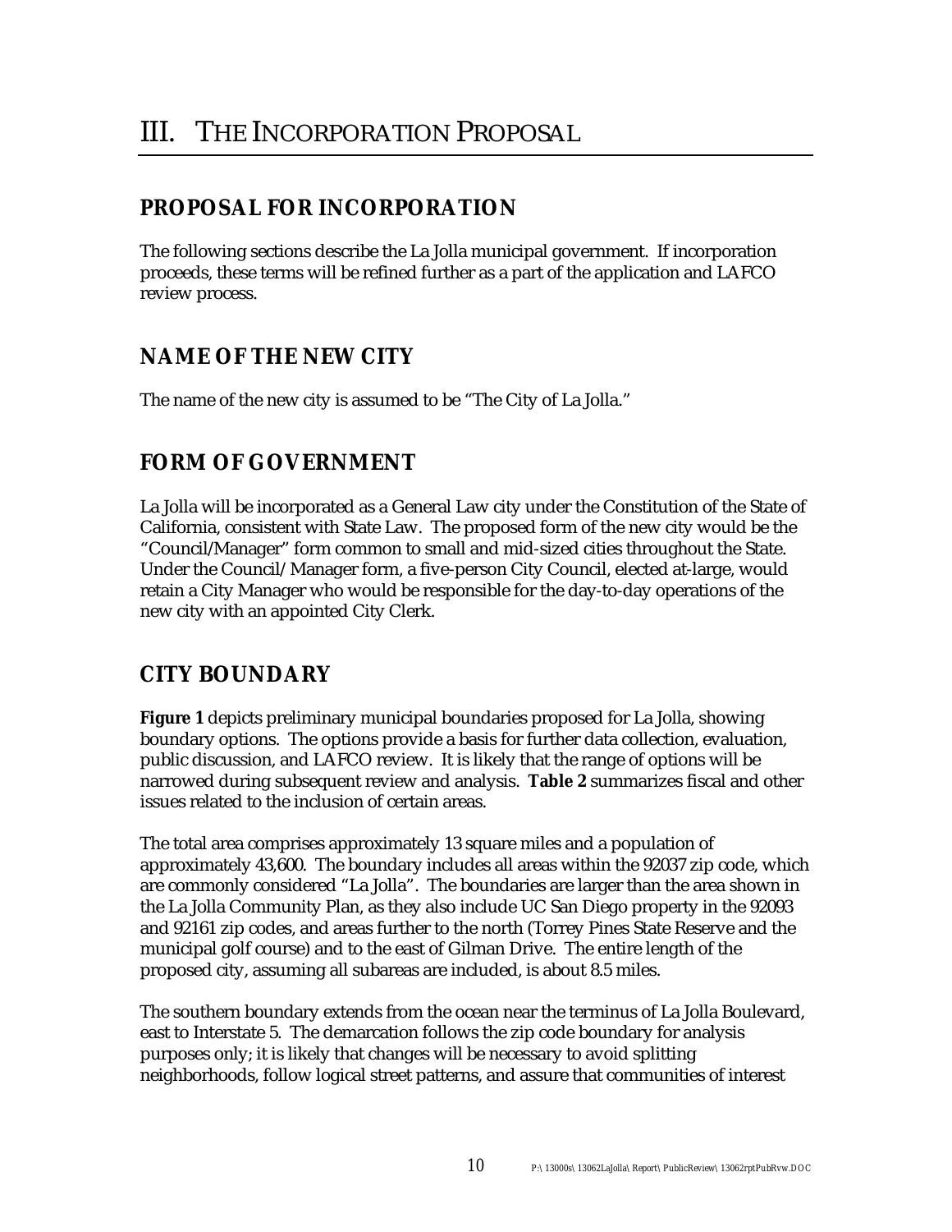# III. The Incorporation Proposal

## PROPOSAL FOR INCORPORATION

The following sections describe the La Jolla municipal government. If incorporation proceeds, these terms will be refined further as a part of the application and LAFCO review process.

## NAME OF THE NEW CITY

The name of the new city is assumed to be "The City of La Jolla."

## FORM OF GOVERNMENT

La Jolla will be incorporated as a General Law city under the Constitution of the State of California, consistent with State Law. The proposed form of the new city would be the "Council/Manager" form common to small and mid-sized cities throughout the State. Under the Council/Manager form, a five-person City Council, elected at-large, would retain a City Manager who would be responsible for the day-to-day operations of the new city with an appointed City Clerk.

## CITY BOUNDARY

**Figure 1** depicts preliminary municipal boundaries proposed for La Jolla, showing boundary options. The options provide a basis for further data collection, evaluation, public discussion, and LAFCO review. It is likely that the range of options will be narrowed during subsequent review and analysis. **Table 2** summarizes fiscal and other issues related to the inclusion of certain areas.

The total area comprises approximately 13 square miles and a population of approximately 43,600. The boundary includes all areas within the 92037 zip code, which are commonly considered "La Jolla". The boundaries are larger than the area shown in the La Jolla Community Plan, as they also include UC San Diego property in the 92093 and 92161 zip codes, and areas further to the north (Torrey Pines State Reserve and the municipal golf course) and to the east of Gilman Drive. The entire length of the proposed city, assuming all subareas are included, is about 8.5 miles.

The southern boundary extends from the ocean near the terminus of La Jolla Boulevard, east to Interstate 5. The demarcation follows the zip code boundary for analysis purposes only; it is likely that changes will be necessary to avoid splitting neighborhoods, follow logical street patterns, and assure that communities of interest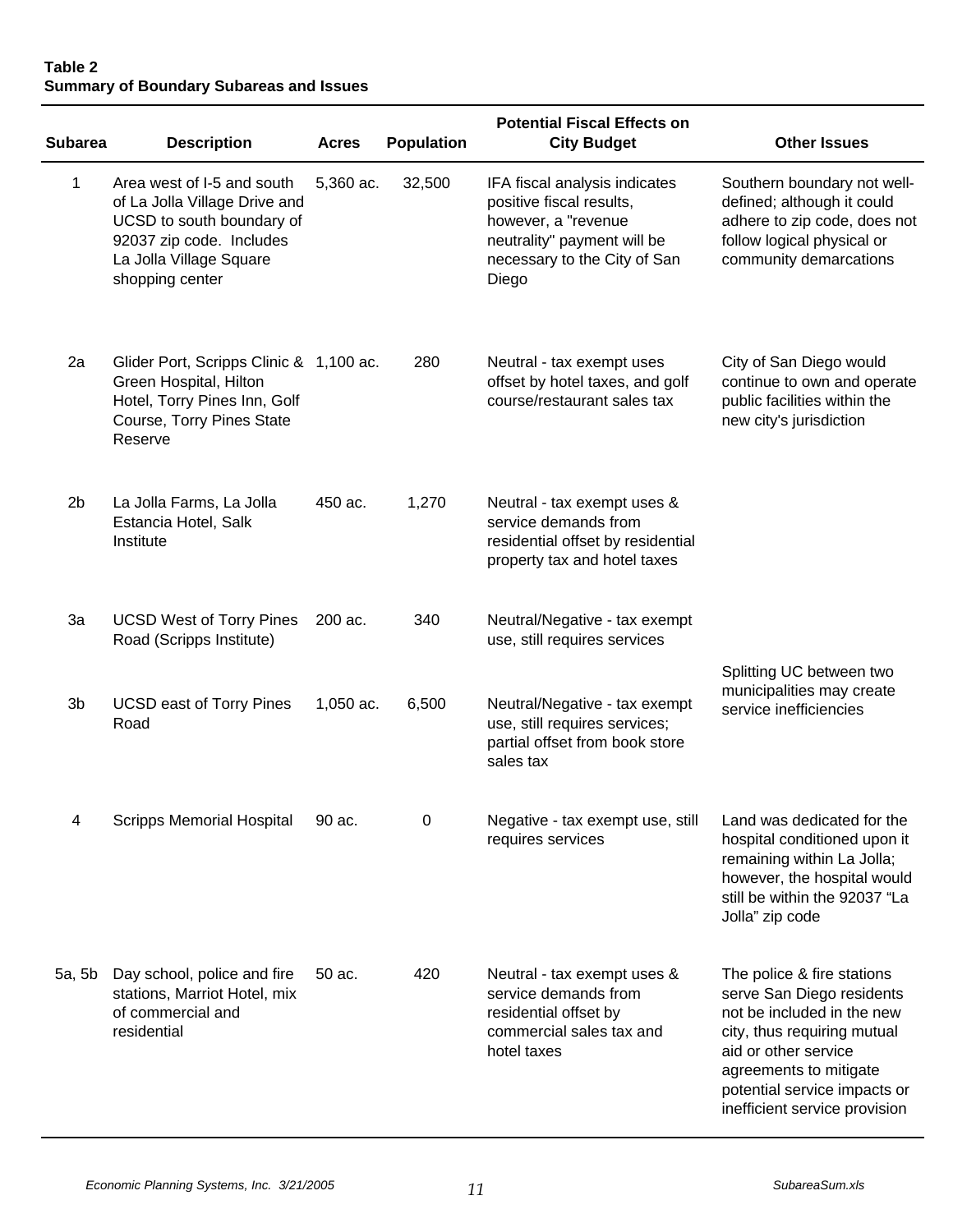**Table 2**
**Summary of Boundary Subareas and Issues**

| Subarea | Description | Acres | Population | Potential Fiscal Effects on City Budget | Other Issues |
|---|---|---|---|---|---|
| 1 | Area west of I-5 and south of La Jolla Village Drive and UCSD to south boundary of 92037 zip code. Includes La Jolla Village Square shopping center | 5,360 ac. | 32,500 | IFA fiscal analysis indicates positive fiscal results, however, a "revenue neutrality" payment will be necessary to the City of San Diego | Southern boundary not well-defined; although it could adhere to zip code, does not follow logical physical or community demarcations |
| 2a | Glider Port, Scripps Clinic & Green Hospital, Hilton Hotel, Torry Pines Inn, Golf Course, Torry Pines State Reserve | 1,100 ac. | 280 | Neutral - tax exempt uses offset by hotel taxes, and golf course/restaurant sales tax | City of San Diego would continue to own and operate public facilities within the new city's jurisdiction |
| 2b | La Jolla Farms, La Jolla Estancia Hotel, Salk Institute | 450 ac. | 1,270 | Neutral - tax exempt uses & service demands from residential offset by residential property tax and hotel taxes | |
| 3a | UCSD West of Torry Pines Road (Scripps Institute) | 200 ac. | 340 | Neutral/Negative - tax exempt use, still requires services | Splitting UC between two municipalities may create service inefficiencies |
| 3b | UCSD east of Torry Pines Road | 1,050 ac. | 6,500 | Neutral/Negative - tax exempt use, still requires services; partial offset from book store sales tax | |
| 4 | Scripps Memorial Hospital | 90 ac. | 0 | Negative - tax exempt use, still requires services | Land was dedicated for the hospital conditioned upon it remaining within La Jolla; however, the hospital would still be within the 92037 "La Jolla" zip code |
| 5a, 5b | Day school, police and fire stations, Marriot Hotel, mix of commercial and residential | 50 ac. | 420 | Neutral - tax exempt uses & service demands from residential offset by commercial sales tax and hotel taxes | The police & fire stations serve San Diego residents not be included in the new city, thus requiring mutual aid or other service agreements to mitigate potential service impacts or inefficient service provision |

*Economic Planning Systems, Inc. 3/21/2005* *SubareaSum.xls*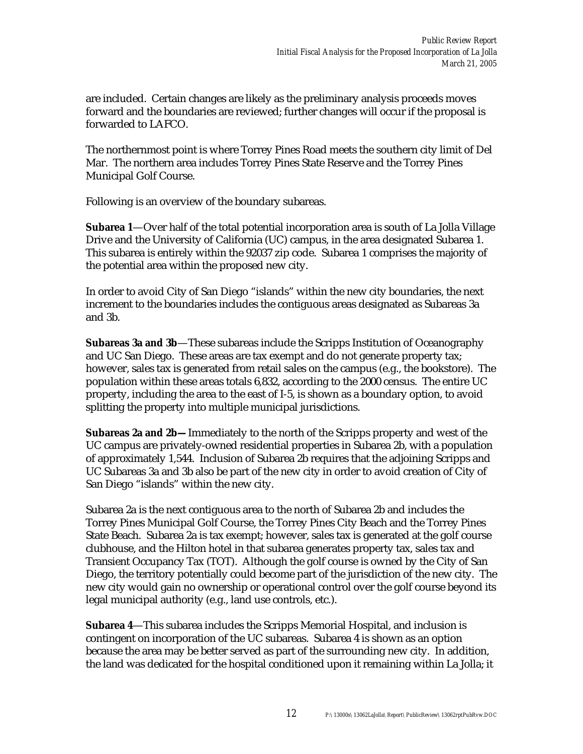are included. Certain changes are likely as the preliminary analysis proceeds moves forward and the boundaries are reviewed; further changes will occur if the proposal is forwarded to LAFCO.

The northernmost point is where Torrey Pines Road meets the southern city limit of Del Mar. The northern area includes Torrey Pines State Reserve and the Torrey Pines Municipal Golf Course.

Following is an overview of the boundary subareas.

**Subarea 1**—Over half of the total potential incorporation area is south of La Jolla Village Drive and the University of California (UC) campus, in the area designated Subarea 1. This subarea is entirely within the 92037 zip code. Subarea 1 comprises the majority of the potential area within the proposed new city.

In order to avoid City of San Diego "islands" within the new city boundaries, the next increment to the boundaries includes the contiguous areas designated as Subareas 3a and 3b.

**Subareas 3a and 3b**—These subareas include the Scripps Institution of Oceanography and UC San Diego. These areas are tax exempt and do not generate property tax; however, sales tax is generated from retail sales on the campus (e.g., the bookstore). The population within these areas totals 6,832, according to the 2000 census. The entire UC property, including the area to the east of I-5, is shown as a boundary option, to avoid splitting the property into multiple municipal jurisdictions.

**Subareas 2a and 2b—** Immediately to the north of the Scripps property and west of the UC campus are privately-owned residential properties in Subarea 2b, with a population of approximately 1,544. Inclusion of Subarea 2b requires that the adjoining Scripps and UC Subareas 3a and 3b also be part of the new city in order to avoid creation of City of San Diego "islands" within the new city.

Subarea 2a is the next contiguous area to the north of Subarea 2b and includes the Torrey Pines Municipal Golf Course, the Torrey Pines City Beach and the Torrey Pines State Beach. Subarea 2a is tax exempt; however, sales tax is generated at the golf course clubhouse, and the Hilton hotel in that subarea generates property tax, sales tax and Transient Occupancy Tax (TOT). Although the golf course is owned by the City of San Diego, the territory potentially could become part of the jurisdiction of the new city. The new city would gain no ownership or operational control over the golf course beyond its legal municipal authority (e.g., land use controls, etc.).

**Subarea 4**—This subarea includes the Scripps Memorial Hospital, and inclusion is contingent on incorporation of the UC subareas. Subarea 4 is shown as an option because the area may be better served as part of the surrounding new city. In addition, the land was dedicated for the hospital conditioned upon it remaining within La Jolla; it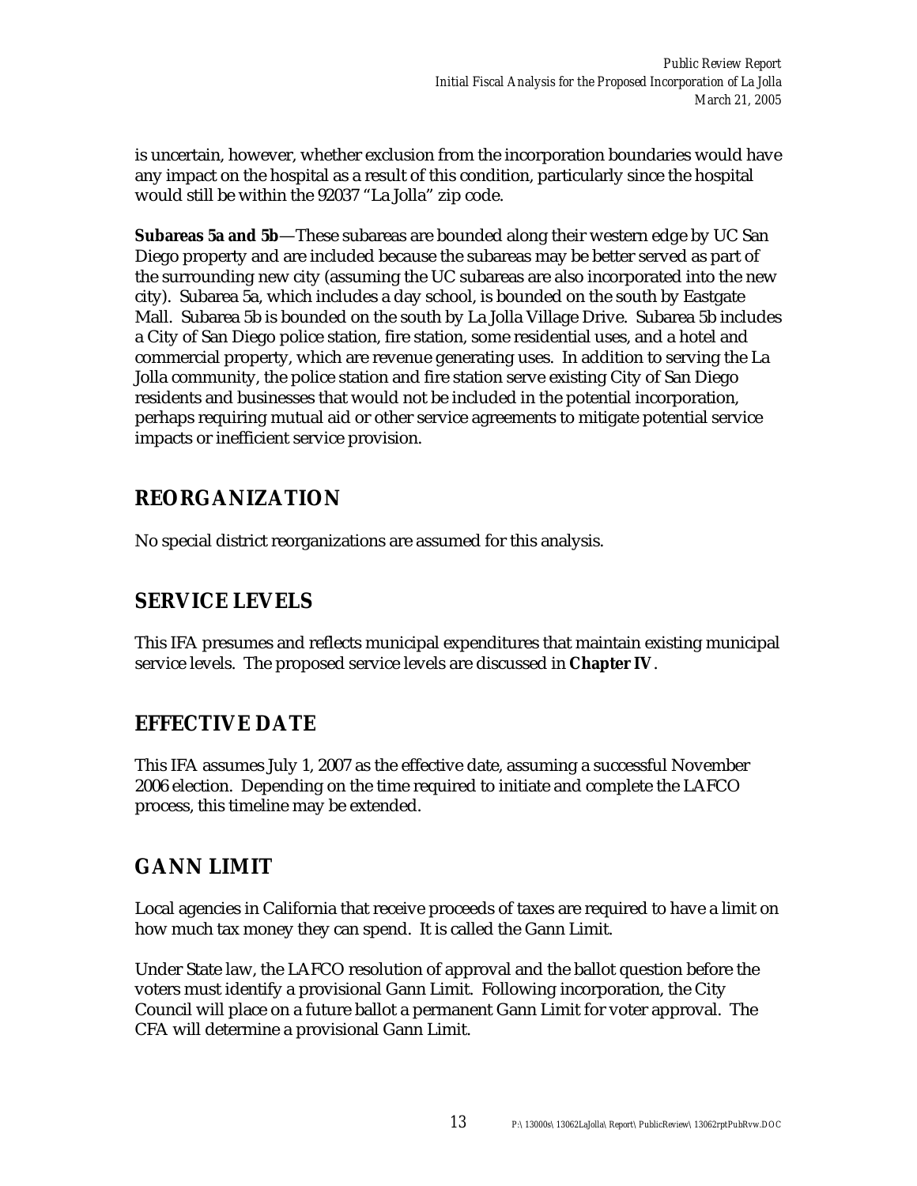is uncertain, however, whether exclusion from the incorporation boundaries would have any impact on the hospital as a result of this condition, particularly since the hospital would still be within the 92037 "La Jolla" zip code.

**Subareas 5a and 5b**—These subareas are bounded along their western edge by UC San Diego property and are included because the subareas may be better served as part of the surrounding new city (assuming the UC subareas are also incorporated into the new city). Subarea 5a, which includes a day school, is bounded on the south by Eastgate Mall. Subarea 5b is bounded on the south by La Jolla Village Drive. Subarea 5b includes a City of San Diego police station, fire station, some residential uses, and a hotel and commercial property, which are revenue generating uses. In addition to serving the La Jolla community, the police station and fire station serve existing City of San Diego residents and businesses that would not be included in the potential incorporation, perhaps requiring mutual aid or other service agreements to mitigate potential service impacts or inefficient service provision.

## REORGANIZATION

No special district reorganizations are assumed for this analysis.

## SERVICE LEVELS

This IFA presumes and reflects municipal expenditures that maintain existing municipal service levels. The proposed service levels are discussed in **Chapter IV**.

## EFFECTIVE DATE

This IFA assumes July 1, 2007 as the effective date, assuming a successful November 2006 election. Depending on the time required to initiate and complete the LAFCO process, this timeline may be extended.

## GANN LIMIT

Local agencies in California that receive proceeds of taxes are required to have a limit on how much tax money they can spend. It is called the Gann Limit.

Under State law, the LAFCO resolution of approval and the ballot question before the voters must identify a provisional Gann Limit. Following incorporation, the City Council will place on a future ballot a permanent Gann Limit for voter approval. The CFA will determine a provisional Gann Limit.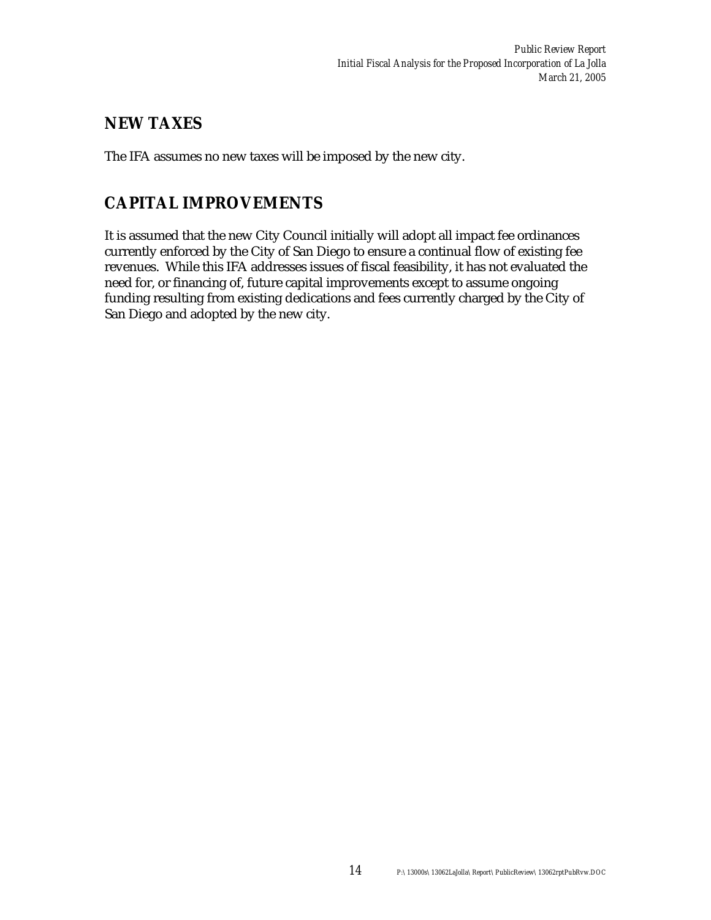## NEW TAXES

The IFA assumes no new taxes will be imposed by the new city.

## CAPITAL IMPROVEMENTS

It is assumed that the new City Council initially will adopt all impact fee ordinances currently enforced by the City of San Diego to ensure a continual flow of existing fee revenues. While this IFA addresses issues of fiscal feasibility, it has not evaluated the need for, or financing of, future capital improvements except to assume ongoing funding resulting from existing dedications and fees currently charged by the City of San Diego and adopted by the new city.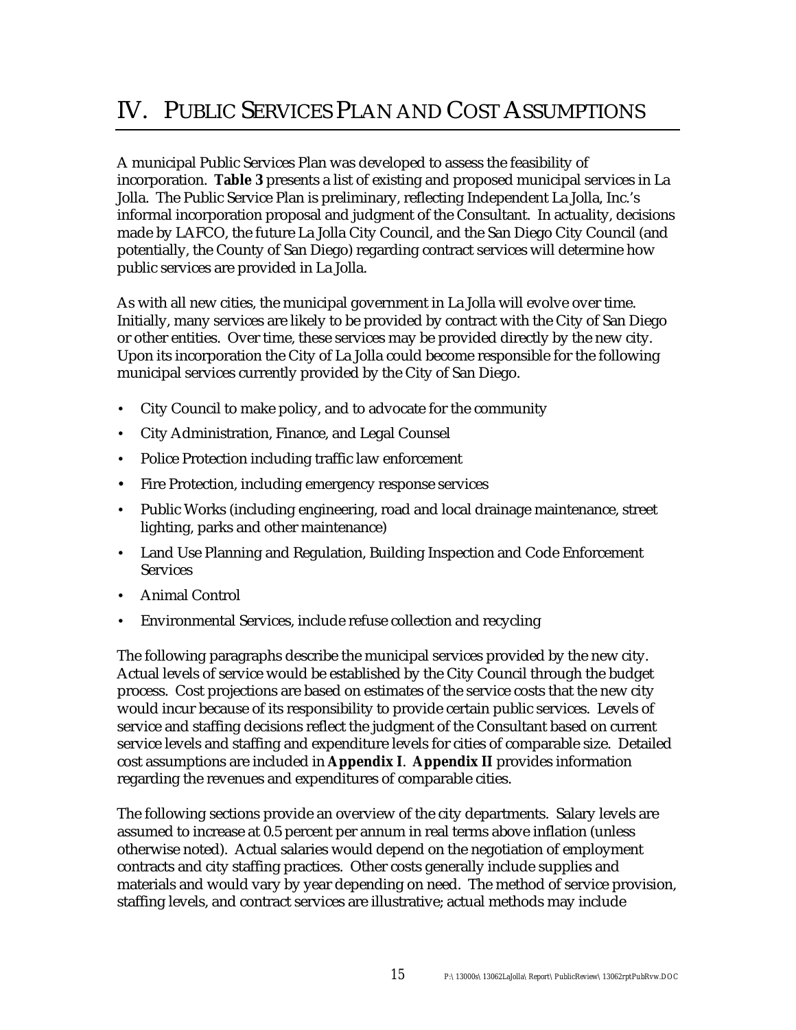# IV. PUBLIC SERVICES PLAN AND COST ASSUMPTIONS

A municipal Public Services Plan was developed to assess the feasibility of incorporation. **Table 3** presents a list of existing and proposed municipal services in La Jolla. The Public Service Plan is preliminary, reflecting Independent La Jolla, Inc.'s informal incorporation proposal and judgment of the Consultant. In actuality, decisions made by LAFCO, the future La Jolla City Council, and the San Diego City Council (and potentially, the County of San Diego) regarding contract services will determine how public services are provided in La Jolla.

As with all new cities, the municipal government in La Jolla will evolve over time. Initially, many services are likely to be provided by contract with the City of San Diego or other entities. Over time, these services may be provided directly by the new city. Upon its incorporation the City of La Jolla could become responsible for the following municipal services currently provided by the City of San Diego.

- City Council to make policy, and to advocate for the community
- City Administration, Finance, and Legal Counsel
- Police Protection including traffic law enforcement
- Fire Protection, including emergency response services
- Public Works (including engineering, road and local drainage maintenance, street lighting, parks and other maintenance)
- Land Use Planning and Regulation, Building Inspection and Code Enforcement Services
- Animal Control
- Environmental Services, include refuse collection and recycling

The following paragraphs describe the municipal services provided by the new city. Actual levels of service would be established by the City Council through the budget process. Cost projections are based on estimates of the service costs that the new city would incur because of its responsibility to provide certain public services. Levels of service and staffing decisions reflect the judgment of the Consultant based on current service levels and staffing and expenditure levels for cities of comparable size. Detailed cost assumptions are included in **Appendix I**. **Appendix II** provides information regarding the revenues and expenditures of comparable cities.

The following sections provide an overview of the city departments. Salary levels are assumed to increase at 0.5 percent per annum in real terms above inflation (unless otherwise noted). Actual salaries would depend on the negotiation of employment contracts and city staffing practices. Other costs generally include supplies and materials and would vary by year depending on need. The method of service provision, staffing levels, and contract services are illustrative; actual methods may include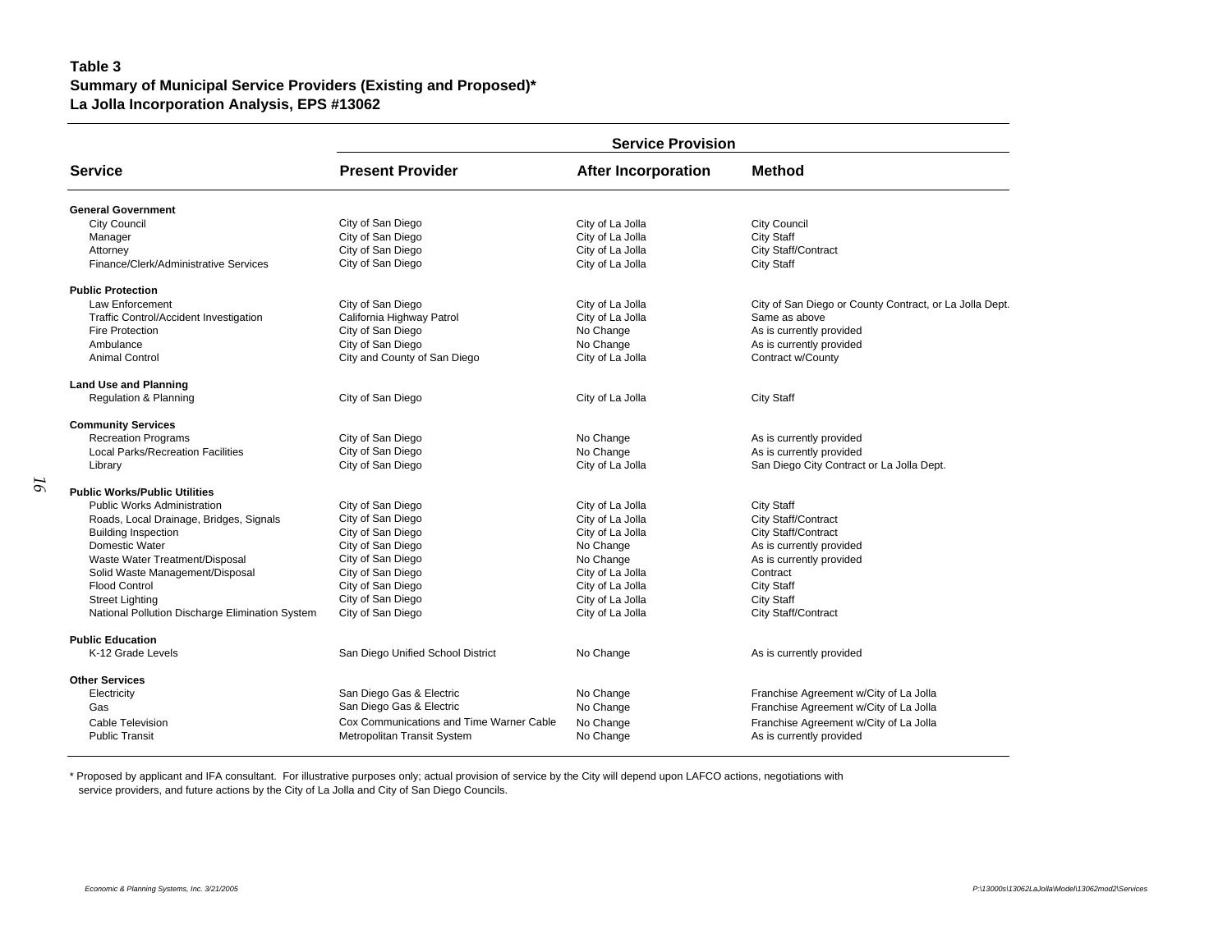**Table 3**
**Summary of Municipal Service Providers (Existing and Proposed)***
**La Jolla Incorporation Analysis, EPS #13062**

| Service | Service Provision | | |
|---|---|---|---|
| | **Present Provider** | **After Incorporation** | **Method** |
| **General Government** | | | |
| City Council | City of San Diego | City of La Jolla | City Council |
| Manager | City of San Diego | City of La Jolla | City Staff |
| Attorney | City of San Diego | City of La Jolla | City Staff/Contract |
| Finance/Clerk/Administrative Services | City of San Diego | City of La Jolla | City Staff |
| **Public Protection** | | | |
| Law Enforcement | City of San Diego | City of La Jolla | City of San Diego or County Contract, or La Jolla Dept. |
| Traffic Control/Accident Investigation | California Highway Patrol | City of La Jolla | Same as above |
| Fire Protection | City of San Diego | No Change | As is currently provided |
| Ambulance | City of San Diego | No Change | As is currently provided |
| Animal Control | City and County of San Diego | City of La Jolla | Contract w/County |
| **Land Use and Planning** | | | |
| Regulation & Planning | City of San Diego | City of La Jolla | City Staff |
| **Community Services** | | | |
| Recreation Programs | City of San Diego | No Change | As is currently provided |
| Local Parks/Recreation Facilities | City of San Diego | No Change | As is currently provided |
| Library | City of San Diego | City of La Jolla | San Diego City Contract or La Jolla Dept. |
| **Public Works/Public Utilities** | | | |
| Public Works Administration | City of San Diego | City of La Jolla | City Staff |
| Roads, Local Drainage, Bridges, Signals | City of San Diego | City of La Jolla | City Staff/Contract |
| Building Inspection | City of San Diego | City of La Jolla | City Staff/Contract |
| Domestic Water | City of San Diego | No Change | As is currently provided |
| Waste Water Treatment/Disposal | City of San Diego | No Change | As is currently provided |
| Solid Waste Management/Disposal | City of San Diego | City of La Jolla | Contract |
| Flood Control | City of San Diego | City of La Jolla | City Staff |
| Street Lighting | City of San Diego | City of La Jolla | City Staff |
| National Pollution Discharge Elimination System | City of San Diego | City of La Jolla | City Staff/Contract |
| **Public Education** | | | |
| K-12 Grade Levels | San Diego Unified School District | No Change | As is currently provided |
| **Other Services** | | | |
| Electricity | San Diego Gas & Electric | No Change | Franchise Agreement w/City of La Jolla |
| Gas | San Diego Gas & Electric | No Change | Franchise Agreement w/City of La Jolla |
| Cable Television | Cox Communications and Time Warner Cable | No Change | Franchise Agreement w/City of La Jolla |
| Public Transit | Metropolitan Transit System | No Change | As is currently provided |

* Proposed by applicant and IFA consultant. For illustrative purposes only; actual provision of service by the City will depend upon LAFCO actions, negotiations with service providers, and future actions by the City of La Jolla and City of San Diego Councils.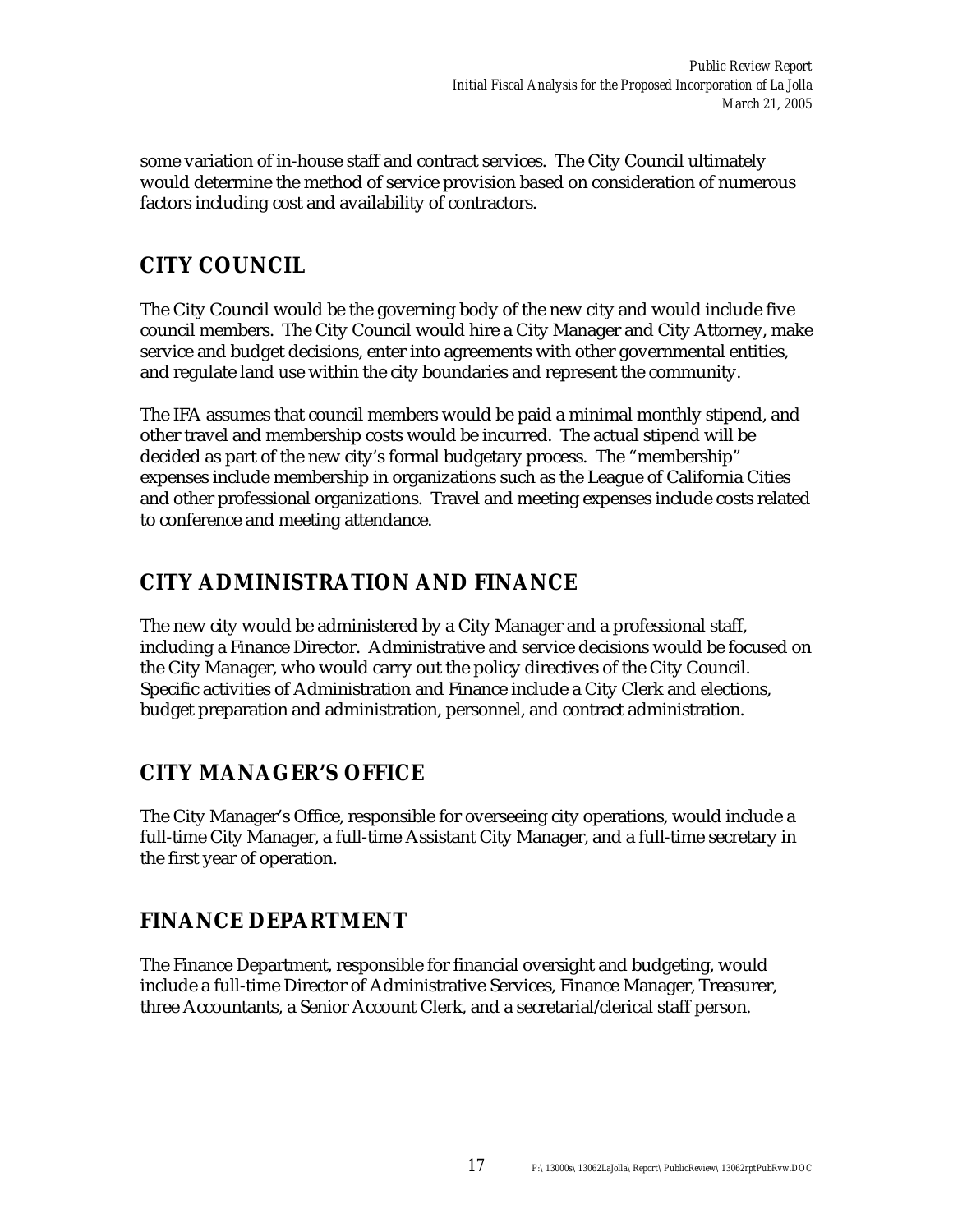some variation of in-house staff and contract services. The City Council ultimately would determine the method of service provision based on consideration of numerous factors including cost and availability of contractors.

## CITY COUNCIL

The City Council would be the governing body of the new city and would include five council members. The City Council would hire a City Manager and City Attorney, make service and budget decisions, enter into agreements with other governmental entities, and regulate land use within the city boundaries and represent the community.

The IFA assumes that council members would be paid a minimal monthly stipend, and other travel and membership costs would be incurred. The actual stipend will be decided as part of the new city's formal budgetary process. The "membership" expenses include membership in organizations such as the League of California Cities and other professional organizations. Travel and meeting expenses include costs related to conference and meeting attendance.

## CITY ADMINISTRATION AND FINANCE

The new city would be administered by a City Manager and a professional staff, including a Finance Director. Administrative and service decisions would be focused on the City Manager, who would carry out the policy directives of the City Council. Specific activities of Administration and Finance include a City Clerk and elections, budget preparation and administration, personnel, and contract administration.

## CITY MANAGER'S OFFICE

The City Manager's Office, responsible for overseeing city operations, would include a full-time City Manager, a full-time Assistant City Manager, and a full-time secretary in the first year of operation.

## FINANCE DEPARTMENT

The Finance Department, responsible for financial oversight and budgeting, would include a full-time Director of Administrative Services, Finance Manager, Treasurer, three Accountants, a Senior Account Clerk, and a secretarial/clerical staff person.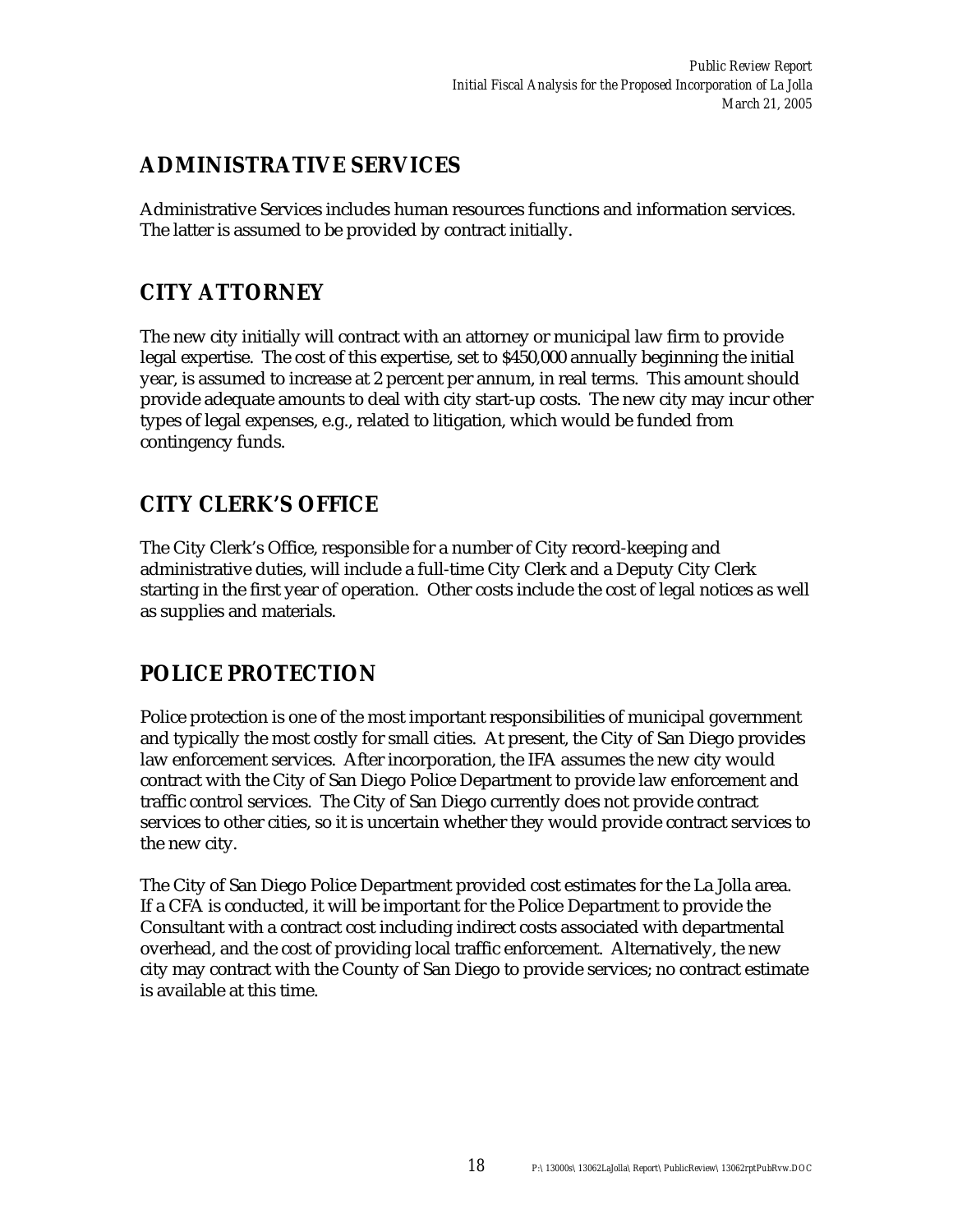## ADMINISTRATIVE SERVICES

Administrative Services includes human resources functions and information services. The latter is assumed to be provided by contract initially.

## CITY ATTORNEY

The new city initially will contract with an attorney or municipal law firm to provide legal expertise. The cost of this expertise, set to $450,000 annually beginning the initial year, is assumed to increase at 2 percent per annum, in real terms. This amount should provide adequate amounts to deal with city start-up costs. The new city may incur other types of legal expenses, e.g., related to litigation, which would be funded from contingency funds.

## CITY CLERK'S OFFICE

The City Clerk's Office, responsible for a number of City record-keeping and administrative duties, will include a full-time City Clerk and a Deputy City Clerk starting in the first year of operation. Other costs include the cost of legal notices as well as supplies and materials.

## POLICE PROTECTION

Police protection is one of the most important responsibilities of municipal government and typically the most costly for small cities. At present, the City of San Diego provides law enforcement services. After incorporation, the IFA assumes the new city would contract with the City of San Diego Police Department to provide law enforcement and traffic control services. The City of San Diego currently does not provide contract services to other cities, so it is uncertain whether they would provide contract services to the new city.

The City of San Diego Police Department provided cost estimates for the La Jolla area. If a CFA is conducted, it will be important for the Police Department to provide the Consultant with a contract cost including indirect costs associated with departmental overhead, and the cost of providing local traffic enforcement. Alternatively, the new city may contract with the County of San Diego to provide services; no contract estimate is available at this time.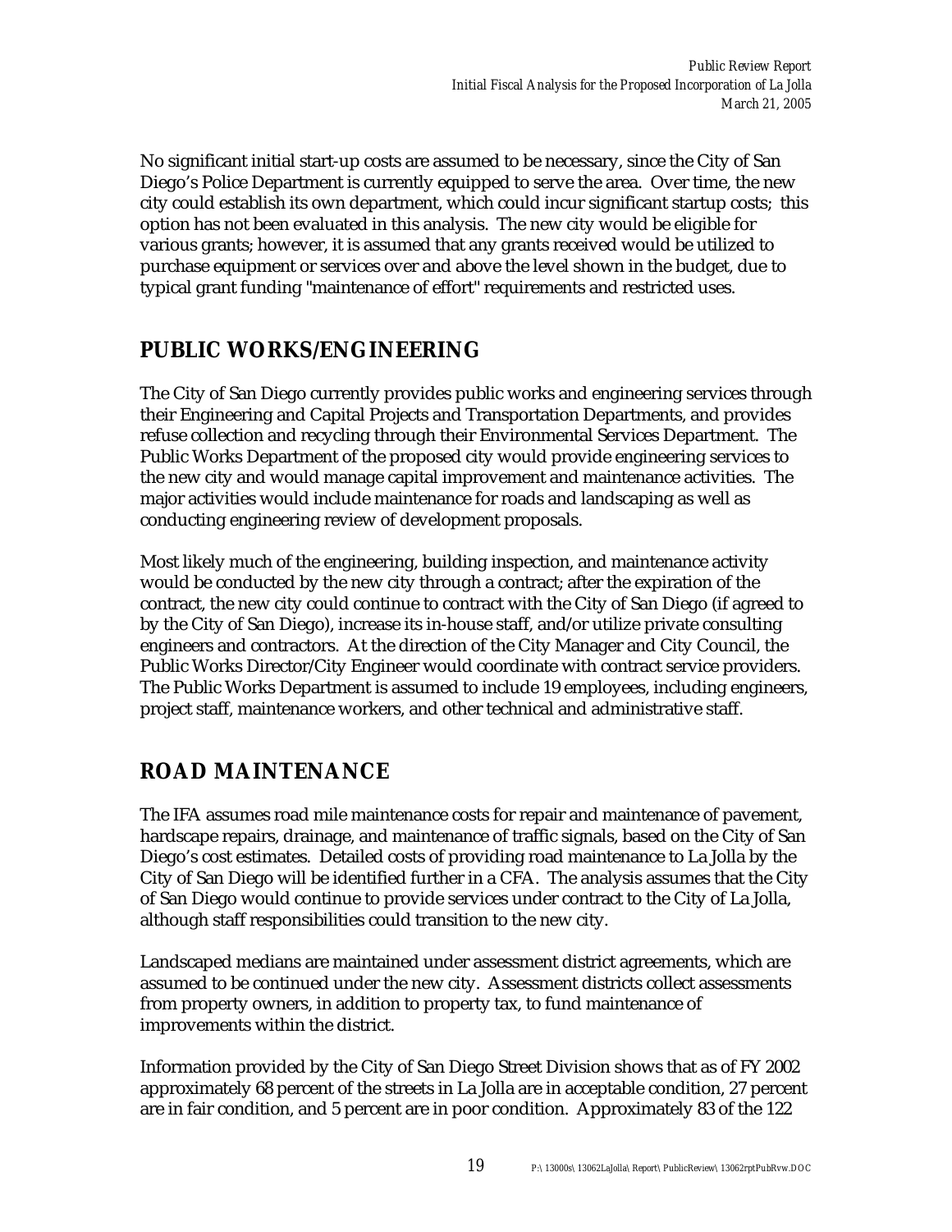No significant initial start-up costs are assumed to be necessary, since the City of San Diego's Police Department is currently equipped to serve the area. Over time, the new city could establish its own department, which could incur significant startup costs; this option has not been evaluated in this analysis. The new city would be eligible for various grants; however, it is assumed that any grants received would be utilized to purchase equipment or services over and above the level shown in the budget, due to typical grant funding "maintenance of effort" requirements and restricted uses.

## PUBLIC WORKS/ENGINEERING

The City of San Diego currently provides public works and engineering services through their Engineering and Capital Projects and Transportation Departments, and provides refuse collection and recycling through their Environmental Services Department. The Public Works Department of the proposed city would provide engineering services to the new city and would manage capital improvement and maintenance activities. The major activities would include maintenance for roads and landscaping as well as conducting engineering review of development proposals.

Most likely much of the engineering, building inspection, and maintenance activity would be conducted by the new city through a contract; after the expiration of the contract, the new city could continue to contract with the City of San Diego (if agreed to by the City of San Diego), increase its in-house staff, and/or utilize private consulting engineers and contractors. At the direction of the City Manager and City Council, the Public Works Director/City Engineer would coordinate with contract service providers. The Public Works Department is assumed to include 19 employees, including engineers, project staff, maintenance workers, and other technical and administrative staff.

## ROAD MAINTENANCE

The IFA assumes road mile maintenance costs for repair and maintenance of pavement, hardscape repairs, drainage, and maintenance of traffic signals, based on the City of San Diego's cost estimates. Detailed costs of providing road maintenance to La Jolla by the City of San Diego will be identified further in a CFA. The analysis assumes that the City of San Diego would continue to provide services under contract to the City of La Jolla, although staff responsibilities could transition to the new city.

Landscaped medians are maintained under assessment district agreements, which are assumed to be continued under the new city. Assessment districts collect assessments from property owners, in addition to property tax, to fund maintenance of improvements within the district.

Information provided by the City of San Diego Street Division shows that as of FY 2002 approximately 68 percent of the streets in La Jolla are in acceptable condition, 27 percent are in fair condition, and 5 percent are in poor condition. Approximately 83 of the 122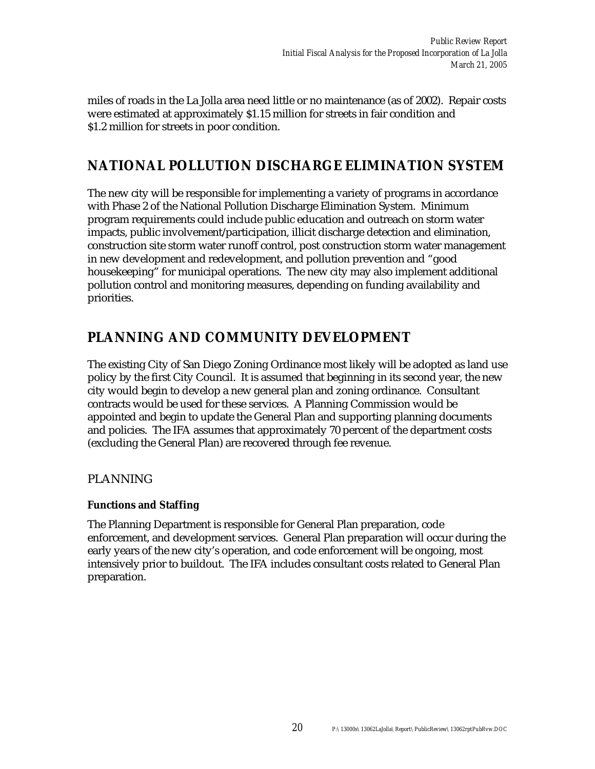miles of roads in the La Jolla area need little or no maintenance (as of 2002). Repair costs were estimated at approximately $1.15 million for streets in fair condition and $1.2 million for streets in poor condition.

## NATIONAL POLLUTION DISCHARGE ELIMINATION SYSTEM

The new city will be responsible for implementing a variety of programs in accordance with Phase 2 of the National Pollution Discharge Elimination System. Minimum program requirements could include public education and outreach on storm water impacts, public involvement/participation, illicit discharge detection and elimination, construction site storm water runoff control, post construction storm water management in new development and redevelopment, and pollution prevention and "good housekeeping" for municipal operations. The new city may also implement additional pollution control and monitoring measures, depending on funding availability and priorities.

## PLANNING AND COMMUNITY DEVELOPMENT

The existing City of San Diego Zoning Ordinance most likely will be adopted as land use policy by the first City Council. It is assumed that beginning in its second year, the new city would begin to develop a new general plan and zoning ordinance. Consultant contracts would be used for these services. A Planning Commission would be appointed and begin to update the General Plan and supporting planning documents and policies. The IFA assumes that approximately 70 percent of the department costs (excluding the General Plan) are recovered through fee revenue.

### PLANNING

#### Functions and Staffing

The Planning Department is responsible for General Plan preparation, code enforcement, and development services. General Plan preparation will occur during the early years of the new city's operation, and code enforcement will be ongoing, most intensively prior to buildout. The IFA includes consultant costs related to General Plan preparation.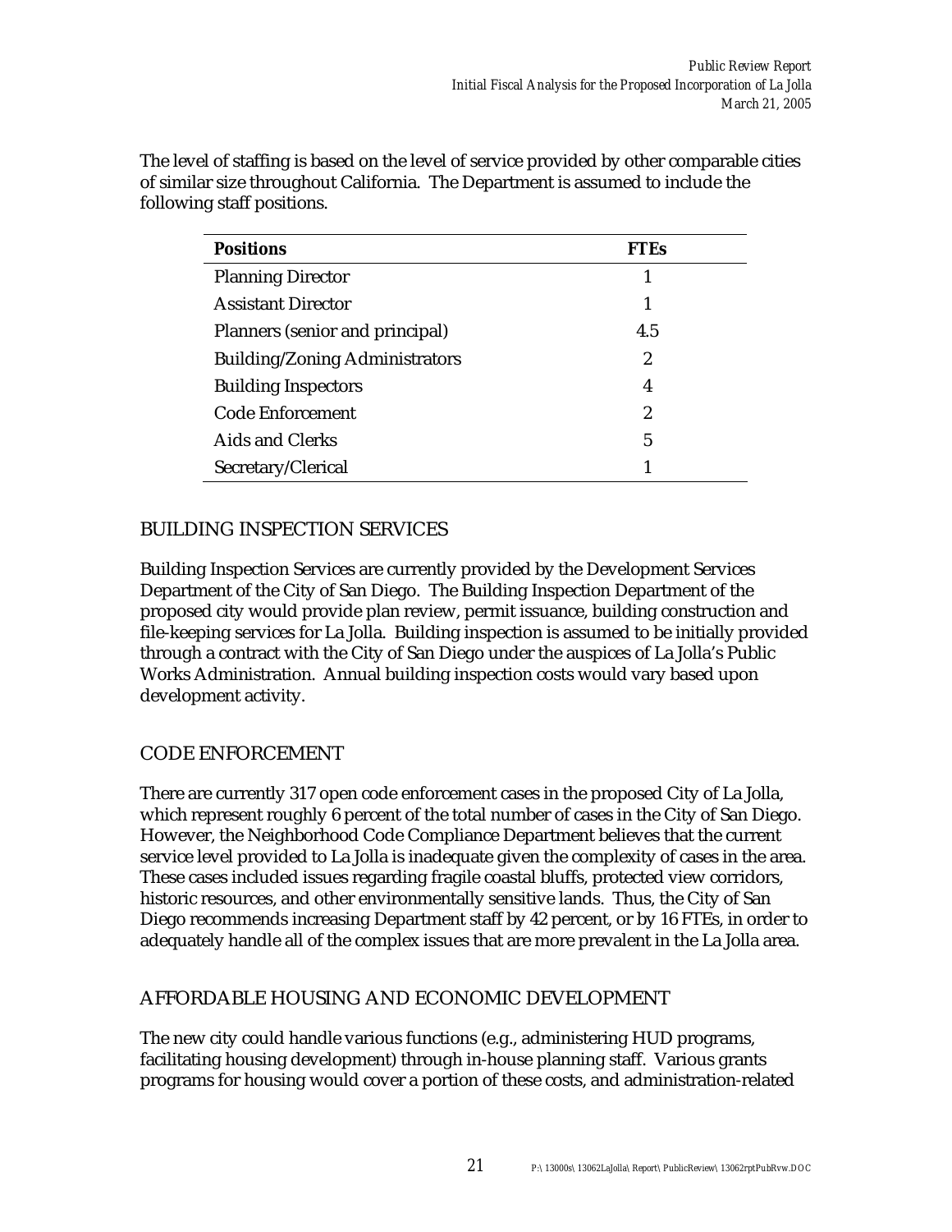The level of staffing is based on the level of service provided by other comparable cities of similar size throughout California. The Department is assumed to include the following staff positions.

| Positions | FTEs |
|---|---|
| Planning Director | 1 |
| Assistant Director | 1 |
| Planners (senior and principal) | 4.5 |
| Building/Zoning Administrators | 2 |
| Building Inspectors | 4 |
| Code Enforcement | 2 |
| Aids and Clerks | 5 |
| Secretary/Clerical | 1 |

## BUILDING INSPECTION SERVICES

Building Inspection Services are currently provided by the Development Services Department of the City of San Diego. The Building Inspection Department of the proposed city would provide plan review, permit issuance, building construction and file-keeping services for La Jolla. Building inspection is assumed to be initially provided through a contract with the City of San Diego under the auspices of La Jolla's Public Works Administration. Annual building inspection costs would vary based upon development activity.

## CODE ENFORCEMENT

There are currently 317 open code enforcement cases in the proposed City of La Jolla, which represent roughly 6 percent of the total number of cases in the City of San Diego. However, the Neighborhood Code Compliance Department believes that the current service level provided to La Jolla is inadequate given the complexity of cases in the area. These cases included issues regarding fragile coastal bluffs, protected view corridors, historic resources, and other environmentally sensitive lands. Thus, the City of San Diego recommends increasing Department staff by 42 percent, or by 16 FTEs, in order to adequately handle all of the complex issues that are more prevalent in the La Jolla area.

## AFFORDABLE HOUSING AND ECONOMIC DEVELOPMENT

The new city could handle various functions (e.g., administering HUD programs, facilitating housing development) through in-house planning staff. Various grants programs for housing would cover a portion of these costs, and administration-related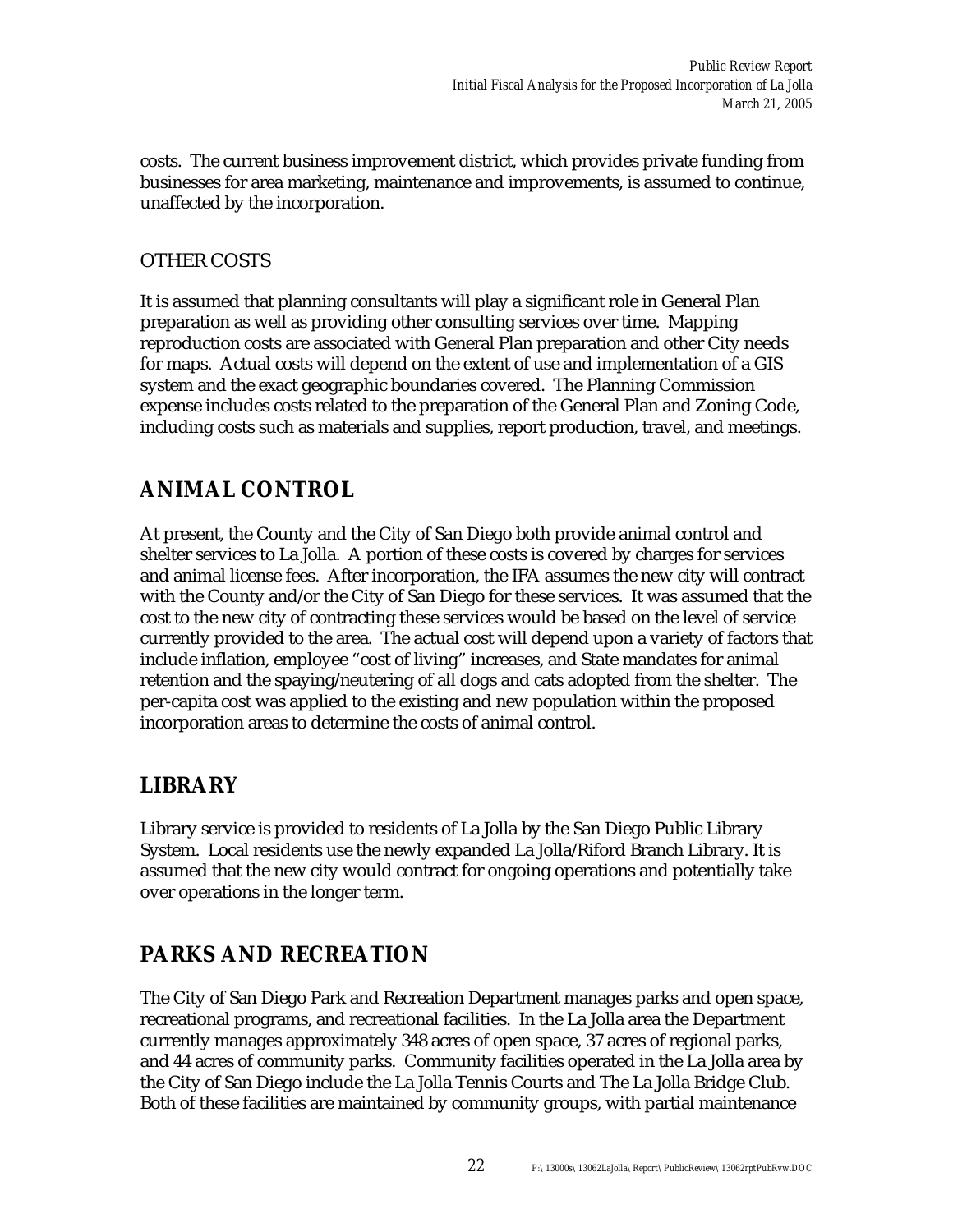costs. The current business improvement district, which provides private funding from businesses for area marketing, maintenance and improvements, is assumed to continue, unaffected by the incorporation.

### OTHER COSTS

It is assumed that planning consultants will play a significant role in General Plan preparation as well as providing other consulting services over time. Mapping reproduction costs are associated with General Plan preparation and other City needs for maps. Actual costs will depend on the extent of use and implementation of a GIS system and the exact geographic boundaries covered. The Planning Commission expense includes costs related to the preparation of the General Plan and Zoning Code, including costs such as materials and supplies, report production, travel, and meetings.

## ANIMAL CONTROL

At present, the County and the City of San Diego both provide animal control and shelter services to La Jolla. A portion of these costs is covered by charges for services and animal license fees. After incorporation, the IFA assumes the new city will contract with the County and/or the City of San Diego for these services. It was assumed that the cost to the new city of contracting these services would be based on the level of service currently provided to the area. The actual cost will depend upon a variety of factors that include inflation, employee "cost of living" increases, and State mandates for animal retention and the spaying/neutering of all dogs and cats adopted from the shelter. The per-capita cost was applied to the existing and new population within the proposed incorporation areas to determine the costs of animal control.

## LIBRARY

Library service is provided to residents of La Jolla by the San Diego Public Library System. Local residents use the newly expanded La Jolla/Riford Branch Library. It is assumed that the new city would contract for ongoing operations and potentially take over operations in the longer term.

## PARKS AND RECREATION

The City of San Diego Park and Recreation Department manages parks and open space, recreational programs, and recreational facilities. In the La Jolla area the Department currently manages approximately 348 acres of open space, 37 acres of regional parks, and 44 acres of community parks. Community facilities operated in the La Jolla area by the City of San Diego include the La Jolla Tennis Courts and The La Jolla Bridge Club. Both of these facilities are maintained by community groups, with partial maintenance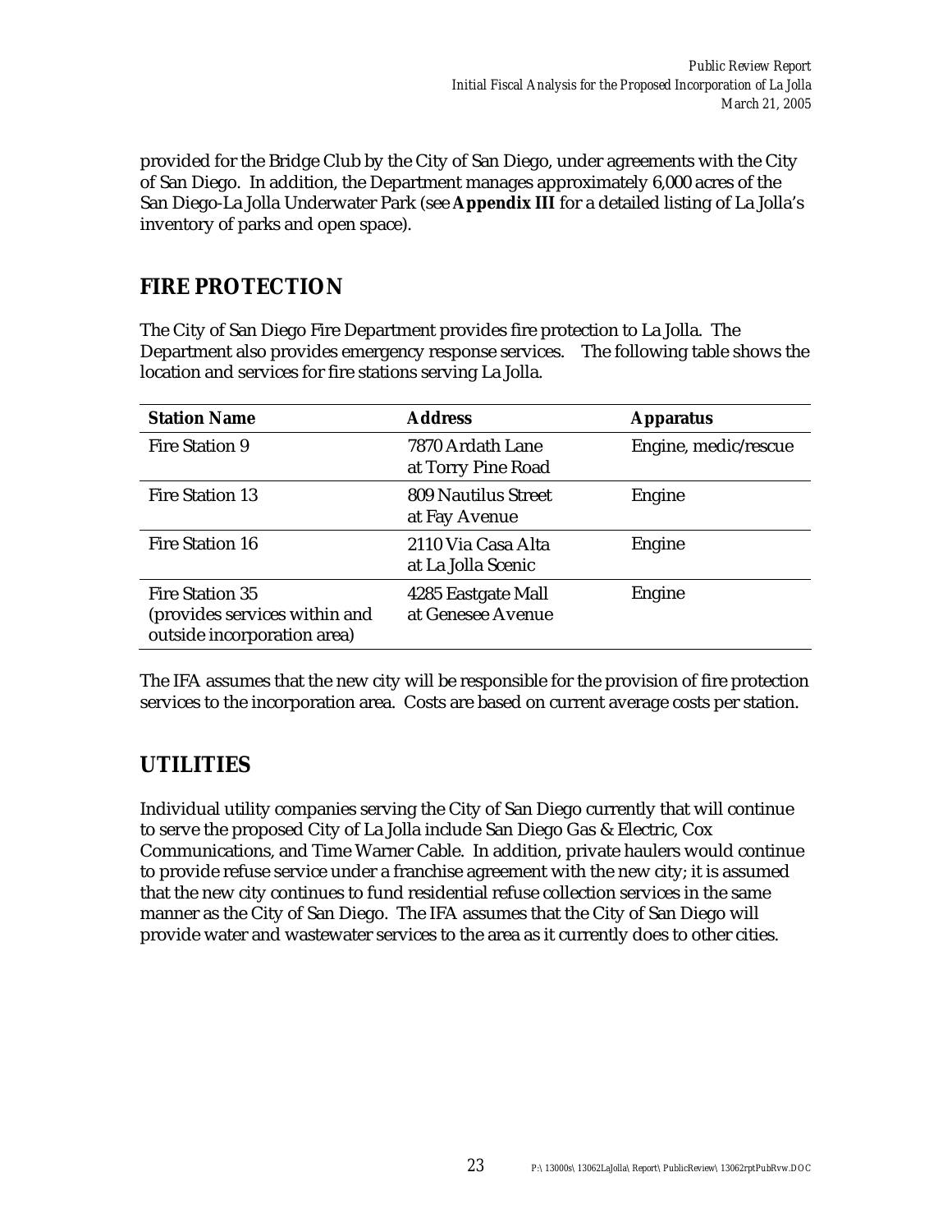provided for the Bridge Club by the City of San Diego, under agreements with the City of San Diego. In addition, the Department manages approximately 6,000 acres of the San Diego-La Jolla Underwater Park (see **Appendix III** for a detailed listing of La Jolla's inventory of parks and open space).

## FIRE PROTECTION

The City of San Diego Fire Department provides fire protection to La Jolla. The Department also provides emergency response services. The following table shows the location and services for fire stations serving La Jolla.

| Station Name | Address | Apparatus |
|---|---|---|
| Fire Station 9 | 7870 Ardath Lane at Torry Pine Road | Engine, medic/rescue |
| Fire Station 13 | 809 Nautilus Street at Fay Avenue | Engine |
| Fire Station 16 | 2110 Via Casa Alta at La Jolla Scenic | Engine |
| Fire Station 35 (provides services within and outside incorporation area) | 4285 Eastgate Mall at Genesee Avenue | Engine |

The IFA assumes that the new city will be responsible for the provision of fire protection services to the incorporation area. Costs are based on current average costs per station.

## UTILITIES

Individual utility companies serving the City of San Diego currently that will continue to serve the proposed City of La Jolla include San Diego Gas & Electric, Cox Communications, and Time Warner Cable. In addition, private haulers would continue to provide refuse service under a franchise agreement with the new city; it is assumed that the new city continues to fund residential refuse collection services in the same manner as the City of San Diego. The IFA assumes that the City of San Diego will provide water and wastewater services to the area as it currently does to other cities.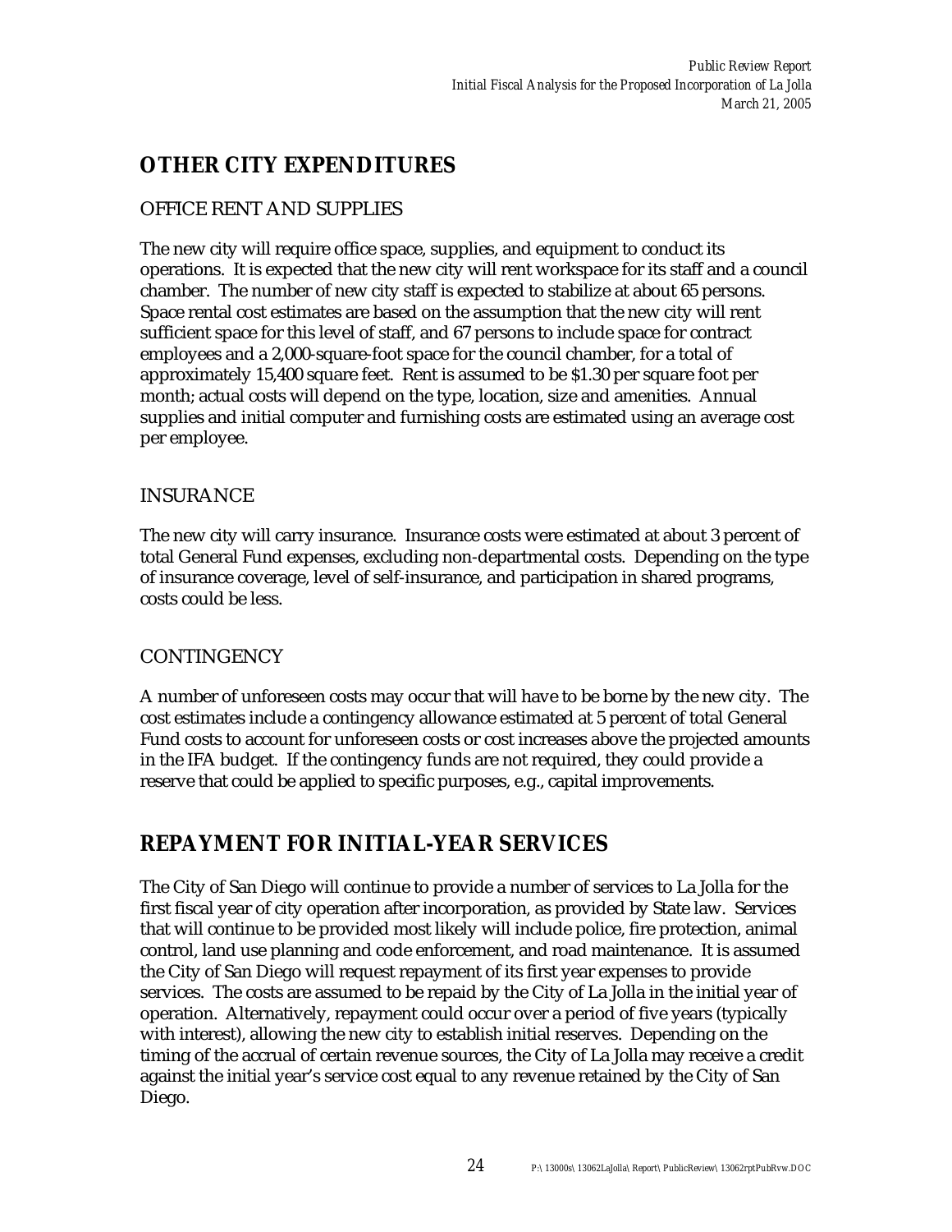## OTHER CITY EXPENDITURES

### OFFICE RENT AND SUPPLIES

The new city will require office space, supplies, and equipment to conduct its operations. It is expected that the new city will rent workspace for its staff and a council chamber. The number of new city staff is expected to stabilize at about 65 persons. Space rental cost estimates are based on the assumption that the new city will rent sufficient space for this level of staff, and 67 persons to include space for contract employees and a 2,000-square-foot space for the council chamber, for a total of approximately 15,400 square feet. Rent is assumed to be $1.30 per square foot per month; actual costs will depend on the type, location, size and amenities. Annual supplies and initial computer and furnishing costs are estimated using an average cost per employee.

### INSURANCE

The new city will carry insurance. Insurance costs were estimated at about 3 percent of total General Fund expenses, excluding non-departmental costs. Depending on the type of insurance coverage, level of self-insurance, and participation in shared programs, costs could be less.

### CONTINGENCY

A number of unforeseen costs may occur that will have to be borne by the new city. The cost estimates include a contingency allowance estimated at 5 percent of total General Fund costs to account for unforeseen costs or cost increases above the projected amounts in the IFA budget. If the contingency funds are not required, they could provide a reserve that could be applied to specific purposes, e.g., capital improvements.

## REPAYMENT FOR INITIAL-YEAR SERVICES

The City of San Diego will continue to provide a number of services to La Jolla for the first fiscal year of city operation after incorporation, as provided by State law. Services that will continue to be provided most likely will include police, fire protection, animal control, land use planning and code enforcement, and road maintenance. It is assumed the City of San Diego will request repayment of its first year expenses to provide services. The costs are assumed to be repaid by the City of La Jolla in the initial year of operation. Alternatively, repayment could occur over a period of five years (typically with interest), allowing the new city to establish initial reserves. Depending on the timing of the accrual of certain revenue sources, the City of La Jolla may receive a credit against the initial year's service cost equal to any revenue retained by the City of San Diego.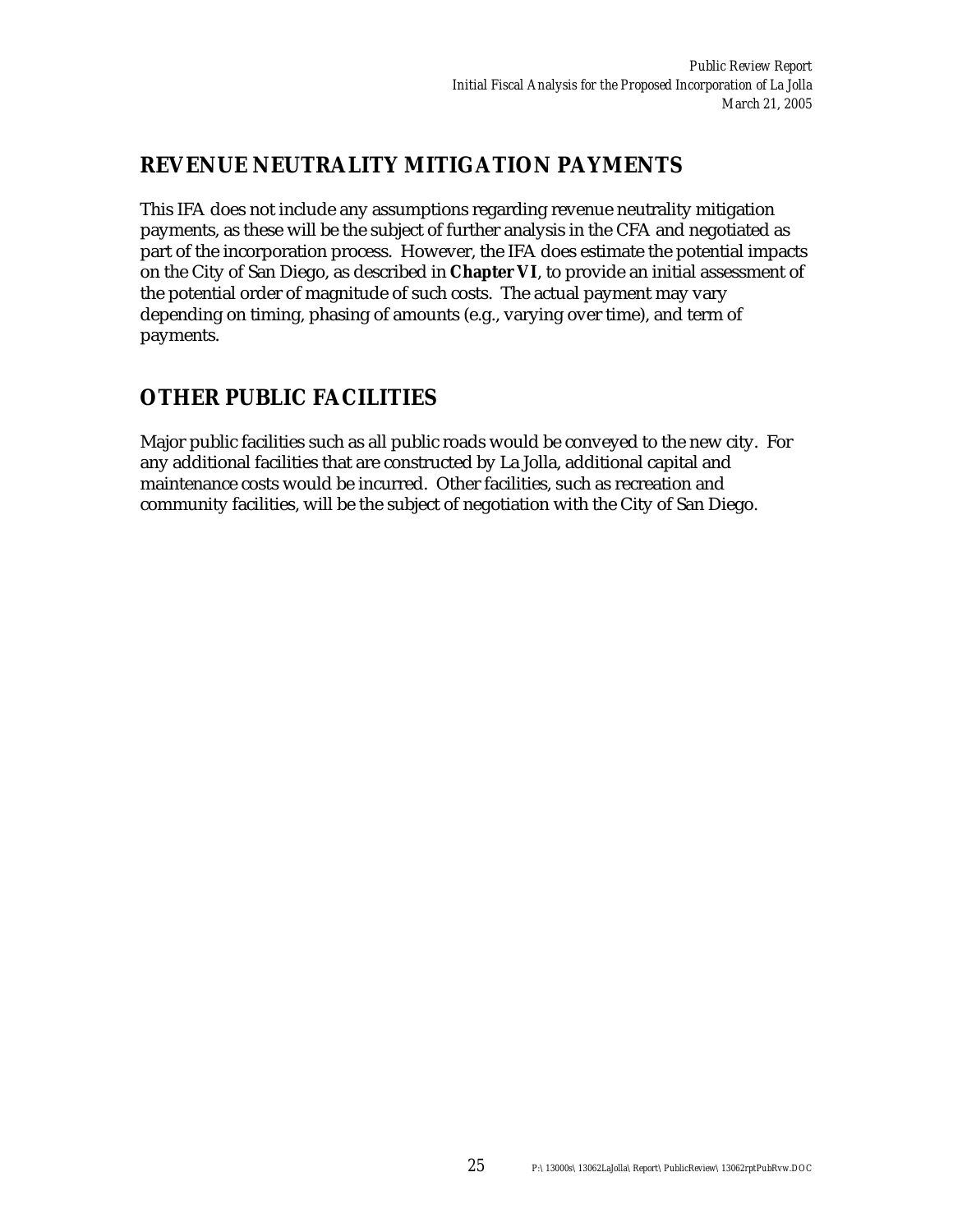## REVENUE NEUTRALITY MITIGATION PAYMENTS

This IFA does not include any assumptions regarding revenue neutrality mitigation payments, as these will be the subject of further analysis in the CFA and negotiated as part of the incorporation process. However, the IFA does estimate the potential impacts on the City of San Diego, as described in **Chapter VI**, to provide an initial assessment of the potential order of magnitude of such costs. The actual payment may vary depending on timing, phasing of amounts (e.g., varying over time), and term of payments.

## OTHER PUBLIC FACILITIES

Major public facilities such as all public roads would be conveyed to the new city. For any additional facilities that are constructed by La Jolla, additional capital and maintenance costs would be incurred. Other facilities, such as recreation and community facilities, will be the subject of negotiation with the City of San Diego.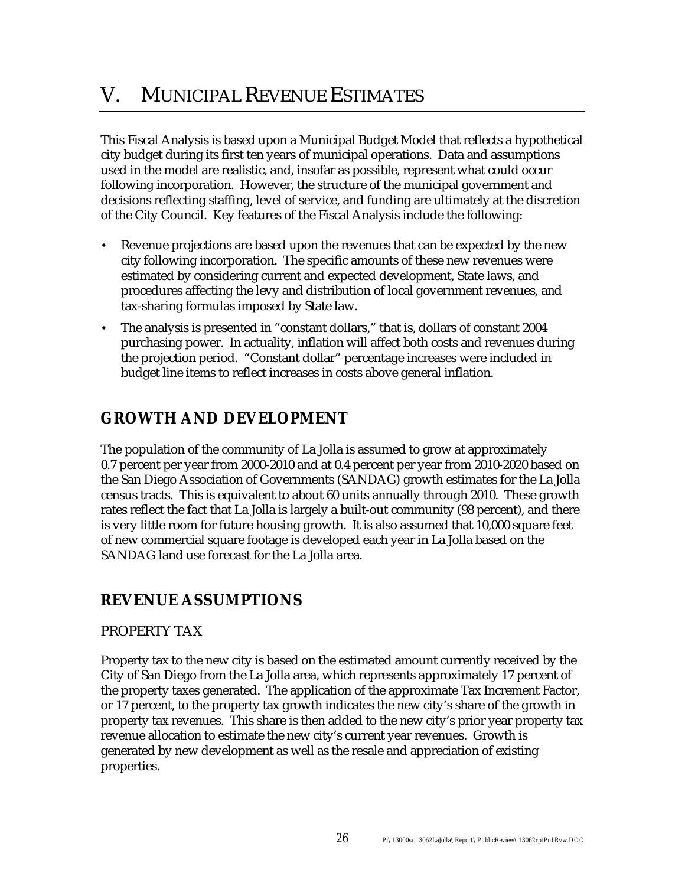# V. MUNICIPAL REVENUE ESTIMATES

This Fiscal Analysis is based upon a Municipal Budget Model that reflects a hypothetical city budget during its first ten years of municipal operations. Data and assumptions used in the model are realistic, and, insofar as possible, represent what could occur following incorporation. However, the structure of the municipal government and decisions reflecting staffing, level of service, and funding are ultimately at the discretion of the City Council. Key features of the Fiscal Analysis include the following:

- Revenue projections are based upon the revenues that can be expected by the new city following incorporation. The specific amounts of these new revenues were estimated by considering current and expected development, State laws, and procedures affecting the levy and distribution of local government revenues, and tax-sharing formulas imposed by State law.
- The analysis is presented in "constant dollars," that is, dollars of constant 2004 purchasing power. In actuality, inflation will affect both costs and revenues during the projection period. "Constant dollar" percentage increases were included in budget line items to reflect increases in costs above general inflation.

## GROWTH AND DEVELOPMENT

The population of the community of La Jolla is assumed to grow at approximately 0.7 percent per year from 2000-2010 and at 0.4 percent per year from 2010-2020 based on the San Diego Association of Governments (SANDAG) growth estimates for the La Jolla census tracts. This is equivalent to about 60 units annually through 2010. These growth rates reflect the fact that La Jolla is largely a built-out community (98 percent), and there is very little room for future housing growth. It is also assumed that 10,000 square feet of new commercial square footage is developed each year in La Jolla based on the SANDAG land use forecast for the La Jolla area.

## REVENUE ASSUMPTIONS

### PROPERTY TAX

Property tax to the new city is based on the estimated amount currently received by the City of San Diego from the La Jolla area, which represents approximately 17 percent of the property taxes generated. The application of the approximate Tax Increment Factor, or 17 percent, to the property tax growth indicates the new city's share of the growth in property tax revenues. This share is then added to the new city's prior year property tax revenue allocation to estimate the new city's current year revenues. Growth is generated by new development as well as the resale and appreciation of existing properties.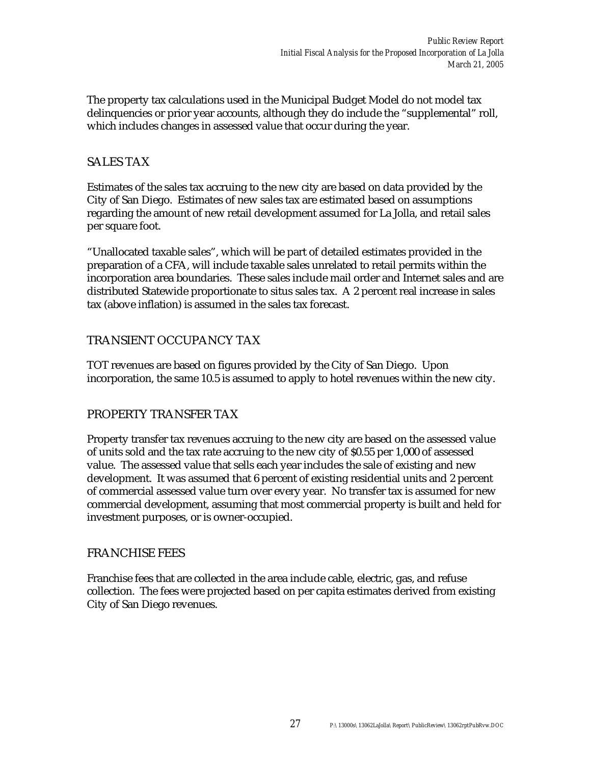The property tax calculations used in the Municipal Budget Model do not model tax delinquencies or prior year accounts, although they do include the "supplemental" roll, which includes changes in assessed value that occur during the year.

## SALES TAX

Estimates of the sales tax accruing to the new city are based on data provided by the City of San Diego. Estimates of new sales tax are estimated based on assumptions regarding the amount of new retail development assumed for La Jolla, and retail sales per square foot.

"Unallocated taxable sales", which will be part of detailed estimates provided in the preparation of a CFA, will include taxable sales unrelated to retail permits within the incorporation area boundaries. These sales include mail order and Internet sales and are distributed Statewide proportionate to situs sales tax. A 2 percent real increase in sales tax (above inflation) is assumed in the sales tax forecast.

## TRANSIENT OCCUPANCY TAX

TOT revenues are based on figures provided by the City of San Diego. Upon incorporation, the same 10.5 is assumed to apply to hotel revenues within the new city.

## PROPERTY TRANSFER TAX

Property transfer tax revenues accruing to the new city are based on the assessed value of units sold and the tax rate accruing to the new city of $0.55 per 1,000 of assessed value. The assessed value that sells each year includes the sale of existing and new development. It was assumed that 6 percent of existing residential units and 2 percent of commercial assessed value turn over every year. No transfer tax is assumed for new commercial development, assuming that most commercial property is built and held for investment purposes, or is owner-occupied.

## FRANCHISE FEES

Franchise fees that are collected in the area include cable, electric, gas, and refuse collection. The fees were projected based on per capita estimates derived from existing City of San Diego revenues.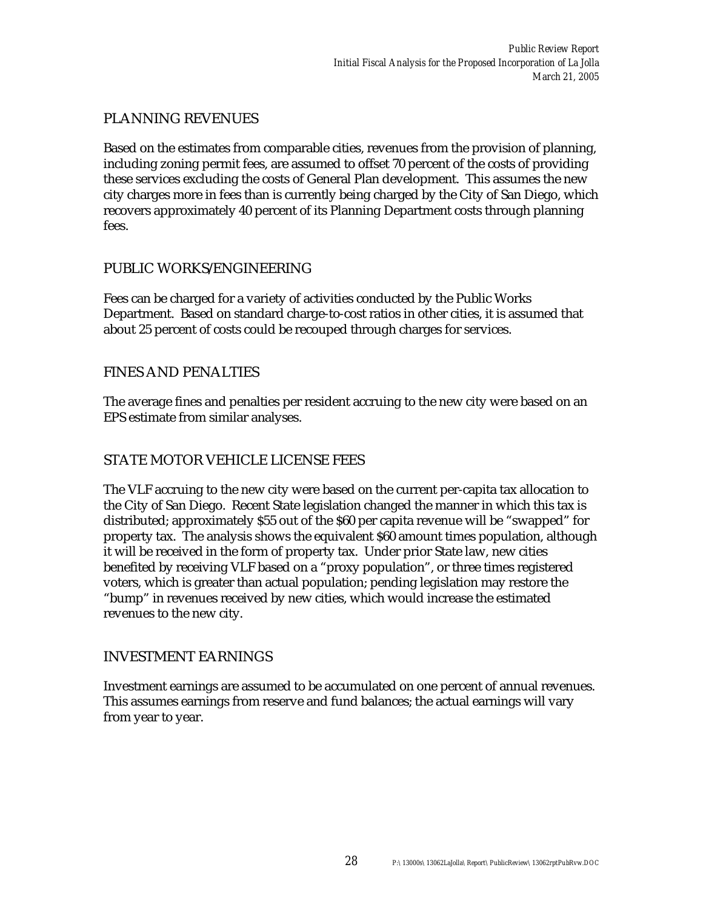## PLANNING REVENUES

Based on the estimates from comparable cities, revenues from the provision of planning, including zoning permit fees, are assumed to offset 70 percent of the costs of providing these services excluding the costs of General Plan development. This assumes the new city charges more in fees than is currently being charged by the City of San Diego, which recovers approximately 40 percent of its Planning Department costs through planning fees.

## PUBLIC WORKS/ENGINEERING

Fees can be charged for a variety of activities conducted by the Public Works Department. Based on standard charge-to-cost ratios in other cities, it is assumed that about 25 percent of costs could be recouped through charges for services.

## FINES AND PENALTIES

The average fines and penalties per resident accruing to the new city were based on an EPS estimate from similar analyses.

## STATE MOTOR VEHICLE LICENSE FEES

The VLF accruing to the new city were based on the current per-capita tax allocation to the City of San Diego. Recent State legislation changed the manner in which this tax is distributed; approximately $55 out of the $60 per capita revenue will be "swapped" for property tax. The analysis shows the equivalent $60 amount times population, although it will be received in the form of property tax. Under prior State law, new cities benefited by receiving VLF based on a "proxy population", or three times registered voters, which is greater than actual population; pending legislation may restore the "bump" in revenues received by new cities, which would increase the estimated revenues to the new city.

## INVESTMENT EARNINGS

Investment earnings are assumed to be accumulated on one percent of annual revenues. This assumes earnings from reserve and fund balances; the actual earnings will vary from year to year.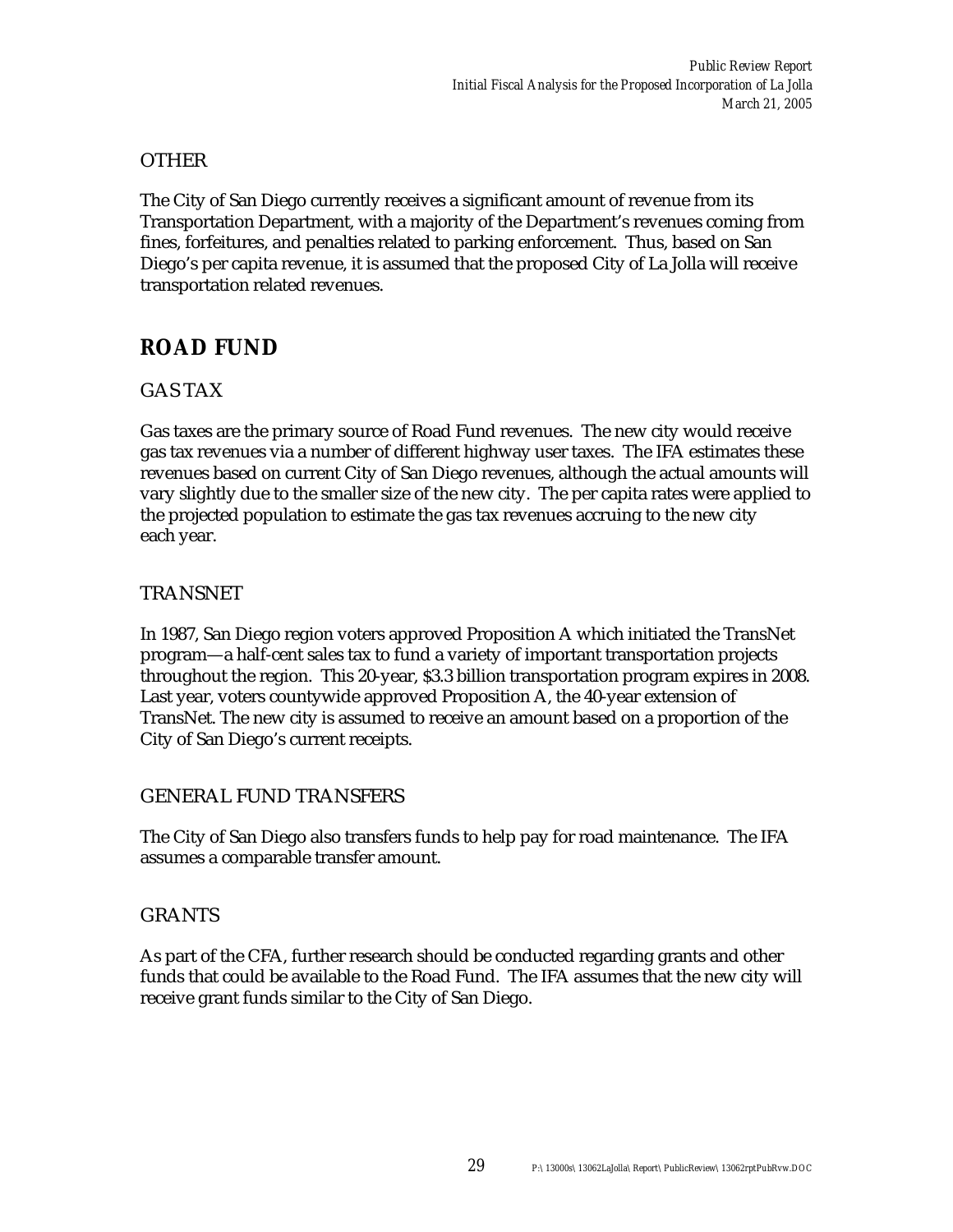## OTHER

The City of San Diego currently receives a significant amount of revenue from its Transportation Department, with a majority of the Department's revenues coming from fines, forfeitures, and penalties related to parking enforcement. Thus, based on San Diego's per capita revenue, it is assumed that the proposed City of La Jolla will receive transportation related revenues.

# ROAD FUND

## GAS TAX

Gas taxes are the primary source of Road Fund revenues. The new city would receive gas tax revenues via a number of different highway user taxes. The IFA estimates these revenues based on current City of San Diego revenues, although the actual amounts will vary slightly due to the smaller size of the new city. The per capita rates were applied to the projected population to estimate the gas tax revenues accruing to the new city each year.

## TRANSNET

In 1987, San Diego region voters approved Proposition A which initiated the TransNet program—a half-cent sales tax to fund a variety of important transportation projects throughout the region. This 20-year, $3.3 billion transportation program expires in 2008. Last year, voters countywide approved Proposition A, the 40-year extension of TransNet. The new city is assumed to receive an amount based on a proportion of the City of San Diego's current receipts.

## GENERAL FUND TRANSFERS

The City of San Diego also transfers funds to help pay for road maintenance. The IFA assumes a comparable transfer amount.

## GRANTS

As part of the CFA, further research should be conducted regarding grants and other funds that could be available to the Road Fund. The IFA assumes that the new city will receive grant funds similar to the City of San Diego.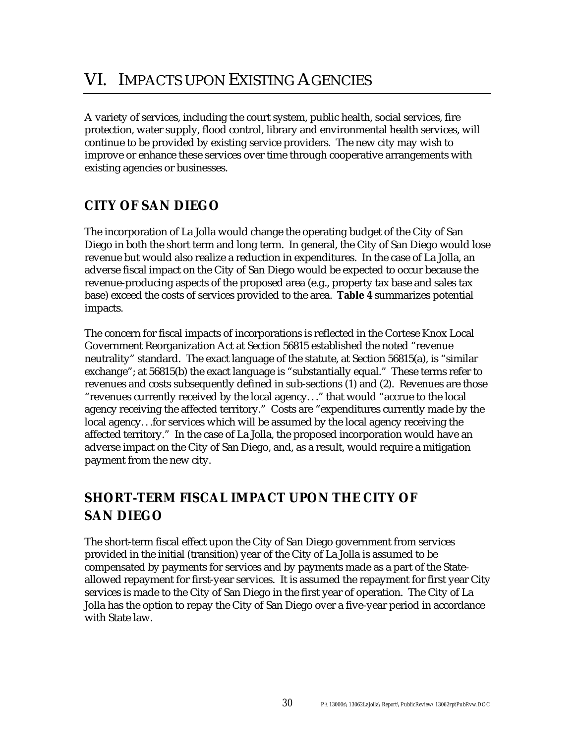# VI. IMPACTS UPON EXISTING AGENCIES

A variety of services, including the court system, public health, social services, fire protection, water supply, flood control, library and environmental health services, will continue to be provided by existing service providers. The new city may wish to improve or enhance these services over time through cooperative arrangements with existing agencies or businesses.

## CITY OF SAN DIEGO

The incorporation of La Jolla would change the operating budget of the City of San Diego in both the short term and long term. In general, the City of San Diego would lose revenue but would also realize a reduction in expenditures. In the case of La Jolla, an adverse fiscal impact on the City of San Diego would be expected to occur because the revenue-producing aspects of the proposed area (e.g., property tax base and sales tax base) exceed the costs of services provided to the area. **Table 4** summarizes potential impacts.

The concern for fiscal impacts of incorporations is reflected in the Cortese Knox Local Government Reorganization Act at Section 56815 established the noted "revenue neutrality" standard. The exact language of the statute, at Section 56815(a), is "similar exchange"; at 56815(b) the exact language is "substantially equal." These terms refer to revenues and costs subsequently defined in sub-sections (1) and (2). Revenues are those "revenues currently received by the local agency…" that would "accrue to the local agency receiving the affected territory." Costs are "expenditures currently made by the local agency…for services which will be assumed by the local agency receiving the affected territory." In the case of La Jolla, the proposed incorporation would have an adverse impact on the City of San Diego, and, as a result, would require a mitigation payment from the new city.

## SHORT-TERM FISCAL IMPACT UPON THE CITY OF SAN DIEGO

The short-term fiscal effect upon the City of San Diego government from services provided in the initial (transition) year of the City of La Jolla is assumed to be compensated by payments for services and by payments made as a part of the State-allowed repayment for first-year services. It is assumed the repayment for first year City services is made to the City of San Diego in the first year of operation. The City of La Jolla has the option to repay the City of San Diego over a five-year period in accordance with State law.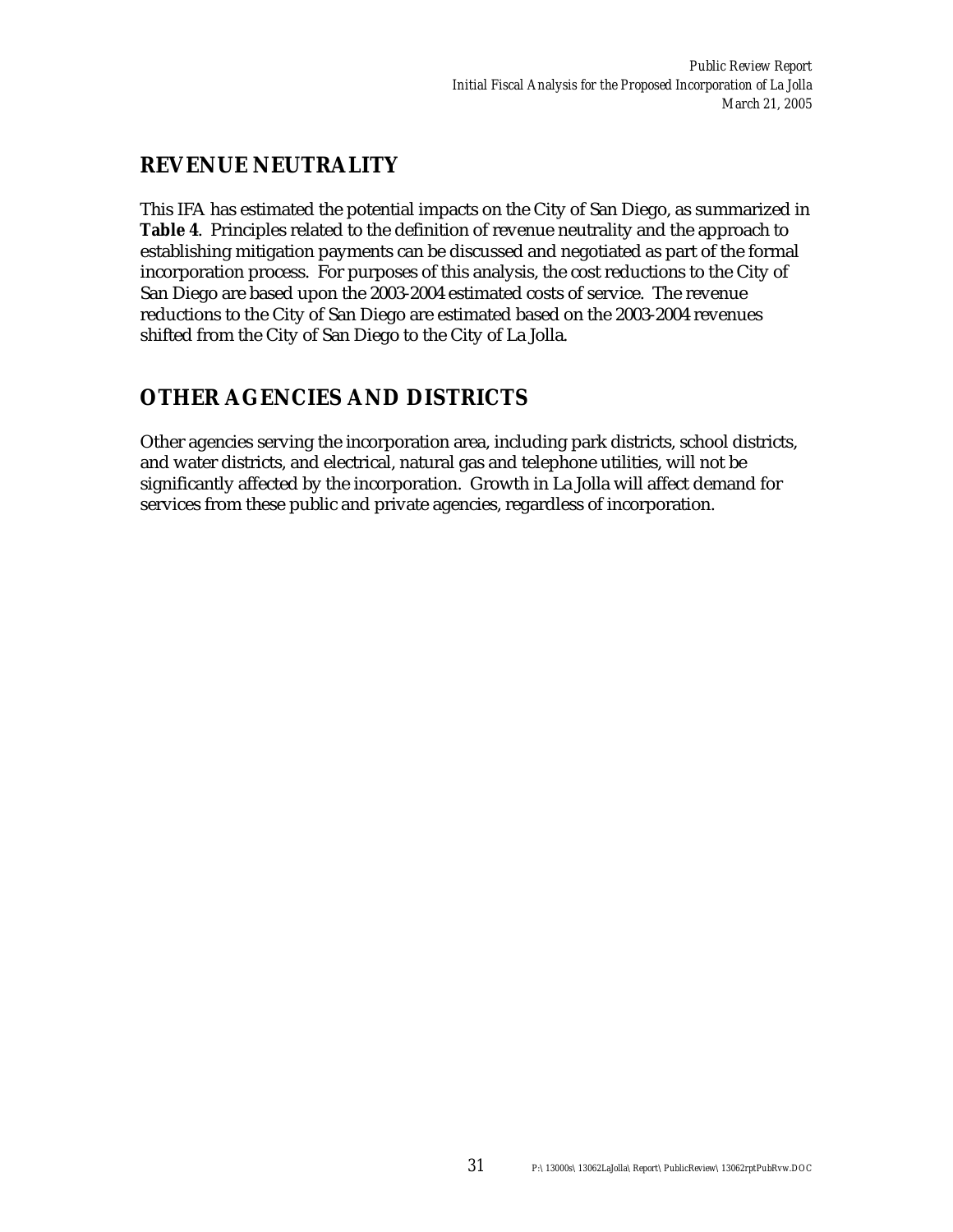## REVENUE NEUTRALITY

This IFA has estimated the potential impacts on the City of San Diego, as summarized in **Table 4**. Principles related to the definition of revenue neutrality and the approach to establishing mitigation payments can be discussed and negotiated as part of the formal incorporation process. For purposes of this analysis, the cost reductions to the City of San Diego are based upon the 2003-2004 estimated costs of service. The revenue reductions to the City of San Diego are estimated based on the 2003-2004 revenues shifted from the City of San Diego to the City of La Jolla.

## OTHER AGENCIES AND DISTRICTS

Other agencies serving the incorporation area, including park districts, school districts, and water districts, and electrical, natural gas and telephone utilities, will not be significantly affected by the incorporation. Growth in La Jolla will affect demand for services from these public and private agencies, regardless of incorporation.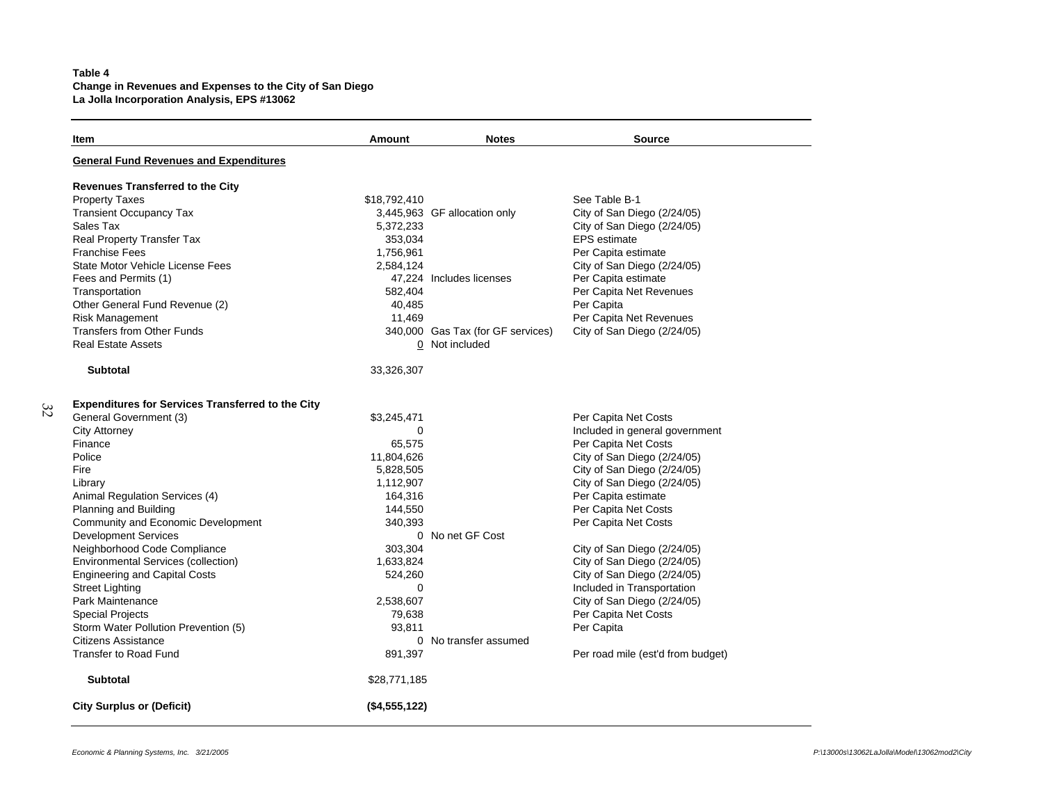**Table 4**
**Change in Revenues and Expenses to the City of San Diego**
**La Jolla Incorporation Analysis, EPS #13062**

| Item | Amount | Notes | Source |
|---|---|---|---|
| **General Fund Revenues and Expenditures** | | | |
| | | | |
| **Revenues Transferred to the City** | | | |
| Property Taxes | $18,792,410 | | See Table B-1 |
| Transient Occupancy Tax | 3,445,963 | GF allocation only | City of San Diego (2/24/05) |
| Sales Tax | 5,372,233 | | City of San Diego (2/24/05) |
| Real Property Transfer Tax | 353,034 | | EPS estimate |
| Franchise Fees | 1,756,961 | | Per Capita estimate |
| State Motor Vehicle License Fees | 2,584,124 | | City of San Diego (2/24/05) |
| Fees and Permits (1) | 47,224 | Includes licenses | Per Capita estimate |
| Transportation | 582,404 | | Per Capita Net Revenues |
| Other General Fund Revenue (2) | 40,485 | | Per Capita |
| Risk Management | 11,469 | | Per Capita Net Revenues |
| Transfers from Other Funds | 340,000 | Gas Tax (for GF services) | City of San Diego (2/24/05) |
| Real Estate Assets | 0 | Not included | |
| **Subtotal** | 33,326,307 | | |
| | | | |
| **Expenditures for Services Transferred to the City** | | | |
| General Government (3) | $3,245,471 | | Per Capita Net Costs |
| City Attorney | 0 | | Included in general government |
| Finance | 65,575 | | Per Capita Net Costs |
| Police | 11,804,626 | | City of San Diego (2/24/05) |
| Fire | 5,828,505 | | City of San Diego (2/24/05) |
| Library | 1,112,907 | | City of San Diego (2/24/05) |
| Animal Regulation Services (4) | 164,316 | | Per Capita estimate |
| Planning and Building | 144,550 | | Per Capita Net Costs |
| Community and Economic Development | 340,393 | | Per Capita Net Costs |
| Development Services | 0 | No net GF Cost | |
| Neighborhood Code Compliance | 303,304 | | City of San Diego (2/24/05) |
| Environmental Services (collection) | 1,633,824 | | City of San Diego (2/24/05) |
| Engineering and Capital Costs | 524,260 | | City of San Diego (2/24/05) |
| Street Lighting | 0 | | Included in Transportation |
| Park Maintenance | 2,538,607 | | City of San Diego (2/24/05) |
| Special Projects | 79,638 | | Per Capita Net Costs |
| Storm Water Pollution Prevention (5) | 93,811 | | Per Capita |
| Citizens Assistance | 0 | No transfer assumed | |
| Transfer to Road Fund | 891,397 | | Per road mile (est'd from budget) |
| **Subtotal** | $28,771,185 | | |
| | | | |
| **City Surplus or (Deficit)** | **($4,555,122)** | | |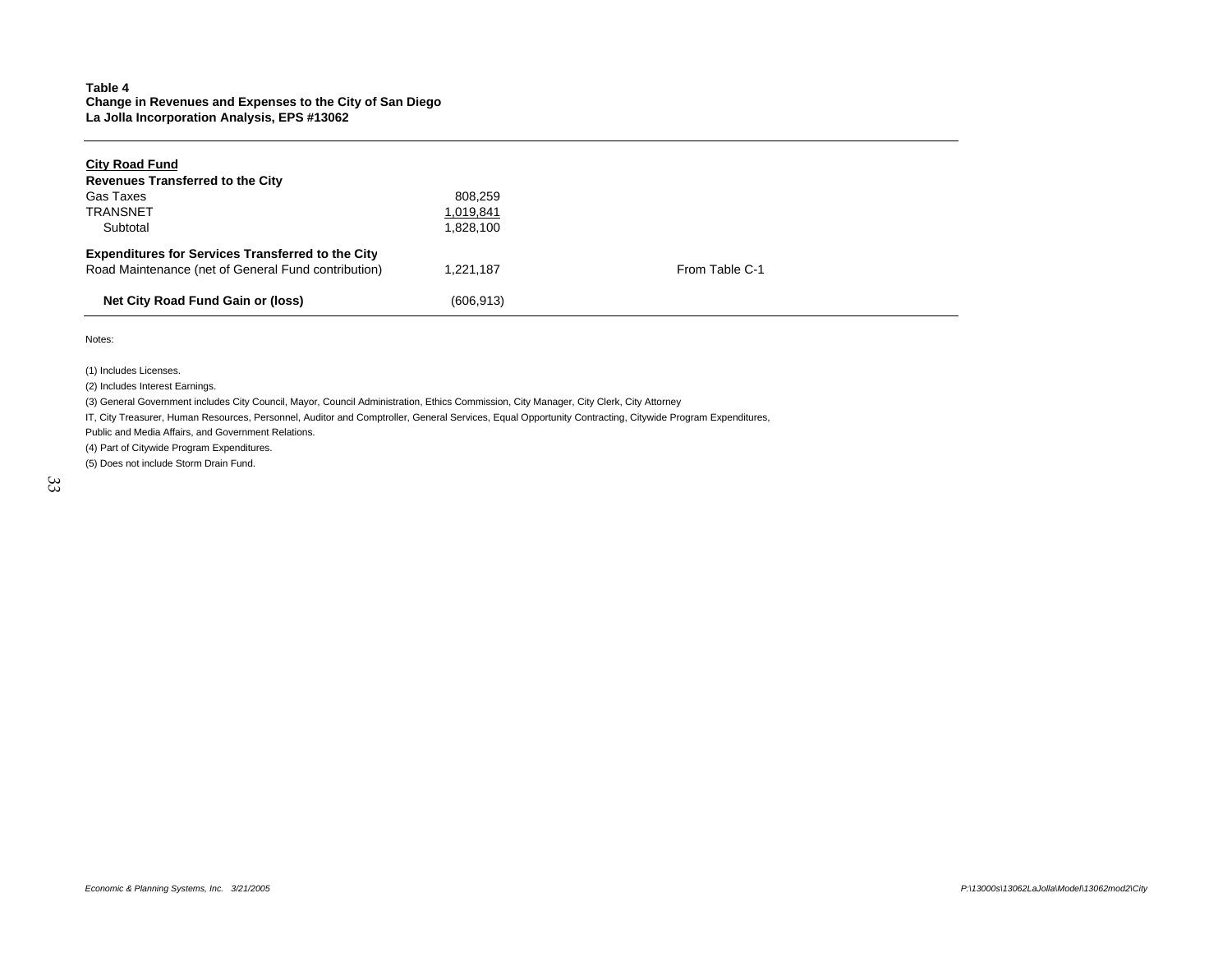**Table 4**
**Change in Revenues and Expenses to the City of San Diego**
**La Jolla Incorporation Analysis, EPS #13062**

| | | |
|---|---|---|
| **City Road Fund** | | |
| **Revenues Transferred to the City** | | |
| Gas Taxes | 808,259 | |
| TRANSNET | 1,019,841 | |
| Subtotal | 1,828,100 | |
| **Expenditures for Services Transferred to the City** | | |
| Road Maintenance (net of General Fund contribution) | 1,221,187 | From Table C-1 |
| **Net City Road Fund Gain or (loss)** | (606,913) | |

Notes:

(1) Includes Licenses.

(2) Includes Interest Earnings.

(3) General Government includes City Council, Mayor, Council Administration, Ethics Commission, City Manager, City Clerk, City Attorney IT, City Treasurer, Human Resources, Personnel, Auditor and Comptroller, General Services, Equal Opportunity Contracting, Citywide Program Expenditures, Public and Media Affairs, and Government Relations.

(4) Part of Citywide Program Expenditures.

(5) Does not include Storm Drain Fund.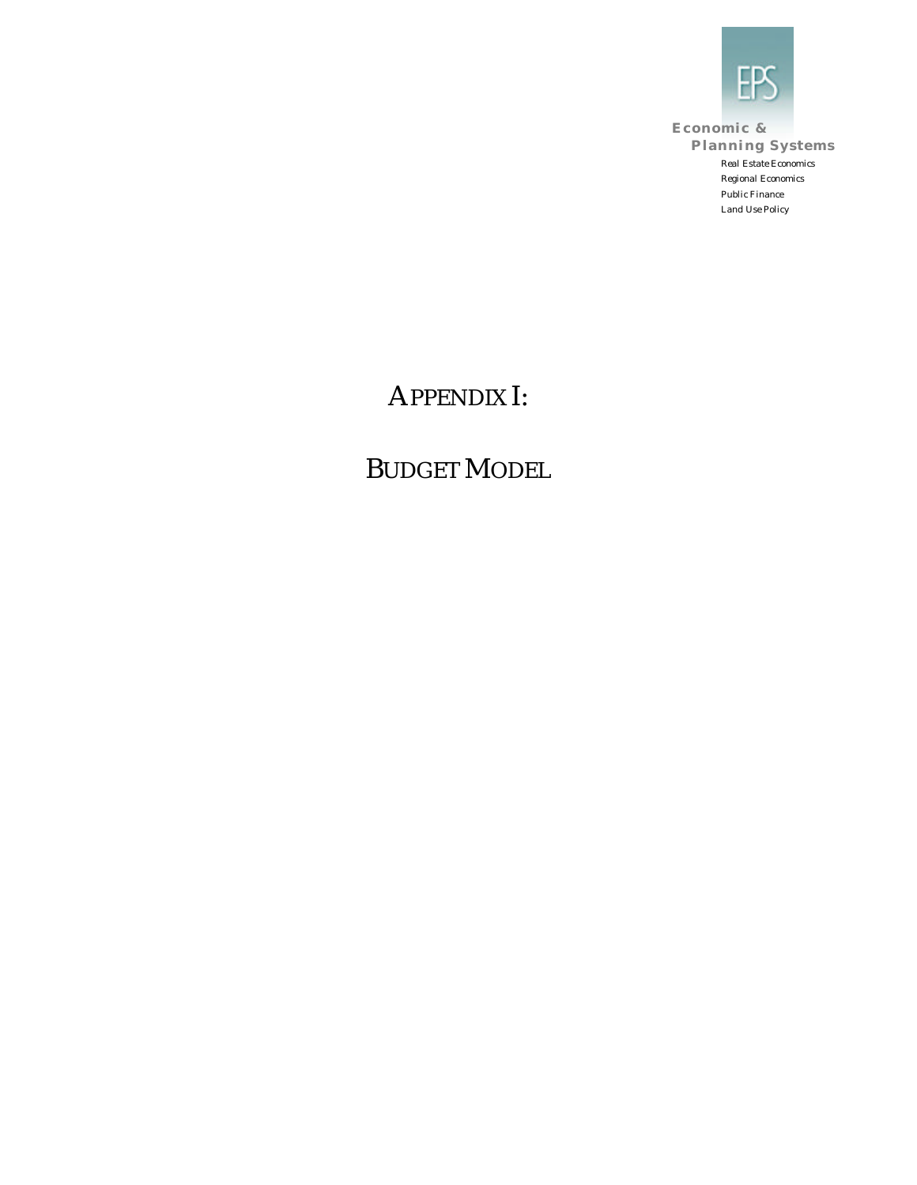Economic & Planning Systems

Real Estate Economics
Regional Economics
Public Finance
Land Use Policy

# APPENDIX I:

# BUDGET MODEL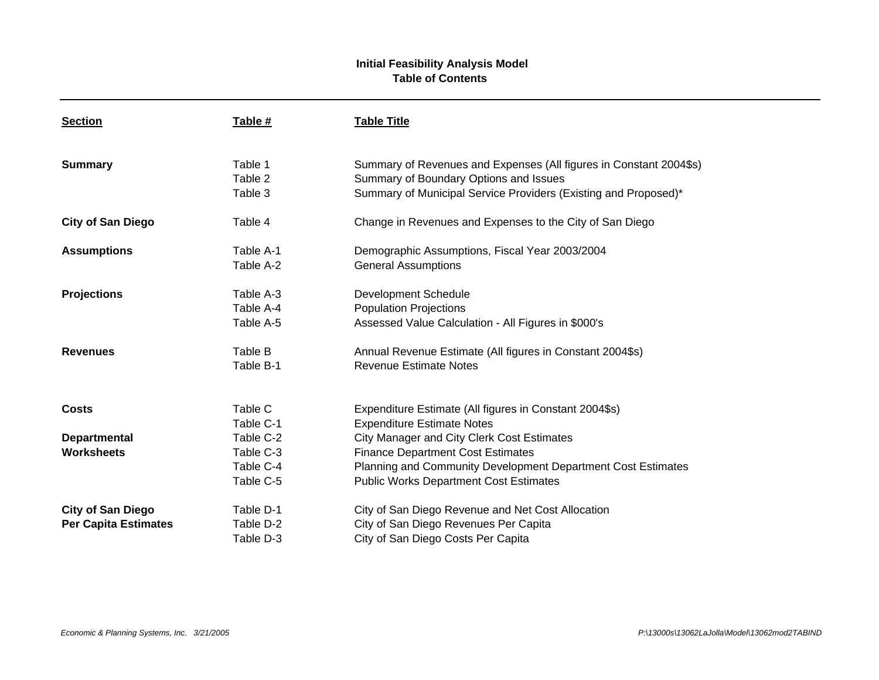**Initial Feasibility Analysis Model**
**Table of Contents**

| Section | Table # | Table Title |
|---|---|---|
| **Summary** | Table 1 | Summary of Revenues and Expenses (All figures in Constant 2004$s) |
| | Table 2 | Summary of Boundary Options and Issues |
| | Table 3 | Summary of Municipal Service Providers (Existing and Proposed)* |
| **City of San Diego** | Table 4 | Change in Revenues and Expenses to the City of San Diego |
| **Assumptions** | Table A-1 | Demographic Assumptions, Fiscal Year 2003/2004 |
| | Table A-2 | General Assumptions |
| **Projections** | Table A-3 | Development Schedule |
| | Table A-4 | Population Projections |
| | Table A-5 | Assessed Value Calculation - All Figures in $000's |
| **Revenues** | Table B | Annual Revenue Estimate (All figures in Constant 2004$s) |
| | Table B-1 | Revenue Estimate Notes |
| **Costs** | Table C | Expenditure Estimate (All figures in Constant 2004$s) |
| | Table C-1 | Expenditure Estimate Notes |
| **Departmental** | Table C-2 | City Manager and City Clerk Cost Estimates |
| **Worksheets** | Table C-3 | Finance Department Cost Estimates |
| | Table C-4 | Planning and Community Development Department Cost Estimates |
| | Table C-5 | Public Works Department Cost Estimates |
| **City of San Diego** | Table D-1 | City of San Diego Revenue and Net Cost Allocation |
| **Per Capita Estimates** | Table D-2 | City of San Diego Revenues Per Capita |
| | Table D-3 | City of San Diego Costs Per Capita |

*Economic & Planning Systems, Inc. 3/21/2005* *P:\13000s\13062LaJolla\Model\13062mod2TABIND*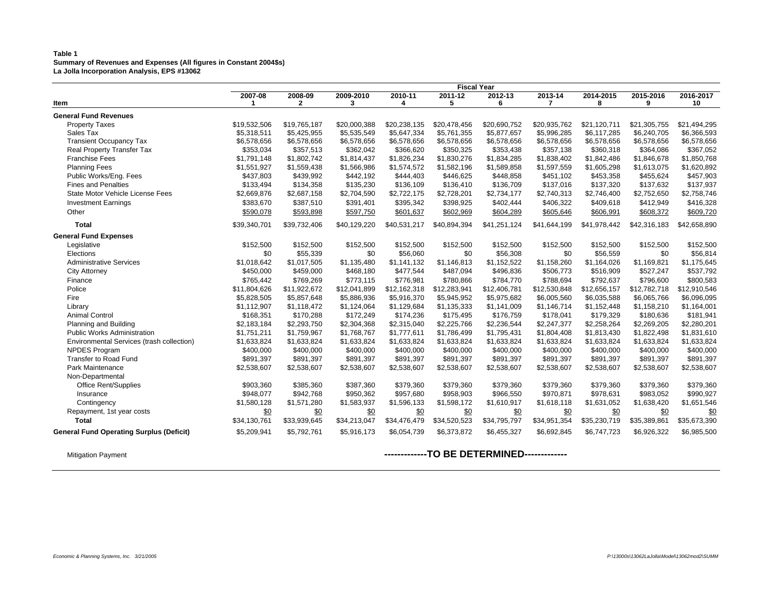**Table 1**
**Summary of Revenues and Expenses (All figures in Constant 2004$s)**
**La Jolla Incorporation Analysis, EPS #13062**

| Item | 2007-08 1 | 2008-09 2 | 2009-2010 3 | 2010-11 4 | 2011-12 5 | 2012-13 6 | 2013-14 7 | 2014-2015 8 | 2015-2016 9 | 2016-2017 10 |
|---|---|---|---|---|---|---|---|---|---|---|
| | Fiscal Year | | | | | | | | | |
| **General Fund Revenues** | | | | | | | | | | |
| Property Taxes | $19,532,506 | $19,765,187 | $20,000,388 | $20,238,135 | $20,478,456 | $20,690,752 | $20,935,762 | $21,120,711 | $21,305,755 | $21,494,295 |
| Sales Tax | $5,318,511 | $5,425,955 | $5,535,549 | $5,647,334 | $5,761,355 | $5,877,657 | $5,996,285 | $6,117,285 | $6,240,705 | $6,366,593 |
| Transient Occupancy Tax | $6,578,656 | $6,578,656 | $6,578,656 | $6,578,656 | $6,578,656 | $6,578,656 | $6,578,656 | $6,578,656 | $6,578,656 | $6,578,656 |
| Real Property Transfer Tax | $353,034 | $357,513 | $362,042 | $366,620 | $350,325 | $353,438 | $357,138 | $360,318 | $364,086 | $367,052 |
| Franchise Fees | $1,791,148 | $1,802,742 | $1,814,437 | $1,826,234 | $1,830,276 | $1,834,285 | $1,838,402 | $1,842,486 | $1,846,678 | $1,850,768 |
| Planning Fees | $1,551,927 | $1,559,438 | $1,566,986 | $1,574,572 | $1,582,196 | $1,589,858 | $1,597,559 | $1,605,298 | $1,613,075 | $1,620,892 |
| Public Works/Eng. Fees | $437,803 | $439,992 | $442,192 | $444,403 | $446,625 | $448,858 | $451,102 | $453,358 | $455,624 | $457,903 |
| Fines and Penalties | $133,494 | $134,358 | $135,230 | $136,109 | $136,410 | $136,709 | $137,016 | $137,320 | $137,632 | $137,937 |
| State Motor Vehicle License Fees | $2,669,876 | $2,687,158 | $2,704,590 | $2,722,175 | $2,728,201 | $2,734,177 | $2,740,313 | $2,746,400 | $2,752,650 | $2,758,746 |
| Investment Earnings | $383,670 | $387,510 | $391,401 | $395,342 | $398,925 | $402,444 | $406,322 | $409,618 | $412,949 | $416,328 |
| Other | $590,078 | $593,898 | $597,750 | $601,637 | $602,969 | $604,289 | $605,646 | $606,991 | $608,372 | $609,720 |
| **Total** | $39,340,701 | $39,732,406 | $40,129,220 | $40,531,217 | $40,894,394 | $41,251,124 | $41,644,199 | $41,978,442 | $42,316,183 | $42,658,890 |
| **General Fund Expenses** | | | | | | | | | | |
| Legislative | $152,500 | $152,500 | $152,500 | $152,500 | $152,500 | $152,500 | $152,500 | $152,500 | $152,500 | $152,500 |
| Elections | $0 | $55,339 | $0 | $56,060 | $0 | $56,308 | $0 | $56,559 | $0 | $56,814 |
| Administrative Services | $1,018,642 | $1,017,505 | $1,135,480 | $1,141,132 | $1,146,813 | $1,152,522 | $1,158,260 | $1,164,026 | $1,169,821 | $1,175,645 |
| City Attorney | $450,000 | $459,000 | $468,180 | $477,544 | $487,094 | $496,836 | $506,773 | $516,909 | $527,247 | $537,792 |
| Finance | $765,442 | $769,269 | $773,115 | $776,981 | $780,866 | $784,770 | $788,694 | $792,637 | $796,600 | $800,583 |
| Police | $11,804,626 | $11,922,672 | $12,041,899 | $12,162,318 | $12,283,941 | $12,406,781 | $12,530,848 | $12,656,157 | $12,782,718 | $12,910,546 |
| Fire | $5,828,505 | $5,857,648 | $5,886,936 | $5,916,370 | $5,945,952 | $5,975,682 | $6,005,560 | $6,035,588 | $6,065,766 | $6,096,095 |
| Library | $1,112,907 | $1,118,472 | $1,124,064 | $1,129,684 | $1,135,333 | $1,141,009 | $1,146,714 | $1,152,448 | $1,158,210 | $1,164,001 |
| Animal Control | $168,351 | $170,288 | $172,249 | $174,236 | $175,495 | $176,759 | $178,041 | $179,329 | $180,636 | $181,941 |
| Planning and Building | $2,183,184 | $2,293,750 | $2,304,368 | $2,315,040 | $2,225,766 | $2,236,544 | $2,247,377 | $2,258,264 | $2,269,205 | $2,280,201 |
| Public Works Administration | $1,751,211 | $1,759,967 | $1,768,767 | $1,777,611 | $1,786,499 | $1,795,431 | $1,804,408 | $1,813,430 | $1,822,498 | $1,831,610 |
| Environmental Services (trash collection) | $1,633,824 | $1,633,824 | $1,633,824 | $1,633,824 | $1,633,824 | $1,633,824 | $1,633,824 | $1,633,824 | $1,633,824 | $1,633,824 |
| NPDES Program | $400,000 | $400,000 | $400,000 | $400,000 | $400,000 | $400,000 | $400,000 | $400,000 | $400,000 | $400,000 |
| Transfer to Road Fund | $891,397 | $891,397 | $891,397 | $891,397 | $891,397 | $891,397 | $891,397 | $891,397 | $891,397 | $891,397 |
| Park Maintenance | $2,538,607 | $2,538,607 | $2,538,607 | $2,538,607 | $2,538,607 | $2,538,607 | $2,538,607 | $2,538,607 | $2,538,607 | $2,538,607 |
| Non-Departmental | | | | | | | | | | |
| Office Rent/Supplies | $903,360 | $385,360 | $387,360 | $379,360 | $379,360 | $379,360 | $379,360 | $379,360 | $379,360 | $379,360 |
| Insurance | $948,077 | $942,768 | $950,362 | $957,680 | $958,903 | $966,550 | $970,871 | $978,631 | $983,052 | $990,927 |
| Contingency | $1,580,128 | $1,571,280 | $1,583,937 | $1,596,133 | $1,598,172 | $1,610,917 | $1,618,118 | $1,631,052 | $1,638,420 | $1,651,546 |
| Repayment, 1st year costs | $0 | $0 | $0 | $0 | $0 | $0 | $0 | $0 | $0 | $0 |
| **Total** | $34,130,761 | $33,939,645 | $34,213,047 | $34,476,479 | $34,520,523 | $34,795,797 | $34,951,354 | $35,230,719 | $35,389,861 | $35,673,390 |
| **General Fund Operating Surplus (Deficit)** | $5,209,941 | $5,792,761 | $5,916,173 | $6,054,739 | $6,373,872 | $6,455,327 | $6,692,845 | $6,747,723 | $6,926,322 | $6,985,500 |

Mitigation Payment **-------------TO BE DETERMINED-------------**

*Economic & Planning Systems, Inc. 3/21/2005* *P:\13000s\13062LaJolla\Model\13062mod2\SUMM*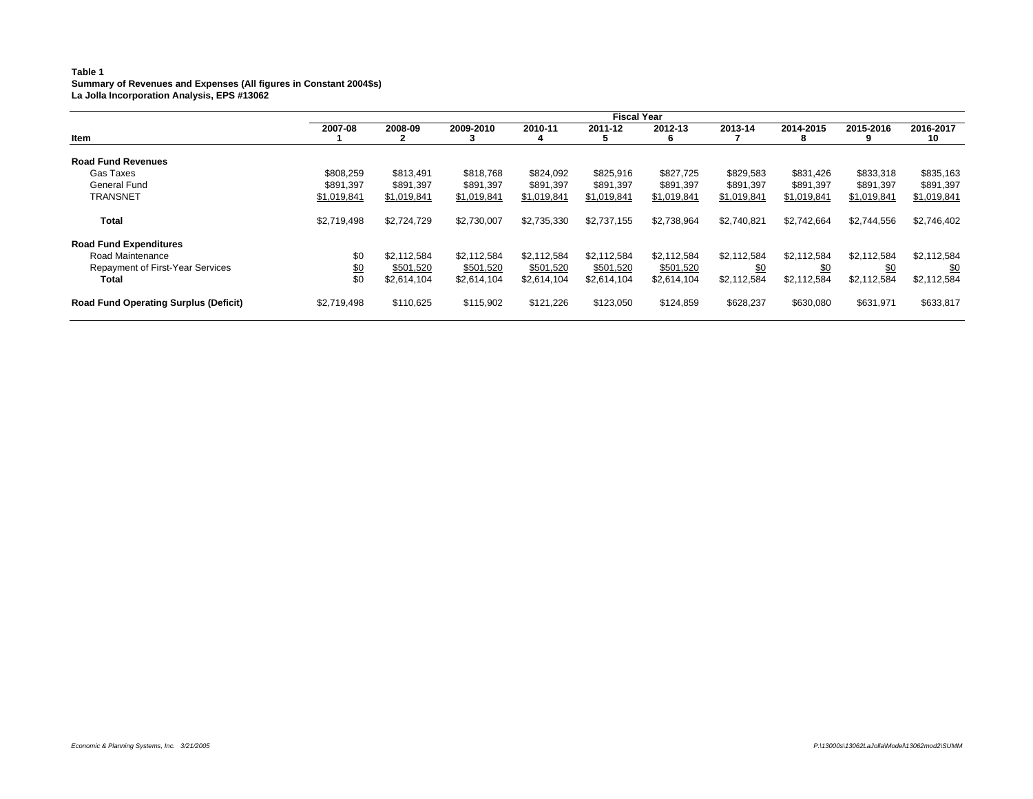**Table 1**
**Summary of Revenues and Expenses (All figures in Constant 2004$s)**
**La Jolla Incorporation Analysis, EPS #13062**

| | Fiscal Year | | | | | | | | | |
|---|---|---|---|---|---|---|---|---|---|---|
| **Item** | **2007-08 1** | **2008-09 2** | **2009-2010 3** | **2010-11 4** | **2011-12 5** | **2012-13 6** | **2013-14 7** | **2014-2015 8** | **2015-2016 9** | **2016-2017 10** |
| **Road Fund Revenues** | | | | | | | | | | |
| Gas Taxes | $808,259 | $813,491 | $818,768 | $824,092 | $825,916 | $827,725 | $829,583 | $831,426 | $833,318 | $835,163 |
| General Fund | $891,397 | $891,397 | $891,397 | $891,397 | $891,397 | $891,397 | $891,397 | $891,397 | $891,397 | $891,397 |
| TRANSNET | $1,019,841 | $1,019,841 | $1,019,841 | $1,019,841 | $1,019,841 | $1,019,841 | $1,019,841 | $1,019,841 | $1,019,841 | $1,019,841 |
| **Total** | $2,719,498 | $2,724,729 | $2,730,007 | $2,735,330 | $2,737,155 | $2,738,964 | $2,740,821 | $2,742,664 | $2,744,556 | $2,746,402 |
| **Road Fund Expenditures** | | | | | | | | | | |
| Road Maintenance | $0 | $2,112,584 | $2,112,584 | $2,112,584 | $2,112,584 | $2,112,584 | $2,112,584 | $2,112,584 | $2,112,584 | $2,112,584 |
| Repayment of First-Year Services | $0 | $501,520 | $501,520 | $501,520 | $501,520 | $501,520 | $0 | $0 | $0 | $0 |
| **Total** | $0 | $2,614,104 | $2,614,104 | $2,614,104 | $2,614,104 | $2,614,104 | $2,112,584 | $2,112,584 | $2,112,584 | $2,112,584 |
| **Road Fund Operating Surplus (Deficit)** | $2,719,498 | $110,625 | $115,902 | $121,226 | $123,050 | $124,859 | $628,237 | $630,080 | $631,971 | $633,817 |

*Economic & Planning Systems, Inc. 3/21/2005* P:\13000s\13062LaJolla\Model\13062mod2\SUMM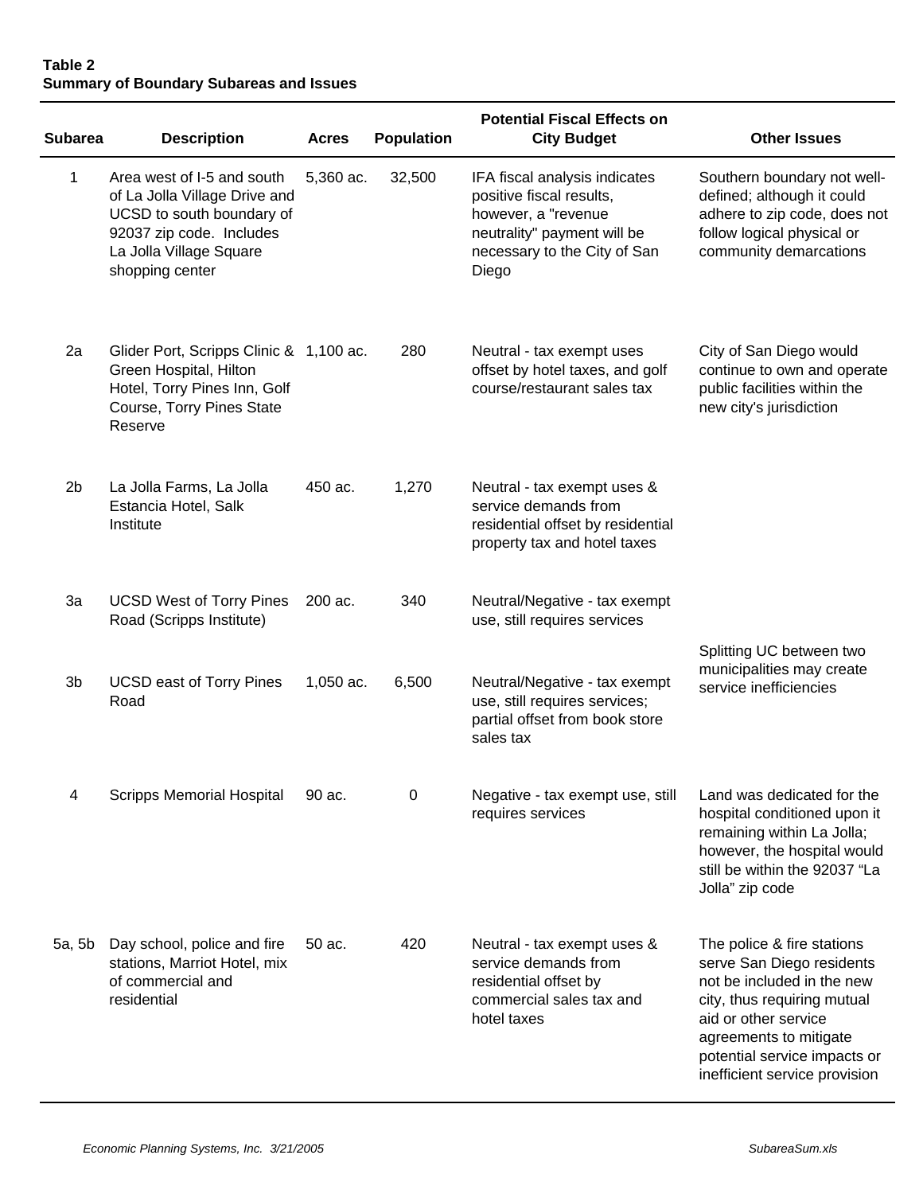**Table 2**
**Summary of Boundary Subareas and Issues**

| Subarea | Description | Acres | Population | Potential Fiscal Effects on City Budget | Other Issues |
|---|---|---|---|---|---|
| 1 | Area west of I-5 and south of La Jolla Village Drive and UCSD to south boundary of 92037 zip code. Includes La Jolla Village Square shopping center | 5,360 ac. | 32,500 | IFA fiscal analysis indicates positive fiscal results, however, a "revenue neutrality" payment will be necessary to the City of San Diego | Southern boundary not well-defined; although it could adhere to zip code, does not follow logical physical or community demarcations |
| 2a | Glider Port, Scripps Clinic & Green Hospital, Hilton Hotel, Torry Pines Inn, Golf Course, Torry Pines State Reserve | 1,100 ac. | 280 | Neutral - tax exempt uses offset by hotel taxes, and golf course/restaurant sales tax | City of San Diego would continue to own and operate public facilities within the new city's jurisdiction |
| 2b | La Jolla Farms, La Jolla Estancia Hotel, Salk Institute | 450 ac. | 1,270 | Neutral - tax exempt uses & service demands from residential offset by residential property tax and hotel taxes | |
| 3a | UCSD West of Torry Pines Road (Scripps Institute) | 200 ac. | 340 | Neutral/Negative - tax exempt use, still requires services | Splitting UC between two municipalities may create service inefficiencies |
| 3b | UCSD east of Torry Pines Road | 1,050 ac. | 6,500 | Neutral/Negative - tax exempt use, still requires services; partial offset from book store sales tax | |
| 4 | Scripps Memorial Hospital | 90 ac. | 0 | Negative - tax exempt use, still requires services | Land was dedicated for the hospital conditioned upon it remaining within La Jolla; however, the hospital would still be within the 92037 "La Jolla" zip code |
| 5a, 5b | Day school, police and fire stations, Marriot Hotel, mix of commercial and residential | 50 ac. | 420 | Neutral - tax exempt uses & service demands from residential offset by commercial sales tax and hotel taxes | The police & fire stations serve San Diego residents not be included in the new city, thus requiring mutual aid or other service agreements to mitigate potential service impacts or inefficient service provision |

*Economic Planning Systems, Inc. 3/21/2005* *SubareaSum.xls*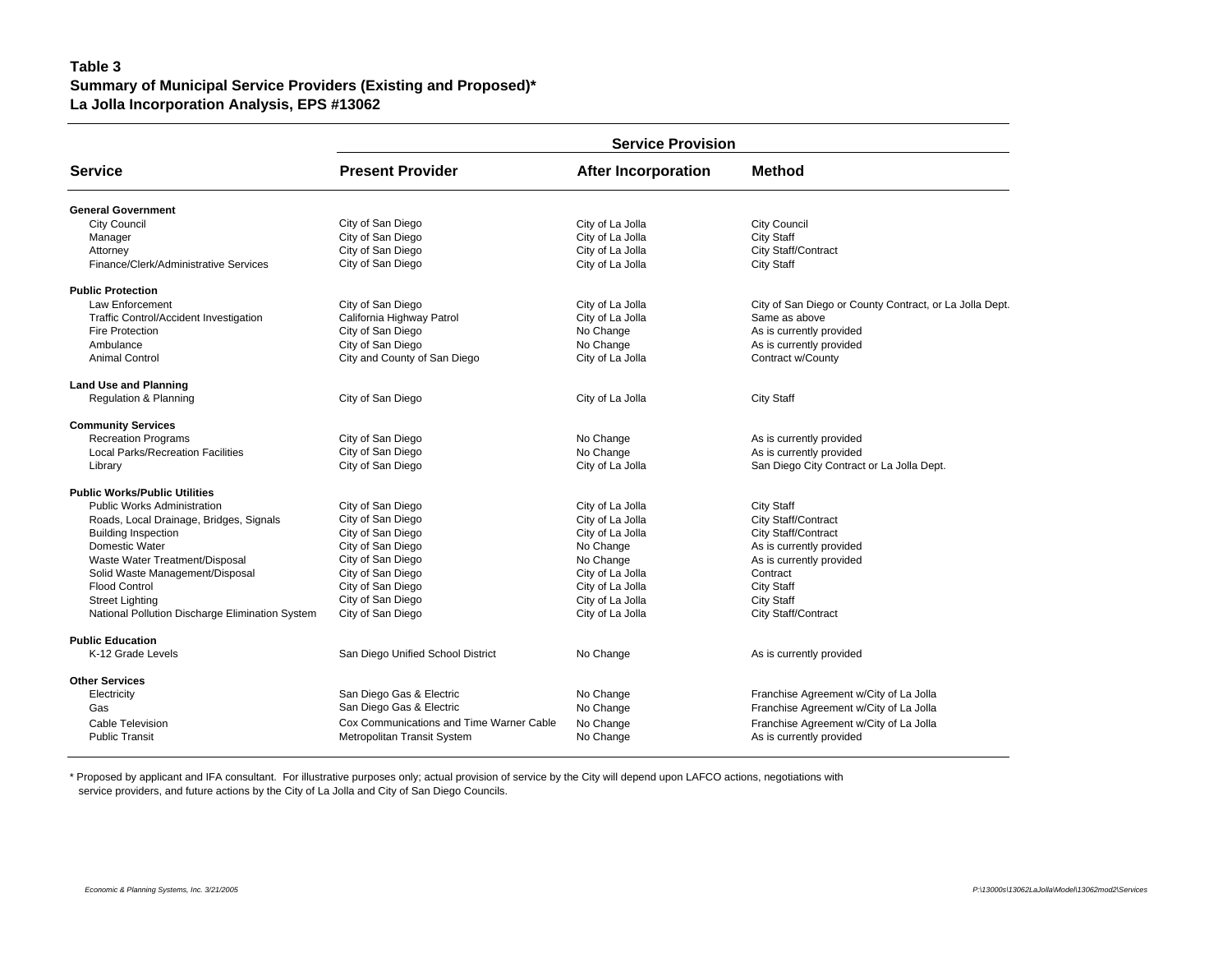**Table 3**
**Summary of Municipal Service Providers (Existing and Proposed)***
**La Jolla Incorporation Analysis, EPS #13062**

| Service | Present Provider | After Incorporation | Method |
|---|---|---|---|
| | **Service Provision** | | |
| **General Government** | | | |
| City Council | City of San Diego | City of La Jolla | City Council |
| Manager | City of San Diego | City of La Jolla | City Staff |
| Attorney | City of San Diego | City of La Jolla | City Staff/Contract |
| Finance/Clerk/Administrative Services | City of San Diego | City of La Jolla | City Staff |
| **Public Protection** | | | |
| Law Enforcement | City of San Diego | City of La Jolla | City of San Diego or County Contract, or La Jolla Dept. |
| Traffic Control/Accident Investigation | California Highway Patrol | City of La Jolla | Same as above |
| Fire Protection | City of San Diego | No Change | As is currently provided |
| Ambulance | City of San Diego | No Change | As is currently provided |
| Animal Control | City and County of San Diego | City of La Jolla | Contract w/County |
| **Land Use and Planning** | | | |
| Regulation & Planning | City of San Diego | City of La Jolla | City Staff |
| **Community Services** | | | |
| Recreation Programs | City of San Diego | No Change | As is currently provided |
| Local Parks/Recreation Facilities | City of San Diego | No Change | As is currently provided |
| Library | City of San Diego | City of La Jolla | San Diego City Contract or La Jolla Dept. |
| **Public Works/Public Utilities** | | | |
| Public Works Administration | City of San Diego | City of La Jolla | City Staff |
| Roads, Local Drainage, Bridges, Signals | City of San Diego | City of La Jolla | City Staff/Contract |
| Building Inspection | City of San Diego | City of La Jolla | City Staff/Contract |
| Domestic Water | City of San Diego | No Change | As is currently provided |
| Waste Water Treatment/Disposal | City of San Diego | No Change | As is currently provided |
| Solid Waste Management/Disposal | City of San Diego | City of La Jolla | Contract |
| Flood Control | City of San Diego | City of La Jolla | City Staff |
| Street Lighting | City of San Diego | City of La Jolla | City Staff |
| National Pollution Discharge Elimination System | City of San Diego | City of La Jolla | City Staff/Contract |
| **Public Education** | | | |
| K-12 Grade Levels | San Diego Unified School District | No Change | As is currently provided |
| **Other Services** | | | |
| Electricity | San Diego Gas & Electric | No Change | Franchise Agreement w/City of La Jolla |
| Gas | San Diego Gas & Electric | No Change | Franchise Agreement w/City of La Jolla |
| Cable Television | Cox Communications and Time Warner Cable | No Change | Franchise Agreement w/City of La Jolla |
| Public Transit | Metropolitan Transit System | No Change | As is currently provided |

* Proposed by applicant and IFA consultant. For illustrative purposes only; actual provision of service by the City will depend upon LAFCO actions, negotiations with service providers, and future actions by the City of La Jolla and City of San Diego Councils.

*Economic & Planning Systems, Inc. 3/21/2005*

*P:\13000s\13062LaJolla\Model\13062mod2\Services*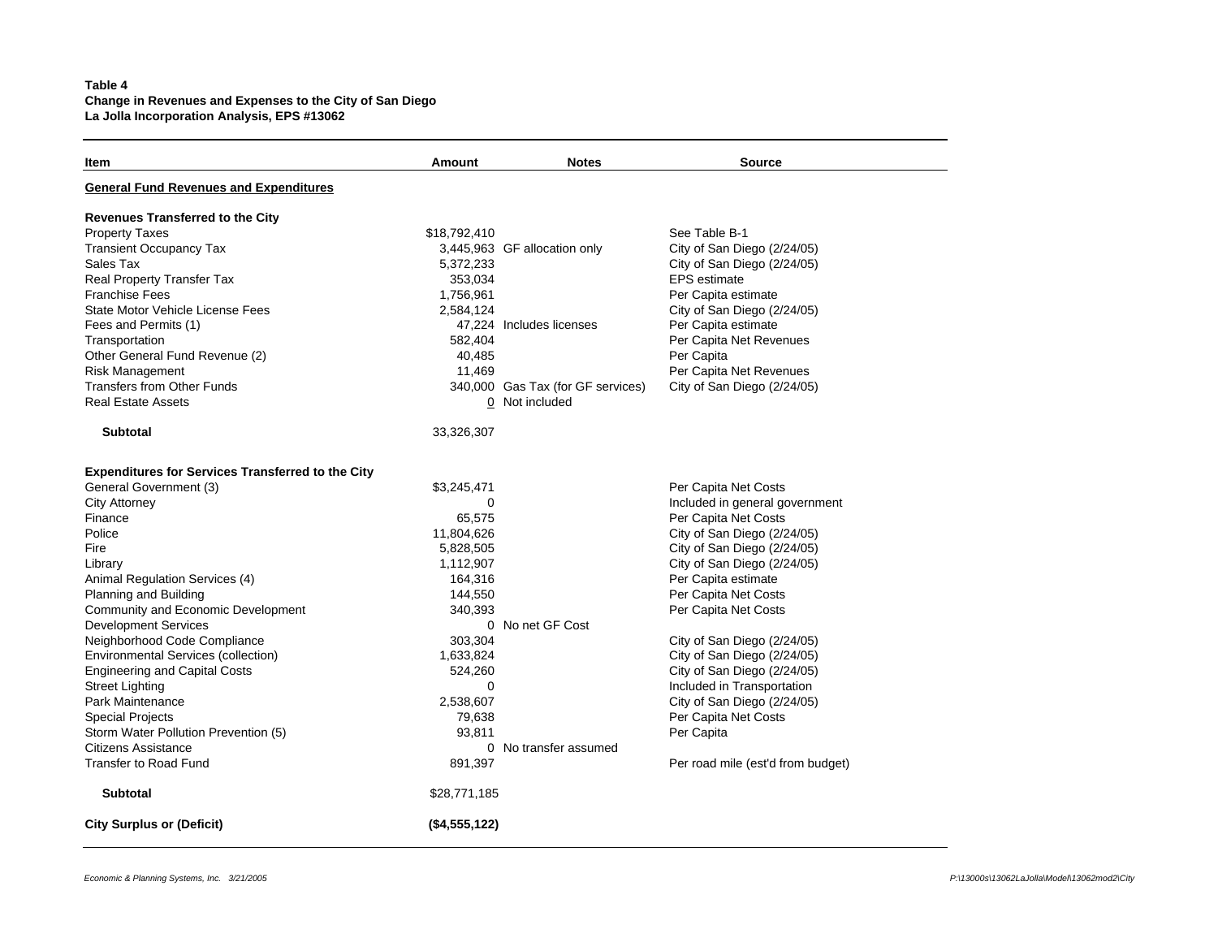**Table 4**
**Change in Revenues and Expenses to the City of San Diego**
**La Jolla Incorporation Analysis, EPS #13062**

| Item | Amount | Notes | Source |
|---|---|---|---|
| **General Fund Revenues and Expenditures** | | | |
| | | | |
| **Revenues Transferred to the City** | | | |
| Property Taxes | $18,792,410 | | See Table B-1 |
| Transient Occupancy Tax | 3,445,963 | GF allocation only | City of San Diego (2/24/05) |
| Sales Tax | 5,372,233 | | City of San Diego (2/24/05) |
| Real Property Transfer Tax | 353,034 | | EPS estimate |
| Franchise Fees | 1,756,961 | | Per Capita estimate |
| State Motor Vehicle License Fees | 2,584,124 | | City of San Diego (2/24/05) |
| Fees and Permits (1) | 47,224 | Includes licenses | Per Capita estimate |
| Transportation | 582,404 | | Per Capita Net Revenues |
| Other General Fund Revenue (2) | 40,485 | | Per Capita |
| Risk Management | 11,469 | | Per Capita Net Revenues |
| Transfers from Other Funds | 340,000 | Gas Tax (for GF services) | City of San Diego (2/24/05) |
| Real Estate Assets | 0 | Not included | |
| **Subtotal** | 33,326,307 | | |
| | | | |
| **Expenditures for Services Transferred to the City** | | | |
| General Government (3) | $3,245,471 | | Per Capita Net Costs |
| City Attorney | 0 | | Included in general government |
| Finance | 65,575 | | Per Capita Net Costs |
| Police | 11,804,626 | | City of San Diego (2/24/05) |
| Fire | 5,828,505 | | City of San Diego (2/24/05) |
| Library | 1,112,907 | | City of San Diego (2/24/05) |
| Animal Regulation Services (4) | 164,316 | | Per Capita estimate |
| Planning and Building | 144,550 | | Per Capita Net Costs |
| Community and Economic Development | 340,393 | | Per Capita Net Costs |
| Development Services | 0 | No net GF Cost | |
| Neighborhood Code Compliance | 303,304 | | City of San Diego (2/24/05) |
| Environmental Services (collection) | 1,633,824 | | City of San Diego (2/24/05) |
| Engineering and Capital Costs | 524,260 | | City of San Diego (2/24/05) |
| Street Lighting | 0 | | Included in Transportation |
| Park Maintenance | 2,538,607 | | City of San Diego (2/24/05) |
| Special Projects | 79,638 | | Per Capita Net Costs |
| Storm Water Pollution Prevention (5) | 93,811 | | Per Capita |
| Citizens Assistance | 0 | No transfer assumed | |
| Transfer to Road Fund | 891,397 | | Per road mile (est'd from budget) |
| **Subtotal** | $28,771,185 | | |
| | | | |
| **City Surplus or (Deficit)** | **($4,555,122)** | | |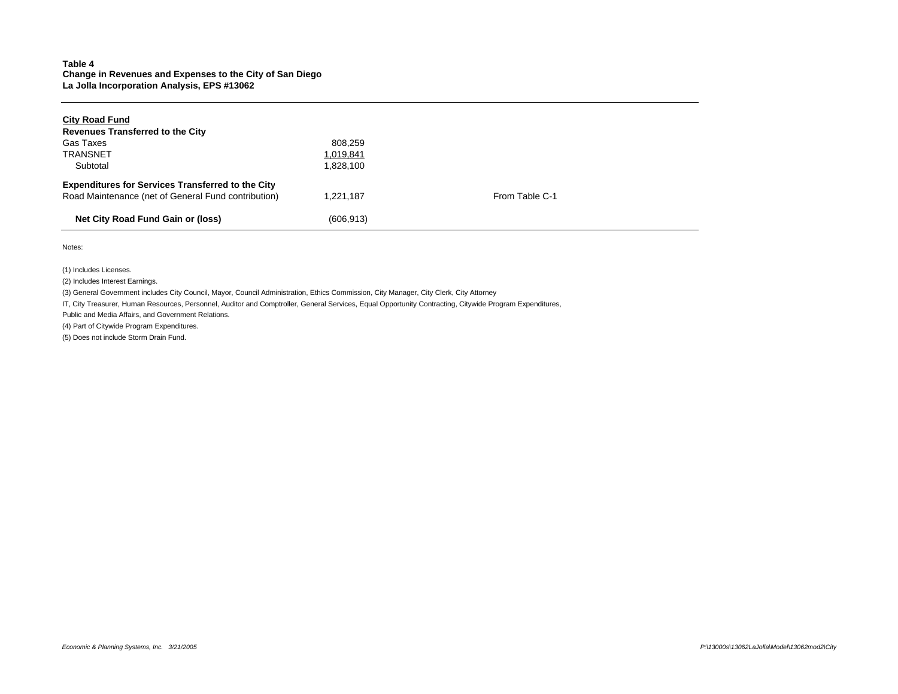**Table 4**
**Change in Revenues and Expenses to the City of San Diego**
**La Jolla Incorporation Analysis, EPS #13062**

| | | |
|---|---|---|
| **City Road Fund** | | |
| **Revenues Transferred to the City** | | |
| Gas Taxes | 808,259 | |
| TRANSNET | 1,019,841 | |
| Subtotal | 1,828,100 | |
| **Expenditures for Services Transferred to the City** | | |
| Road Maintenance (net of General Fund contribution) | 1,221,187 | From Table C-1 |
| **Net City Road Fund Gain or (loss)** | (606,913) | |

Notes:

(1) Includes Licenses.

(2) Includes Interest Earnings.

(3) General Government includes City Council, Mayor, Council Administration, Ethics Commission, City Manager, City Clerk, City Attorney
IT, City Treasurer, Human Resources, Personnel, Auditor and Comptroller, General Services, Equal Opportunity Contracting, Citywide Program Expenditures,
Public and Media Affairs, and Government Relations.

(4) Part of Citywide Program Expenditures.

(5) Does not include Storm Drain Fund.

*Economic & Planning Systems, Inc. 3/21/2005*

*P:\13000s\13062LaJolla\Model\13062mod2\City*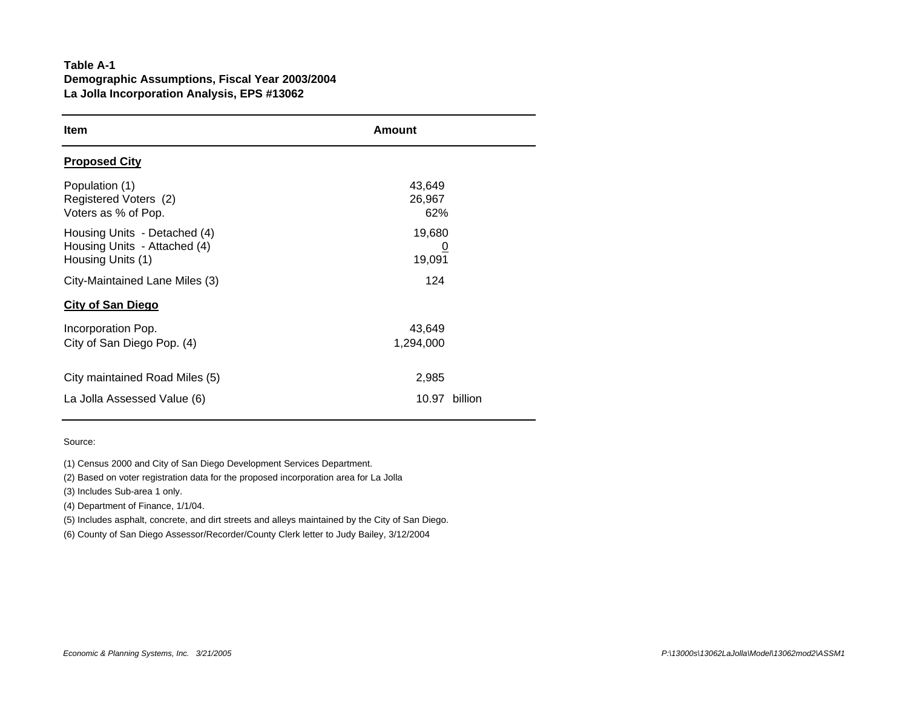**Table A-1**
**Demographic Assumptions, Fiscal Year 2003/2004**
**La Jolla Incorporation Analysis, EPS #13062**

| Item | Amount |
|---|---|
| **Proposed City** | |
| Population (1) | 43,649 |
| Registered Voters (2) | 26,967 |
| Voters as % of Pop. | 62% |
| Housing Units - Detached (4) | 19,680 |
| Housing Units - Attached (4) | 0 |
| Housing Units (1) | 19,091 |
| City-Maintained Lane Miles (3) | 124 |
| **City of San Diego** | |
| Incorporation Pop. | 43,649 |
| City of San Diego Pop. (4) | 1,294,000 |
| City maintained Road Miles (5) | 2,985 |
| La Jolla Assessed Value (6) | 10.97 billion |

Source:

(1) Census 2000 and City of San Diego Development Services Department.

(2) Based on voter registration data for the proposed incorporation area for La Jolla

(3) Includes Sub-area 1 only.

(4) Department of Finance, 1/1/04.

(5) Includes asphalt, concrete, and dirt streets and alleys maintained by the City of San Diego.

(6) County of San Diego Assessor/Recorder/County Clerk letter to Judy Bailey, 3/12/2004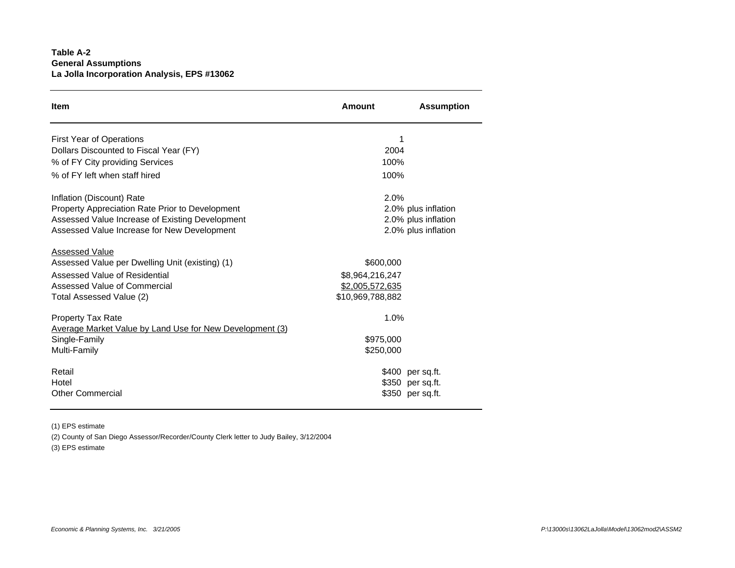**Table A-2**
**General Assumptions**
**La Jolla Incorporation Analysis, EPS #13062**

| Item | Amount | Assumption |
|---|---|---|
| First Year of Operations | 1 | |
| Dollars Discounted to Fiscal Year (FY) | 2004 | |
| % of FY City providing Services | 100% | |
| % of FY left when staff hired | 100% | |
| | | |
| Inflation (Discount) Rate | 2.0% | |
| Property Appreciation Rate Prior to Development | 2.0% | plus inflation |
| Assessed Value Increase of Existing Development | 2.0% | plus inflation |
| Assessed Value Increase for New Development | 2.0% | plus inflation |
| | | |
| Assessed Value | | |
| Assessed Value per Dwelling Unit (existing) (1) | $600,000 | |
| Assessed Value of Residential | $8,964,216,247 | |
| Assessed Value of Commercial | $2,005,572,635 | |
| Total Assessed Value (2) | $10,969,788,882 | |
| | | |
| Property Tax Rate | 1.0% | |
| Average Market Value by Land Use for New Development (3) | | |
| Single-Family | $975,000 | |
| Multi-Family | $250,000 | |
| | | |
| Retail | $400 | per sq.ft. |
| Hotel | $350 | per sq.ft. |
| Other Commercial | $350 | per sq.ft. |

(1) EPS estimate

(2) County of San Diego Assessor/Recorder/County Clerk letter to Judy Bailey, 3/12/2004

(3) EPS estimate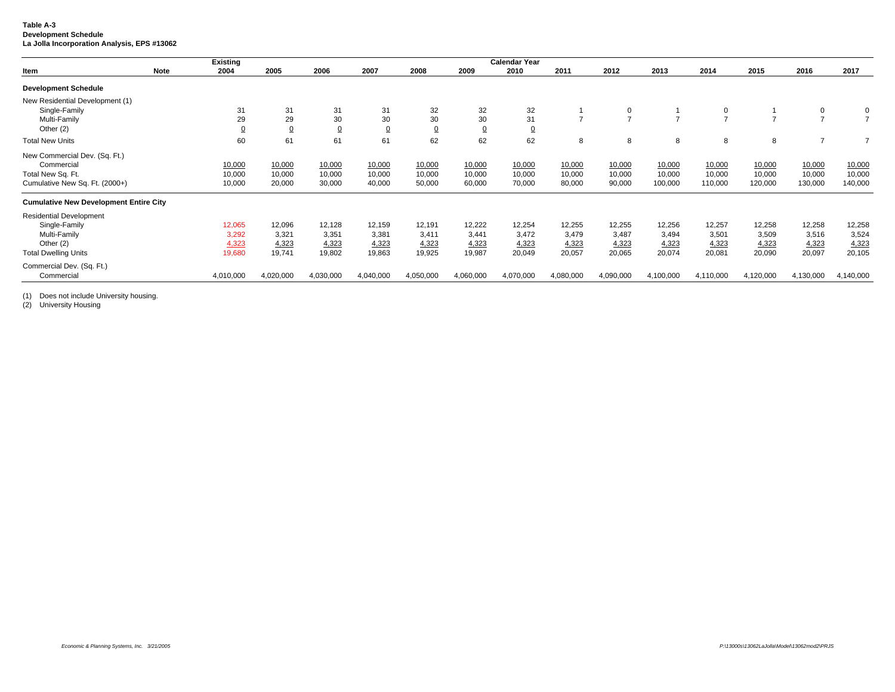**Table A-3**
**Development Schedule**
**La Jolla Incorporation Analysis, EPS #13062**

| Item | Note | Existing 2004 | 2005 | 2006 | 2007 | 2008 | 2009 | Calendar Year 2010 | 2011 | 2012 | 2013 | 2014 | 2015 | 2016 | 2017 |
|---|---|---|---|---|---|---|---|---|---|---|---|---|---|---|---|
| **Development Schedule** | | | | | | | | | | | | | | | |
| New Residential Development (1) | | | | | | | | | | | | | | | |
| Single-Family | | 31 | 31 | 31 | 31 | 32 | 32 | 32 | 1 | 0 | 1 | 0 | 1 | 0 | 0 |
| Multi-Family | | 29 | 29 | 30 | 30 | 30 | 30 | 31 | 7 | 7 | 7 | 7 | 7 | 7 | 7 |
| Other (2) | | 0 | 0 | 0 | 0 | 0 | 0 | 0 | | | | | | | |
| Total New Units | | 60 | 61 | 61 | 61 | 62 | 62 | 62 | 8 | 8 | 8 | 8 | 8 | 7 | 7 |
| New Commercial Dev. (Sq. Ft.) | | | | | | | | | | | | | | | |
| Commercial | | 10,000 | 10,000 | 10,000 | 10,000 | 10,000 | 10,000 | 10,000 | 10,000 | 10,000 | 10,000 | 10,000 | 10,000 | 10,000 | 10,000 |
| Total New Sq. Ft. | | 10,000 | 10,000 | 10,000 | 10,000 | 10,000 | 10,000 | 10,000 | 10,000 | 10,000 | 10,000 | 10,000 | 10,000 | 10,000 | 10,000 |
| Cumulative New Sq. Ft. (2000+) | | 10,000 | 20,000 | 30,000 | 40,000 | 50,000 | 60,000 | 70,000 | 80,000 | 90,000 | 100,000 | 110,000 | 120,000 | 130,000 | 140,000 |
| **Cumulative New Development Entire City** | | | | | | | | | | | | | | | |
| Residential Development | | | | | | | | | | | | | | | |
| Single-Family | | 12,065 | 12,096 | 12,128 | 12,159 | 12,191 | 12,222 | 12,254 | 12,255 | 12,255 | 12,256 | 12,257 | 12,258 | 12,258 | 12,258 |
| Multi-Family | | 3,292 | 3,321 | 3,351 | 3,381 | 3,411 | 3,441 | 3,472 | 3,479 | 3,487 | 3,494 | 3,501 | 3,509 | 3,516 | 3,524 |
| Other (2) | | 4,323 | 4,323 | 4,323 | 4,323 | 4,323 | 4,323 | 4,323 | 4,323 | 4,323 | 4,323 | 4,323 | 4,323 | 4,323 | 4,323 |
| Total Dwelling Units | | 19,680 | 19,741 | 19,802 | 19,863 | 19,925 | 19,987 | 20,049 | 20,057 | 20,065 | 20,074 | 20,081 | 20,090 | 20,097 | 20,105 |
| Commercial Dev. (Sq. Ft.) | | | | | | | | | | | | | | | |
| Commercial | | 4,010,000 | 4,020,000 | 4,030,000 | 4,040,000 | 4,050,000 | 4,060,000 | 4,070,000 | 4,080,000 | 4,090,000 | 4,100,000 | 4,110,000 | 4,120,000 | 4,130,000 | 4,140,000 |

(1) Does not include University housing.
(2) University Housing

*Economic & Planning Systems, Inc. 3/21/2005*

*P:\13000s\13062LaJolla\Model\13062mod2\PRJS*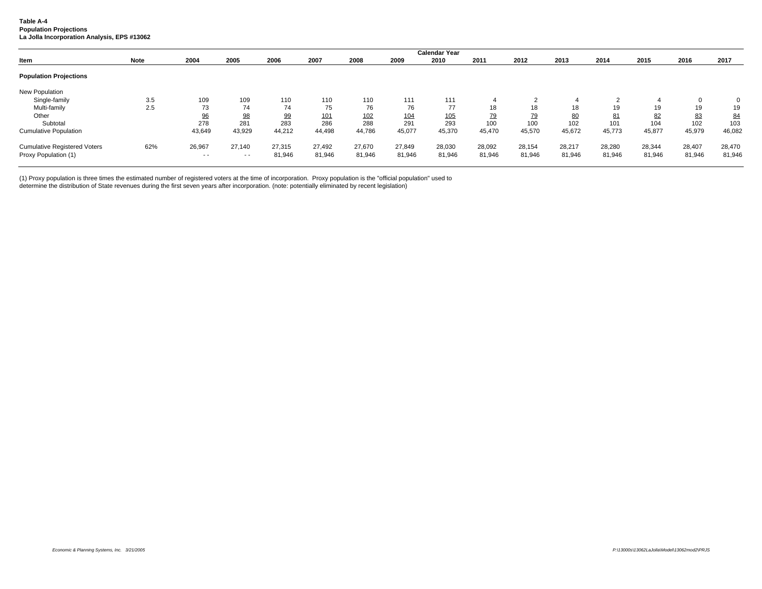**Table A-4**
**Population Projections**
**La Jolla Incorporation Analysis, EPS #13062**

| Item | Note | 2004 | 2005 | 2006 | 2007 | 2008 | 2009 | 2010 | 2011 | 2012 | 2013 | 2014 | 2015 | 2016 | 2017 |
|---|---|---|---|---|---|---|---|---|---|---|---|---|---|---|---|
| | | | | | | | | Calendar Year | | | | | | | |
| **Population Projections** | | | | | | | | | | | | | | | |
| New Population | | | | | | | | | | | | | | | |
| Single-family | 3.5 | 109 | 109 | 110 | 110 | 110 | 111 | 111 | 4 | 2 | 4 | 2 | 4 | 0 | 0 |
| Multi-family | 2.5 | 73 | 74 | 74 | 75 | 76 | 76 | 77 | 18 | 18 | 18 | 19 | 19 | 19 | 19 |
| Other | | 96 | 98 | 99 | 101 | 102 | 104 | 105 | 79 | 79 | 80 | 81 | 82 | 83 | 84 |
| Subtotal | | 278 | 281 | 283 | 286 | 288 | 291 | 293 | 100 | 100 | 102 | 101 | 104 | 102 | 103 |
| Cumulative Population | | 43,649 | 43,929 | 44,212 | 44,498 | 44,786 | 45,077 | 45,370 | 45,470 | 45,570 | 45,672 | 45,773 | 45,877 | 45,979 | 46,082 |
| Cumulative Registered Voters | 62% | 26,967 | 27,140 | 27,315 | 27,492 | 27,670 | 27,849 | 28,030 | 28,092 | 28,154 | 28,217 | 28,280 | 28,344 | 28,407 | 28,470 |
| Proxy Population (1) | | - - | - - | 81,946 | 81,946 | 81,946 | 81,946 | 81,946 | 81,946 | 81,946 | 81,946 | 81,946 | 81,946 | 81,946 | 81,946 |

(1) Proxy population is three times the estimated number of registered voters at the time of incorporation. Proxy population is the "official population" used to determine the distribution of State revenues during the first seven years after incorporation. (note: potentially eliminated by recent legislation)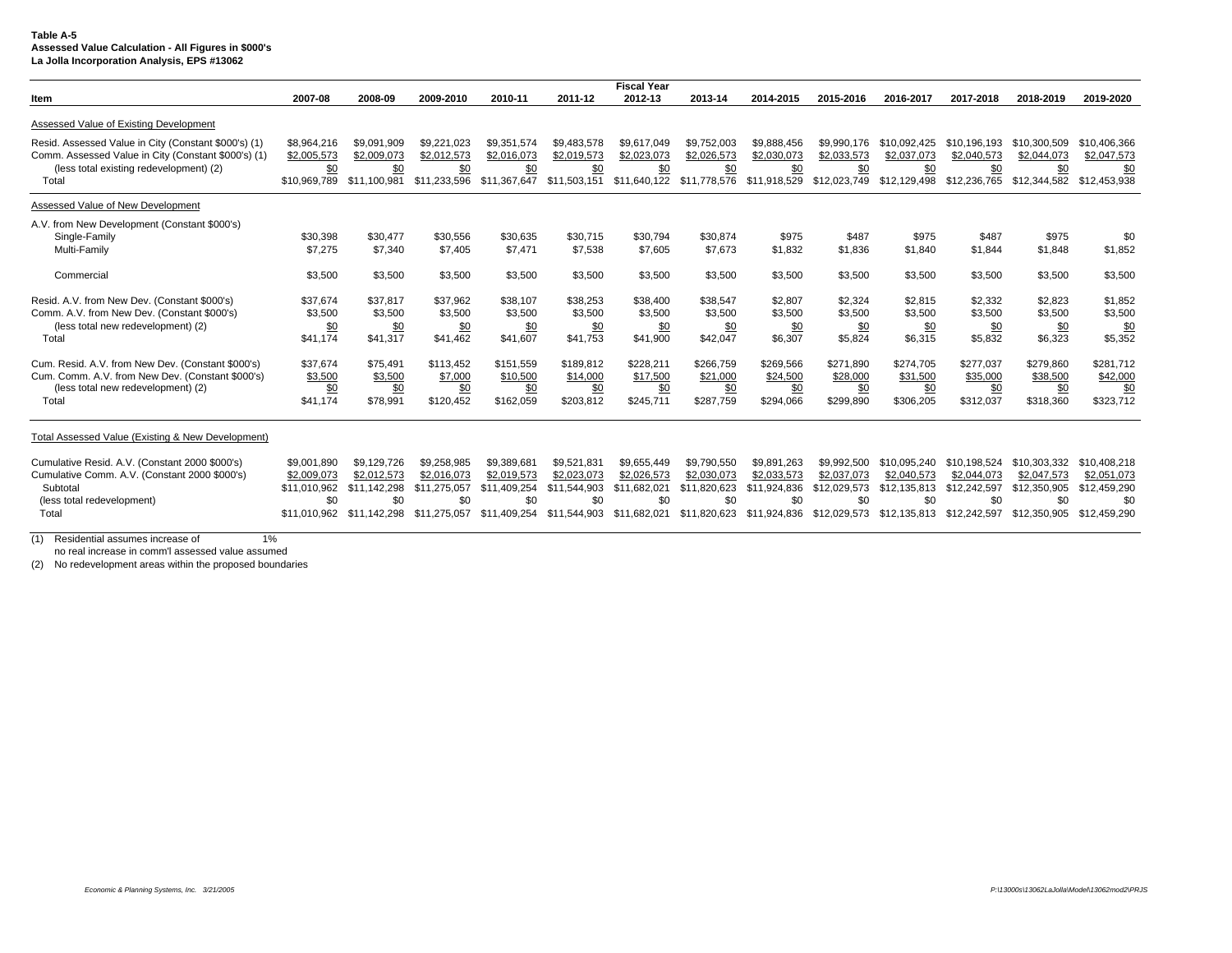**Table A-5**
**Assessed Value Calculation - All Figures in $000's**
**La Jolla Incorporation Analysis, EPS #13062**

| Item | 2007-08 | 2008-09 | 2009-2010 | 2010-11 | 2011-12 | 2012-13 | 2013-14 | 2014-2015 | 2015-2016 | 2016-2017 | 2017-2018 | 2018-2019 | 2019-2020 |
|---|---|---|---|---|---|---|---|---|---|---|---|---|---|
| | | | | | | Fiscal Year | | | | | | | |
| Assessed Value of Existing Development | | | | | | | | | | | | | |
| Resid. Assessed Value in City (Constant $000's) (1) | $8,964,216 | $9,091,909 | $9,221,023 | $9,351,574 | $9,483,578 | $9,617,049 | $9,752,003 | $9,888,456 | $9,990,176 | $10,092,425 | $10,196,193 | $10,300,509 | $10,406,366 |
| Comm. Assessed Value in City (Constant $000's) (1) | $2,005,573 | $2,009,073 | $2,012,573 | $2,016,073 | $2,019,573 | $2,023,073 | $2,026,573 | $2,030,073 | $2,033,573 | $2,037,073 | $2,040,573 | $2,044,073 | $2,047,573 |
| (less total existing redevelopment) (2) | $0 | $0 | $0 | $0 | $0 | $0 | $0 | $0 | $0 | $0 | $0 | $0 | $0 |
| Total | $10,969,789 | $11,100,981 | $11,233,596 | $11,367,647 | $11,503,151 | $11,640,122 | $11,778,576 | $11,918,529 | $12,023,749 | $12,129,498 | $12,236,765 | $12,344,582 | $12,453,938 |
| Assessed Value of New Development | | | | | | | | | | | | | |
| A.V. from New Development (Constant $000's) | | | | | | | | | | | | | |
| Single-Family | $30,398 | $30,477 | $30,556 | $30,635 | $30,715 | $30,794 | $30,874 | $975 | $487 | $975 | $487 | $975 | $0 |
| Multi-Family | $7,275 | $7,340 | $7,405 | $7,471 | $7,538 | $7,605 | $7,673 | $1,832 | $1,836 | $1,840 | $1,844 | $1,848 | $1,852 |
| Commercial | $3,500 | $3,500 | $3,500 | $3,500 | $3,500 | $3,500 | $3,500 | $3,500 | $3,500 | $3,500 | $3,500 | $3,500 | $3,500 |
| Resid. A.V. from New Dev. (Constant $000's) | $37,674 | $37,817 | $37,962 | $38,107 | $38,253 | $38,400 | $38,547 | $2,807 | $2,324 | $2,815 | $2,332 | $2,823 | $1,852 |
| Comm. A.V. from New Dev. (Constant $000's) | $3,500 | $3,500 | $3,500 | $3,500 | $3,500 | $3,500 | $3,500 | $3,500 | $3,500 | $3,500 | $3,500 | $3,500 | $3,500 |
| (less total new redevelopment) (2) | $0 | $0 | $0 | $0 | $0 | $0 | $0 | $0 | $0 | $0 | $0 | $0 | $0 |
| Total | $41,174 | $41,317 | $41,462 | $41,607 | $41,753 | $41,900 | $42,047 | $6,307 | $5,824 | $6,315 | $5,832 | $6,323 | $5,352 |
| Cum. Resid. A.V. from New Dev. (Constant $000's) | $37,674 | $75,491 | $113,452 | $151,559 | $189,812 | $228,211 | $266,759 | $269,566 | $271,890 | $274,705 | $277,037 | $279,860 | $281,712 |
| Cum. Comm. A.V. from New Dev. (Constant $000's) | $3,500 | $3,500 | $7,000 | $10,500 | $14,000 | $17,500 | $21,000 | $24,500 | $28,000 | $31,500 | $35,000 | $38,500 | $42,000 |
| (less total new redevelopment) (2) | $0 | $0 | $0 | $0 | $0 | $0 | $0 | $0 | $0 | $0 | $0 | $0 | $0 |
| Total | $41,174 | $78,991 | $120,452 | $162,059 | $203,812 | $245,711 | $287,759 | $294,066 | $299,890 | $306,205 | $312,037 | $318,360 | $323,712 |
| Total Assessed Value (Existing & New Development) | | | | | | | | | | | | | |
| Cumulative Resid. A.V. (Constant 2000 $000's) | $9,001,890 | $9,129,726 | $9,258,985 | $9,389,681 | $9,521,831 | $9,655,449 | $9,790,550 | $9,891,263 | $9,992,500 | $10,095,240 | $10,198,524 | $10,303,332 | $10,408,218 |
| Cumulative Comm. A.V. (Constant 2000 $000's) | $2,009,073 | $2,012,573 | $2,016,073 | $2,019,573 | $2,023,073 | $2,026,573 | $2,030,073 | $2,033,573 | $2,037,073 | $2,040,573 | $2,044,073 | $2,047,573 | $2,051,073 |
| Subtotal | $11,010,962 | $11,142,298 | $11,275,057 | $11,409,254 | $11,544,903 | $11,682,021 | $11,820,623 | $11,924,836 | $12,029,573 | $12,135,813 | $12,242,597 | $12,350,905 | $12,459,290 |
| (less total redevelopment) | $0 | $0 | $0 | $0 | $0 | $0 | $0 | $0 | $0 | $0 | $0 | $0 | $0 |
| Total | $11,010,962 | $11,142,298 | $11,275,057 | $11,409,254 | $11,544,903 | $11,682,021 | $11,820,623 | $11,924,836 | $12,029,573 | $12,135,813 | $12,242,597 | $12,350,905 | $12,459,290 |

(1) Residential assumes increase of 1%
no real increase in comm'l assessed value assumed

(2) No redevelopment areas within the proposed boundaries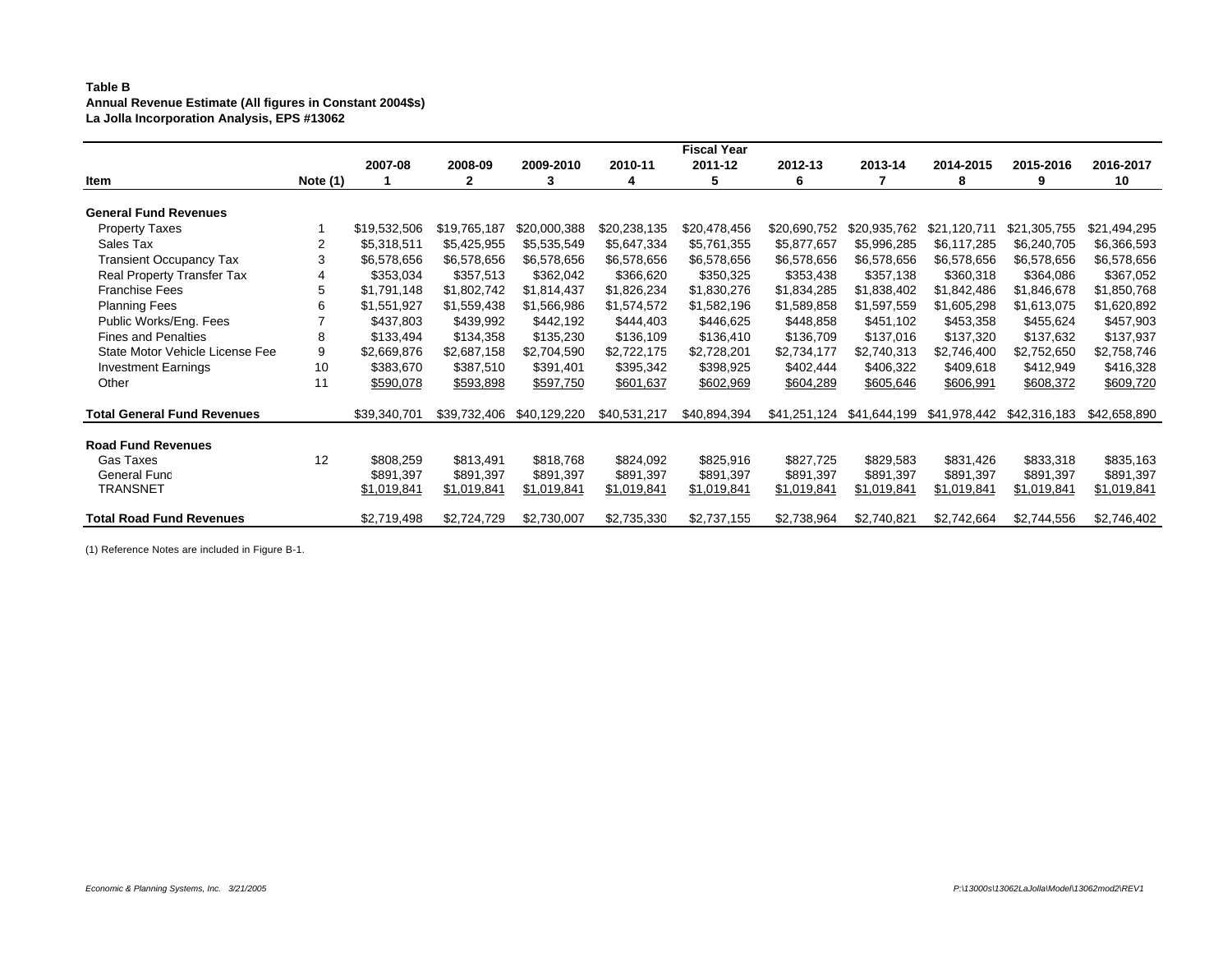**Table B**
**Annual Revenue Estimate (All figures in Constant 2004$s)**
**La Jolla Incorporation Analysis, EPS #13062**

| Item | Note (1) | 2007-08<br>1 | 2008-09<br>2 | 2009-2010<br>3 | 2010-11<br>4 | Fiscal Year<br>2011-12<br>5 | 2012-13<br>6 | 2013-14<br>7 | 2014-2015<br>8 | 2015-2016<br>9 | 2016-2017<br>10 |
|---|---|---|---|---|---|---|---|---|---|---|---|
| **General Fund Revenues** | | | | | | | | | | | |
| Property Taxes | 1 | $19,532,506 | $19,765,187 | $20,000,388 | $20,238,135 | $20,478,456 | $20,690,752 | $20,935,762 | $21,120,711 | $21,305,755 | $21,494,295 |
| Sales Tax | 2 | $5,318,511 | $5,425,955 | $5,535,549 | $5,647,334 | $5,761,355 | $5,877,657 | $5,996,285 | $6,117,285 | $6,240,705 | $6,366,593 |
| Transient Occupancy Tax | 3 | $6,578,656 | $6,578,656 | $6,578,656 | $6,578,656 | $6,578,656 | $6,578,656 | $6,578,656 | $6,578,656 | $6,578,656 | $6,578,656 |
| Real Property Transfer Tax | 4 | $353,034 | $357,513 | $362,042 | $366,620 | $350,325 | $353,438 | $357,138 | $360,318 | $364,086 | $367,052 |
| Franchise Fees | 5 | $1,791,148 | $1,802,742 | $1,814,437 | $1,826,234 | $1,830,276 | $1,834,285 | $1,838,402 | $1,842,486 | $1,846,678 | $1,850,768 |
| Planning Fees | 6 | $1,551,927 | $1,559,438 | $1,566,986 | $1,574,572 | $1,582,196 | $1,589,858 | $1,597,559 | $1,605,298 | $1,613,075 | $1,620,892 |
| Public Works/Eng. Fees | 7 | $437,803 | $439,992 | $442,192 | $444,403 | $446,625 | $448,858 | $451,102 | $453,358 | $455,624 | $457,903 |
| Fines and Penalties | 8 | $133,494 | $134,358 | $135,230 | $136,109 | $136,410 | $136,709 | $137,016 | $137,320 | $137,632 | $137,937 |
| State Motor Vehicle License Fee | 9 | $2,669,876 | $2,687,158 | $2,704,590 | $2,722,175 | $2,728,201 | $2,734,177 | $2,740,313 | $2,746,400 | $2,752,650 | $2,758,746 |
| Investment Earnings | 10 | $383,670 | $387,510 | $391,401 | $395,342 | $398,925 | $402,444 | $406,322 | $409,618 | $412,949 | $416,328 |
| Other | 11 | $590,078 | $593,898 | $597,750 | $601,637 | $602,969 | $604,289 | $605,646 | $606,991 | $608,372 | $609,720 |
| **Total General Fund Revenues** | | $39,340,701 | $39,732,406 | $40,129,220 | $40,531,217 | $40,894,394 | $41,251,124 | $41,644,199 | $41,978,442 | $42,316,183 | $42,658,890 |
| **Road Fund Revenues** | | | | | | | | | | | |
| Gas Taxes | 12 | $808,259 | $813,491 | $818,768 | $824,092 | $825,916 | $827,725 | $829,583 | $831,426 | $833,318 | $835,163 |
| General Fund | | $891,397 | $891,397 | $891,397 | $891,397 | $891,397 | $891,397 | $891,397 | $891,397 | $891,397 | $891,397 |
| TRANSNET | | $1,019,841 | $1,019,841 | $1,019,841 | $1,019,841 | $1,019,841 | $1,019,841 | $1,019,841 | $1,019,841 | $1,019,841 | $1,019,841 |
| **Total Road Fund Revenues** | | $2,719,498 | $2,724,729 | $2,730,007 | $2,735,330 | $2,737,155 | $2,738,964 | $2,740,821 | $2,742,664 | $2,744,556 | $2,746,402 |

(1) Reference Notes are included in Figure B-1.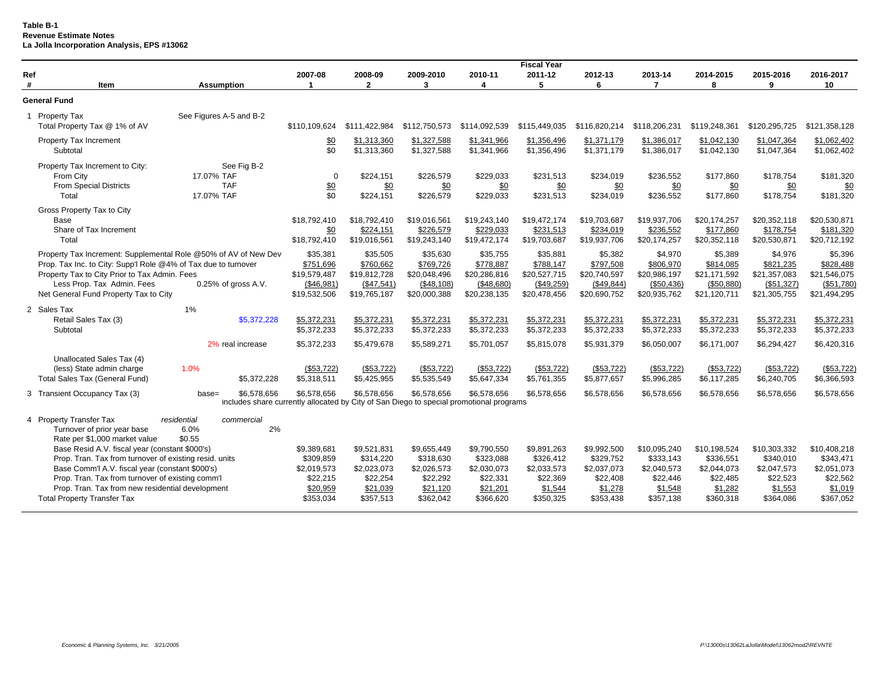**Table B-1**
**Revenue Estimate Notes**
**La Jolla Incorporation Analysis, EPS #13062**

| Ref # | Item | Assumption | | 2007-08 (1) | 2008-09 (2) | 2009-2010 (3) | 2010-11 (4) | 2011-12 (5) | 2012-13 (6) | 2013-14 (7) | 2014-2015 (8) | 2015-2016 (9) | 2016-2017 (10) |
|---|---|---|---|---|---|---|---|---|---|---|---|---|---|
| | **General Fund** | | | | | | | | | | | | |
| 1 | Property Tax | See Figures A-5 and B-2 | | | | | | | | | | | |
| | Total Property Tax @ 1% of AV | | | $110,109,624 | $111,422,984 | $112,750,573 | $114,092,539 | $115,449,035 | $116,820,214 | $118,206,231 | $119,248,361 | $120,295,725 | $121,358,128 |
| | Property Tax Increment | | | $0 | $1,313,360 | $1,327,588 | $1,341,966 | $1,356,496 | $1,371,179 | $1,386,017 | $1,042,130 | $1,047,364 | $1,062,402 |
| | Subtotal | | | $0 | $1,313,360 | $1,327,588 | $1,341,966 | $1,356,496 | $1,371,179 | $1,386,017 | $1,042,130 | $1,047,364 | $1,062,402 |
| | Property Tax Increment to City: | See Fig B-2 | | | | | | | | | | | |
| | From City | 17.07% TAF | | 0 | $224,151 | $226,579 | $229,033 | $231,513 | $234,019 | $236,552 | $177,860 | $178,754 | $181,320 |
| | From Special Districts | TAF | | $0 | $0 | $0 | $0 | $0 | $0 | $0 | $0 | $0 | $0 |
| | Total | 17.07% TAF | | $0 | $224,151 | $226,579 | $229,033 | $231,513 | $234,019 | $236,552 | $177,860 | $178,754 | $181,320 |
| | Gross Property Tax to City | | | | | | | | | | | | |
| | Base | | | $18,792,410 | $18,792,410 | $19,016,561 | $19,243,140 | $19,472,174 | $19,703,687 | $19,937,706 | $20,174,257 | $20,352,118 | $20,530,871 |
| | Share of Tax Increment | | | $0 | $224,151 | $226,579 | $229,033 | $231,513 | $234,019 | $236,552 | $177,860 | $178,754 | $181,320 |
| | Total | | | $18,792,410 | $19,016,561 | $19,243,140 | $19,472,174 | $19,703,687 | $19,937,706 | $20,174,257 | $20,352,118 | $20,530,871 | $20,712,192 |
| | Property Tax Increment: Supplemental Role @50% of AV of New Dev | | | $35,381 | $35,505 | $35,630 | $35,755 | $35,881 | $5,382 | $4,970 | $5,389 | $4,976 | $5,396 |
| | Prop. Tax Inc. to City: Supp'l Role @4% of Tax due to turnover | | | $751,696 | $760,662 | $769,726 | $778,887 | $788,147 | $797,508 | $806,970 | $814,085 | $821,235 | $828,488 |
| | Property Tax to City Prior to Tax Admin. Fees | | | $19,579,487 | $19,812,728 | $20,048,496 | $20,286,816 | $20,527,715 | $20,740,597 | $20,986,197 | $21,171,592 | $21,357,083 | $21,546,075 |
| | Less Prop. Tax Admin. Fees | 0.25% of gross A.V. | | ($46,981) | ($47,541) | ($48,108) | ($48,680) | ($49,259) | ($49,844) | ($50,436) | ($50,880) | ($51,327) | ($51,780) |
| | Net General Fund Property Tax to City | | | $19,532,506 | $19,765,187 | $20,000,388 | $20,238,135 | $20,478,456 | $20,690,752 | $20,935,762 | $21,120,711 | $21,305,755 | $21,494,295 |
| 2 | Sales Tax | 1% | | | | | | | | | | | |
| | Retail Sales Tax (3) | | $5,372,228 | $5,372,231 | $5,372,231 | $5,372,231 | $5,372,231 | $5,372,231 | $5,372,231 | $5,372,231 | $5,372,231 | $5,372,231 | $5,372,231 |
| | Subtotal | | | $5,372,233 | $5,372,233 | $5,372,233 | $5,372,233 | $5,372,233 | $5,372,233 | $5,372,233 | $5,372,233 | $5,372,233 | $5,372,233 |
| | | 2% real increase | | $5,372,233 | $5,479,678 | $5,589,271 | $5,701,057 | $5,815,078 | $5,931,379 | $6,050,007 | $6,171,007 | $6,294,427 | $6,420,316 |
| | Unallocated Sales Tax (4) | | | | | | | | | | | | |
| | (less) State admin charge | 1.0% | | ($53,722) | ($53,722) | ($53,722) | ($53,722) | ($53,722) | ($53,722) | ($53,722) | ($53,722) | ($53,722) | ($53,722) |
| | Total Sales Tax (General Fund) | | $5,372,228 | $5,318,511 | $5,425,955 | $5,535,549 | $5,647,334 | $5,761,355 | $5,877,657 | $5,996,285 | $6,117,285 | $6,240,705 | $6,366,593 |
| 3 | Transient Occupancy Tax (3) | base= | $6,578,656 | $6,578,656 | $6,578,656 | $6,578,656 | $6,578,656 | $6,578,656 | $6,578,656 | $6,578,656 | $6,578,656 | $6,578,656 | $6,578,656 |
| | includes share currently allocated by City of San Diego to special promotional programs | | | | | | | | | | | | |
| 4 | Property Transfer Tax | *residential* | *commercial* | | | | | | | | | | |
| | Turnover of prior year base | 6.0% | 2% | | | | | | | | | | |
| | Rate per $1,000 market value | $0.55 | | | | | | | | | | | |
| | Base Resid A.V. fiscal year (constant $000's) | | | $9,389,681 | $9,521,831 | $9,655,449 | $9,790,550 | $9,891,263 | $9,992,500 | $10,095,240 | $10,198,524 | $10,303,332 | $10,408,218 |
| | Prop. Tran. Tax from turnover of existing resid. units | | | $309,859 | $314,220 | $318,630 | $323,088 | $326,412 | $329,752 | $333,143 | $336,551 | $340,010 | $343,471 |
| | Base Comm'l A.V. fiscal year (constant $000's) | | | $2,019,573 | $2,023,073 | $2,026,573 | $2,030,073 | $2,033,573 | $2,037,073 | $2,040,573 | $2,044,073 | $2,047,573 | $2,051,073 |
| | Prop. Tran. Tax from turnover of existing comm'l | | | $22,215 | $22,254 | $22,292 | $22,331 | $22,369 | $22,408 | $22,446 | $22,485 | $22,523 | $22,562 |
| | Prop. Tran. Tax from new residential development | | | $20,959 | $21,039 | $21,120 | $21,201 | $1,544 | $1,278 | $1,548 | $1,282 | $1,553 | $1,019 |
| | Total Property Transfer Tax | | | $353,034 | $357,513 | $362,042 | $366,620 | $350,325 | $353,438 | $357,138 | $360,318 | $364,086 | $367,052 |

*Economic & Planning Systems, Inc. 3/21/2005*

*P:\13000s\13062LaJolla\Model\13062mod2\REVNTE*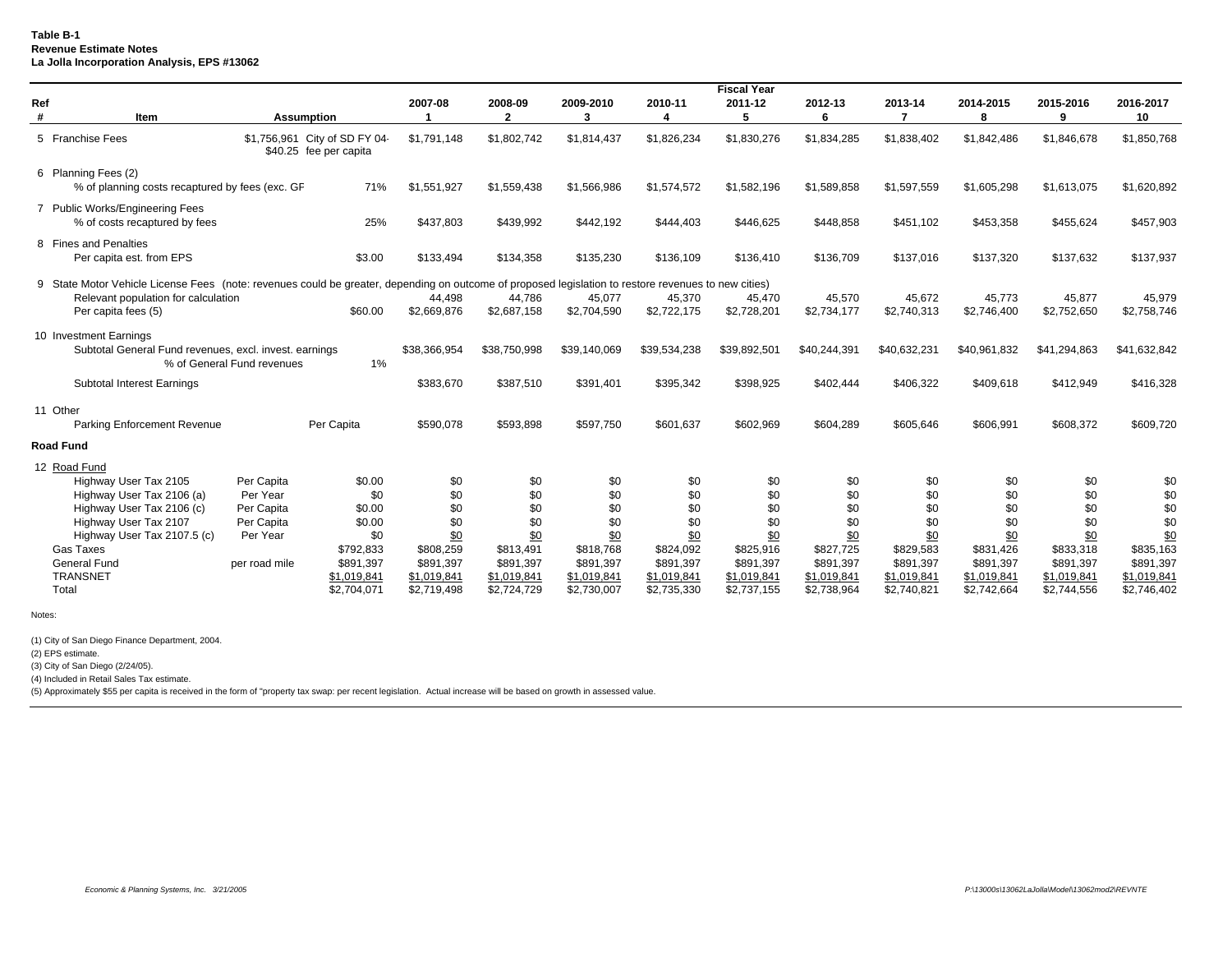**Table B-1**
**Revenue Estimate Notes**
**La Jolla Incorporation Analysis, EPS #13062**

| Ref # | Item | | Assumption | 2007-08<br>1 | 2008-09<br>2 | 2009-2010<br>3 | 2010-11<br>4 | Fiscal Year<br>2011-12<br>5 | 2012-13<br>6 | 2013-14<br>7 | 2014-2015<br>8 | 2015-2016<br>9 | 2016-2017<br>10 |
|---|---|---|---|---|---|---|---|---|---|---|---|---|---|
| 5 | Franchise Fees | $1,756,961 | City of SD FY 04-<br>$40.25 fee per capita | $1,791,148 | $1,802,742 | $1,814,437 | $1,826,234 | $1,830,276 | $1,834,285 | $1,838,402 | $1,842,486 | $1,846,678 | $1,850,768 |
| 6 | Planning Fees (2) | | | | | | | | | | | | |
| | % of planning costs recaptured by fees (exc. GF | | 71% | $1,551,927 | $1,559,438 | $1,566,986 | $1,574,572 | $1,582,196 | $1,589,858 | $1,597,559 | $1,605,298 | $1,613,075 | $1,620,892 |
| 7 | Public Works/Engineering Fees | | | | | | | | | | | | |
| | % of costs recaptured by fees | | 25% | $437,803 | $439,992 | $442,192 | $444,403 | $446,625 | $448,858 | $451,102 | $453,358 | $455,624 | $457,903 |
| 8 | Fines and Penalties | | | | | | | | | | | | |
| | Per capita est. from EPS | | $3.00 | $133,494 | $134,358 | $135,230 | $136,109 | $136,410 | $136,709 | $137,016 | $137,320 | $137,632 | $137,937 |
| 9 | State Motor Vehicle License Fees (note: revenues could be greater, depending on outcome of proposed legislation to restore revenues to new cities) | | | | | | | | | | | | |
| | Relevant population for calculation | | | 44,498 | 44,786 | 45,077 | 45,370 | 45,470 | 45,570 | 45,672 | 45,773 | 45,877 | 45,979 |
| | Per capita fees (5) | | $60.00 | $2,669,876 | $2,687,158 | $2,704,590 | $2,722,175 | $2,728,201 | $2,734,177 | $2,740,313 | $2,746,400 | $2,752,650 | $2,758,746 |
| 10 | Investment Earnings | | | | | | | | | | | | |
| | Subtotal General Fund revenues, excl. invest. earnings | | | $38,366,954 | $38,750,998 | $39,140,069 | $39,534,238 | $39,892,501 | $40,244,391 | $40,632,231 | $40,961,832 | $41,294,863 | $41,632,842 |
| | | % of General Fund revenues | 1% | | | | | | | | | | |
| | Subtotal Interest Earnings | | | $383,670 | $387,510 | $391,401 | $395,342 | $398,925 | $402,444 | $406,322 | $409,618 | $412,949 | $416,328 |
| 11 | Other | | | | | | | | | | | | |
| | Parking Enforcement Revenue | | Per Capita | $590,078 | $593,898 | $597,750 | $601,637 | $602,969 | $604,289 | $605,646 | $606,991 | $608,372 | $609,720 |
| | **Road Fund** | | | | | | | | | | | | |
| 12 | Road Fund | | | | | | | | | | | | |
| | Highway User Tax 2105 | Per Capita | $0.00 | $0 | $0 | $0 | $0 | $0 | $0 | $0 | $0 | $0 | $0 |
| | Highway User Tax 2106 (a) | Per Year | $0 | $0 | $0 | $0 | $0 | $0 | $0 | $0 | $0 | $0 | $0 |
| | Highway User Tax 2106 (c) | Per Capita | $0.00 | $0 | $0 | $0 | $0 | $0 | $0 | $0 | $0 | $0 | $0 |
| | Highway User Tax 2107 | Per Capita | $0.00 | $0 | $0 | $0 | $0 | $0 | $0 | $0 | $0 | $0 | $0 |
| | Highway User Tax 2107.5 (c) | Per Year | $0 | $0 | $0 | $0 | $0 | $0 | $0 | $0 | $0 | $0 | $0 |
| | Gas Taxes | | $792,833 | $808,259 | $813,491 | $818,768 | $824,092 | $825,916 | $827,725 | $829,583 | $831,426 | $833,318 | $835,163 |
| | General Fund | per road mile | $891,397 | $891,397 | $891,397 | $891,397 | $891,397 | $891,397 | $891,397 | $891,397 | $891,397 | $891,397 | $891,397 |
| | TRANSNET | | $1,019,841 | $1,019,841 | $1,019,841 | $1,019,841 | $1,019,841 | $1,019,841 | $1,019,841 | $1,019,841 | $1,019,841 | $1,019,841 | $1,019,841 |
| | Total | | $2,704,071 | $2,719,498 | $2,724,729 | $2,730,007 | $2,735,330 | $2,737,155 | $2,738,964 | $2,740,821 | $2,742,664 | $2,744,556 | $2,746,402 |

Notes:

(1) City of San Diego Finance Department, 2004.
(2) EPS estimate.
(3) City of San Diego (2/24/05).
(4) Included in Retail Sales Tax estimate.
(5) Approximately $55 per capita is received in the form of "property tax swap: per recent legislation. Actual increase will be based on growth in assessed value.

*Economic & Planning Systems, Inc. 3/21/2005*

*P:\13000s\13062LaJolla\Model\13062mod2\REVNTE*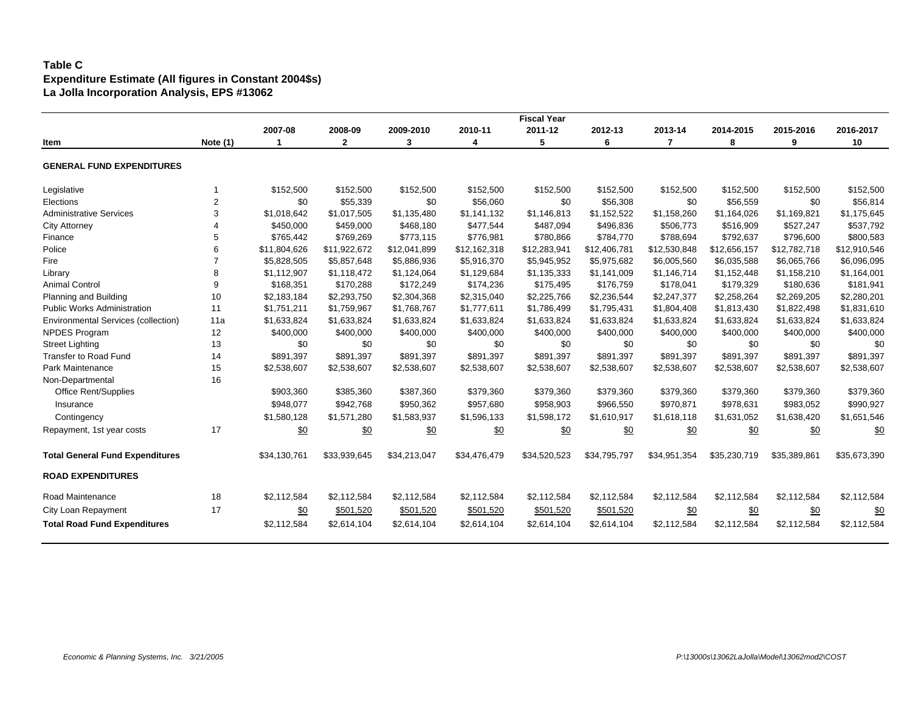**Table C**
**Expenditure Estimate (All figures in Constant 2004$s)**
**La Jolla Incorporation Analysis, EPS #13062**

| Item | Note (1) | 2007-08 | 2008-09 | 2009-2010 | 2010-11 | 2011-12 | 2012-13 | 2013-14 | 2014-2015 | 2015-2016 | 2016-2017 |
|---|---|---|---|---|---|---|---|---|---|---|---|
| | | Fiscal Year | | | | | | | | | |
| | | 1 | 2 | 3 | 4 | 5 | 6 | 7 | 8 | 9 | 10 |
| **GENERAL FUND EXPENDITURES** | | | | | | | | | | | |
| Legislative | 1 | $152,500 | $152,500 | $152,500 | $152,500 | $152,500 | $152,500 | $152,500 | $152,500 | $152,500 | $152,500 |
| Elections | 2 | $0 | $55,339 | $0 | $56,060 | $0 | $56,308 | $0 | $56,559 | $0 | $56,814 |
| Administrative Services | 3 | $1,018,642 | $1,017,505 | $1,135,480 | $1,141,132 | $1,146,813 | $1,152,522 | $1,158,260 | $1,164,026 | $1,169,821 | $1,175,645 |
| City Attorney | 4 | $450,000 | $459,000 | $468,180 | $477,544 | $487,094 | $496,836 | $506,773 | $516,909 | $527,247 | $537,792 |
| Finance | 5 | $765,442 | $769,269 | $773,115 | $776,981 | $780,866 | $784,770 | $788,694 | $792,637 | $796,600 | $800,583 |
| Police | 6 | $11,804,626 | $11,922,672 | $12,041,899 | $12,162,318 | $12,283,941 | $12,406,781 | $12,530,848 | $12,656,157 | $12,782,718 | $12,910,546 |
| Fire | 7 | $5,828,505 | $5,857,648 | $5,886,936 | $5,916,370 | $5,945,952 | $5,975,682 | $6,005,560 | $6,035,588 | $6,065,766 | $6,096,095 |
| Library | 8 | $1,112,907 | $1,118,472 | $1,124,064 | $1,129,684 | $1,135,333 | $1,141,009 | $1,146,714 | $1,152,448 | $1,158,210 | $1,164,001 |
| Animal Control | 9 | $168,351 | $170,288 | $172,249 | $174,236 | $175,495 | $176,759 | $178,041 | $179,329 | $180,636 | $181,941 |
| Planning and Building | 10 | $2,183,184 | $2,293,750 | $2,304,368 | $2,315,040 | $2,225,766 | $2,236,544 | $2,247,377 | $2,258,264 | $2,269,205 | $2,280,201 |
| Public Works Administration | 11 | $1,751,211 | $1,759,967 | $1,768,767 | $1,777,611 | $1,786,499 | $1,795,431 | $1,804,408 | $1,813,430 | $1,822,498 | $1,831,610 |
| Environmental Services (collection) | 11a | $1,633,824 | $1,633,824 | $1,633,824 | $1,633,824 | $1,633,824 | $1,633,824 | $1,633,824 | $1,633,824 | $1,633,824 | $1,633,824 |
| NPDES Program | 12 | $400,000 | $400,000 | $400,000 | $400,000 | $400,000 | $400,000 | $400,000 | $400,000 | $400,000 | $400,000 |
| Street Lighting | 13 | $0 | $0 | $0 | $0 | $0 | $0 | $0 | $0 | $0 | $0 |
| Transfer to Road Fund | 14 | $891,397 | $891,397 | $891,397 | $891,397 | $891,397 | $891,397 | $891,397 | $891,397 | $891,397 | $891,397 |
| Park Maintenance | 15 | $2,538,607 | $2,538,607 | $2,538,607 | $2,538,607 | $2,538,607 | $2,538,607 | $2,538,607 | $2,538,607 | $2,538,607 | $2,538,607 |
| Non-Departmental | 16 | | | | | | | | | | |
| Office Rent/Supplies | | $903,360 | $385,360 | $387,360 | $379,360 | $379,360 | $379,360 | $379,360 | $379,360 | $379,360 | $379,360 |
| Insurance | | $948,077 | $942,768 | $950,362 | $957,680 | $958,903 | $966,550 | $970,871 | $978,631 | $983,052 | $990,927 |
| Contingency | | $1,580,128 | $1,571,280 | $1,583,937 | $1,596,133 | $1,598,172 | $1,610,917 | $1,618,118 | $1,631,052 | $1,638,420 | $1,651,546 |
| Repayment, 1st year costs | 17 | $0 | $0 | $0 | $0 | $0 | $0 | $0 | $0 | $0 | $0 |
| **Total General Fund Expenditures** | | $34,130,761 | $33,939,645 | $34,213,047 | $34,476,479 | $34,520,523 | $34,795,797 | $34,951,354 | $35,230,719 | $35,389,861 | $35,673,390 |
| **ROAD EXPENDITURES** | | | | | | | | | | | |
| Road Maintenance | 18 | $2,112,584 | $2,112,584 | $2,112,584 | $2,112,584 | $2,112,584 | $2,112,584 | $2,112,584 | $2,112,584 | $2,112,584 | $2,112,584 |
| City Loan Repayment | 17 | $0 | $501,520 | $501,520 | $501,520 | $501,520 | $501,520 | $0 | $0 | $0 | $0 |
| **Total Road Fund Expenditures** | | $2,112,584 | $2,614,104 | $2,614,104 | $2,614,104 | $2,614,104 | $2,614,104 | $2,112,584 | $2,112,584 | $2,112,584 | $2,112,584 |

*Economic & Planning Systems, Inc. 3/21/2005* *P:\13000s\13062LaJolla\Model\13062mod2\COST*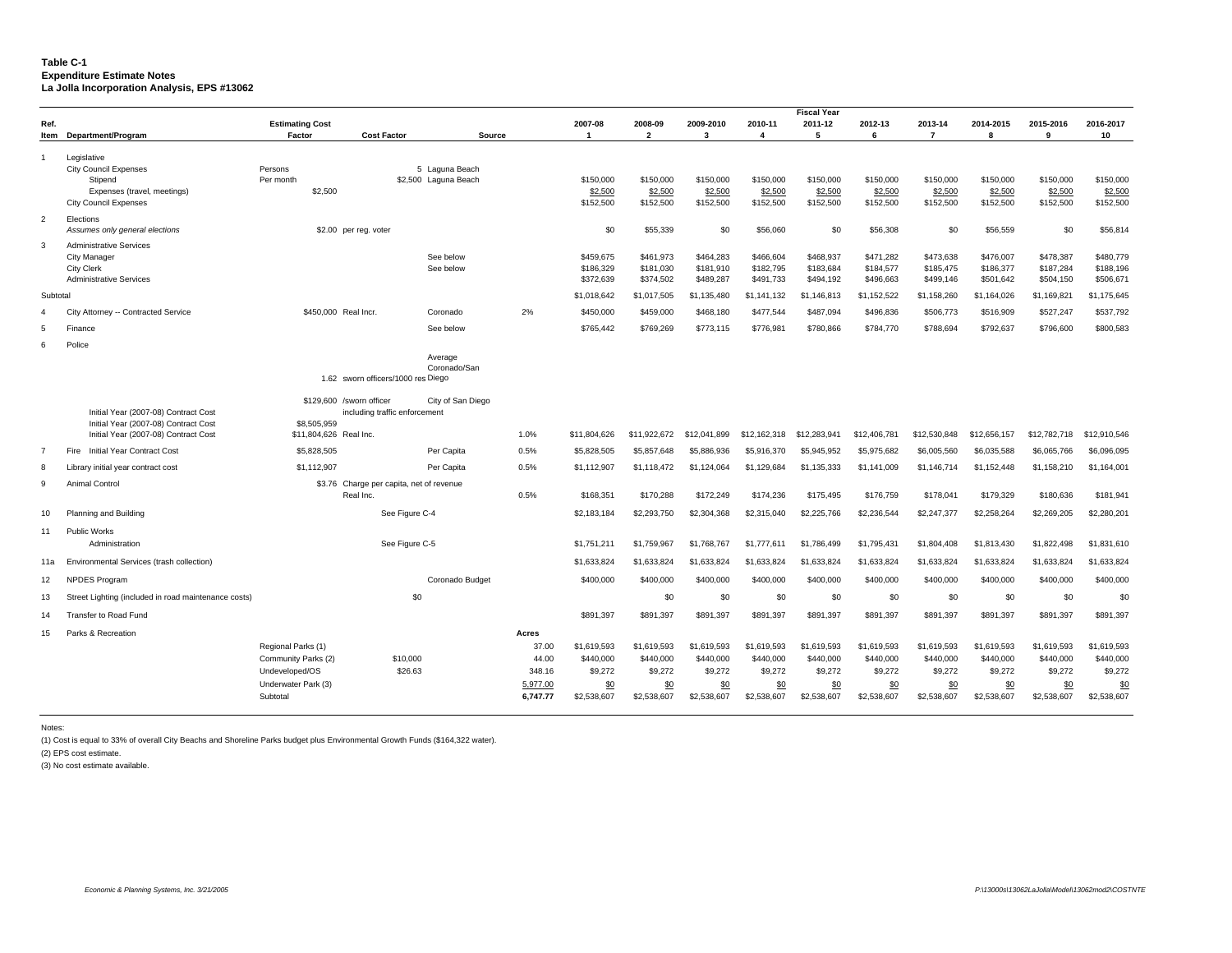**Table C-1**
**Expenditure Estimate Notes**
**La Jolla Incorporation Analysis, EPS #13062**

| Ref. Item | Department/Program | Estimating Cost Factor | Cost Factor | Source | | 2007-08 1 | 2008-09 2 | 2009-2010 3 | 2010-11 4 | 2011-12 5 | 2012-13 6 | 2013-14 7 | 2014-2015 8 | 2015-2016 9 | 2016-2017 10 |
|---|---|---|---|---|---|---|---|---|---|---|---|---|---|---|---|
| 1 | Legislative | | | | | | | | | | | | | | |
| | City Council Expenses | Persons | 5 | Laguna Beach | | | | | | | | | | | |
| | Stipend | Per month | $2,500 | Laguna Beach | | $150,000 | $150,000 | $150,000 | $150,000 | $150,000 | $150,000 | $150,000 | $150,000 | $150,000 | $150,000 |
| | Expenses (travel, meetings) | $2,500 | | | | $2,500 | $2,500 | $2,500 | $2,500 | $2,500 | $2,500 | $2,500 | $2,500 | $2,500 | $2,500 |
| | City Council Expenses | | | | | $152,500 | $152,500 | $152,500 | $152,500 | $152,500 | $152,500 | $152,500 | $152,500 | $152,500 | $152,500 |
| 2 | Elections | | | | | | | | | | | | | | |
| | *Assumes only general elections* | | $2.00 per reg. voter | | | $0 | $55,339 | $0 | $56,060 | $0 | $56,308 | $0 | $56,559 | $0 | $56,814 |
| 3 | Administrative Services | | | | | | | | | | | | | | |
| | City Manager | | | See below | | $459,675 | $461,973 | $464,283 | $466,604 | $468,937 | $471,282 | $473,638 | $476,007 | $478,387 | $480,779 |
| | City Clerk | | | See below | | $186,329 | $181,030 | $181,910 | $182,795 | $183,684 | $184,577 | $185,475 | $186,377 | $187,284 | $188,196 |
| | Administrative Services | | | | | $372,639 | $374,502 | $489,287 | $491,733 | $494,192 | $496,663 | $499,146 | $501,642 | $504,150 | $506,671 |
| Subtotal | | | | | | $1,018,642 | $1,017,505 | $1,135,480 | $1,141,132 | $1,146,813 | $1,152,522 | $1,158,260 | $1,164,026 | $1,169,821 | $1,175,645 |
| 4 | City Attorney -- Contracted Service | $450,000 | Real Incr. | Coronado | 2% | $450,000 | $459,000 | $468,180 | $477,544 | $487,094 | $496,836 | $506,773 | $516,909 | $527,247 | $537,792 |
| 5 | Finance | | | See below | | $765,442 | $769,269 | $773,115 | $776,981 | $780,866 | $784,770 | $788,694 | $792,637 | $796,600 | $800,583 |
| 6 | Police | | | | | | | | | | | | | | |
| | | 1.62 | sworn officers/1000 res | Average Coronado/San Diego | | | | | | | | | | | |
| | Initial Year (2007-08) Contract Cost | $129,600 | /sworn officer including traffic enforcement | City of San Diego | | | | | | | | | | | |
| | Initial Year (2007-08) Contract Cost | $8,505,959 | | | | | | | | | | | | | |
| | Initial Year (2007-08) Contract Cost | $11,804,626 | Real Inc. | | 1.0% | $11,804,626 | $11,922,672 | $12,041,899 | $12,162,318 | $12,283,941 | $12,406,781 | $12,530,848 | $12,656,157 | $12,782,718 | $12,910,546 |
| 7 | Fire Initial Year Contract Cost | $5,828,505 | | Per Capita | 0.5% | $5,828,505 | $5,857,648 | $5,886,936 | $5,916,370 | $5,945,952 | $5,975,682 | $6,005,560 | $6,035,588 | $6,065,766 | $6,096,095 |
| 8 | Library initial year contract cost | $1,112,907 | | Per Capita | 0.5% | $1,112,907 | $1,118,472 | $1,124,064 | $1,129,684 | $1,135,333 | $1,141,009 | $1,146,714 | $1,152,448 | $1,158,210 | $1,164,001 |
| 9 | Animal Control | $3.76 | Charge per capita, net of revenue Real Inc. | | 0.5% | $168,351 | $170,288 | $172,249 | $174,236 | $175,495 | $176,759 | $178,041 | $179,329 | $180,636 | $181,941 |
| 10 | Planning and Building | | See Figure C-4 | | | $2,183,184 | $2,293,750 | $2,304,368 | $2,315,040 | $2,225,766 | $2,236,544 | $2,247,377 | $2,258,264 | $2,269,205 | $2,280,201 |
| 11 | Public Works | | | | | | | | | | | | | | |
| | Administration | | See Figure C-5 | | | $1,751,211 | $1,759,967 | $1,768,767 | $1,777,611 | $1,786,499 | $1,795,431 | $1,804,408 | $1,813,430 | $1,822,498 | $1,831,610 |
| 11a | Environmental Services (trash collection) | | | | | $1,633,824 | $1,633,824 | $1,633,824 | $1,633,824 | $1,633,824 | $1,633,824 | $1,633,824 | $1,633,824 | $1,633,824 | $1,633,824 |
| 12 | NPDES Program | | | Coronado Budget | | $400,000 | $400,000 | $400,000 | $400,000 | $400,000 | $400,000 | $400,000 | $400,000 | $400,000 | $400,000 |
| 13 | Street Lighting (included in road maintenance costs) | | $0 | | | | $0 | $0 | $0 | $0 | $0 | $0 | $0 | $0 | $0 |
| 14 | Transfer to Road Fund | | | | | $891,397 | $891,397 | $891,397 | $891,397 | $891,397 | $891,397 | $891,397 | $891,397 | $891,397 | $891,397 |
| 15 | Parks & Recreation | | | | Acres | | | | | | | | | | |
| | | Regional Parks (1) | | | 37.00 | $1,619,593 | $1,619,593 | $1,619,593 | $1,619,593 | $1,619,593 | $1,619,593 | $1,619,593 | $1,619,593 | $1,619,593 | $1,619,593 |
| | | Community Parks (2) | $10,000 | | 44.00 | $440,000 | $440,000 | $440,000 | $440,000 | $440,000 | $440,000 | $440,000 | $440,000 | $440,000 | $440,000 |
| | | Undeveloped/OS | $26.63 | | 348.16 | $9,272 | $9,272 | $9,272 | $9,272 | $9,272 | $9,272 | $9,272 | $9,272 | $9,272 | $9,272 |
| | | Underwater Park (3) | | | 5,977.00 | $0 | $0 | $0 | $0 | $0 | $0 | $0 | $0 | $0 | $0 |
| | | Subtotal | | | 6,747.77 | $2,538,607 | $2,538,607 | $2,538,607 | $2,538,607 | $2,538,607 | $2,538,607 | $2,538,607 | $2,538,607 | $2,538,607 | $2,538,607 |

Notes:
(1) Cost is equal to 33% of overall City Beachs and Shoreline Parks budget plus Environmental Growth Funds ($164,322 water).
(2) EPS cost estimate.
(3) No cost estimate available.

*Economic & Planning Systems, Inc. 3/21/2005*

*P:\13000s\13062LaJolla\Model\13062mod2\COSTNTE*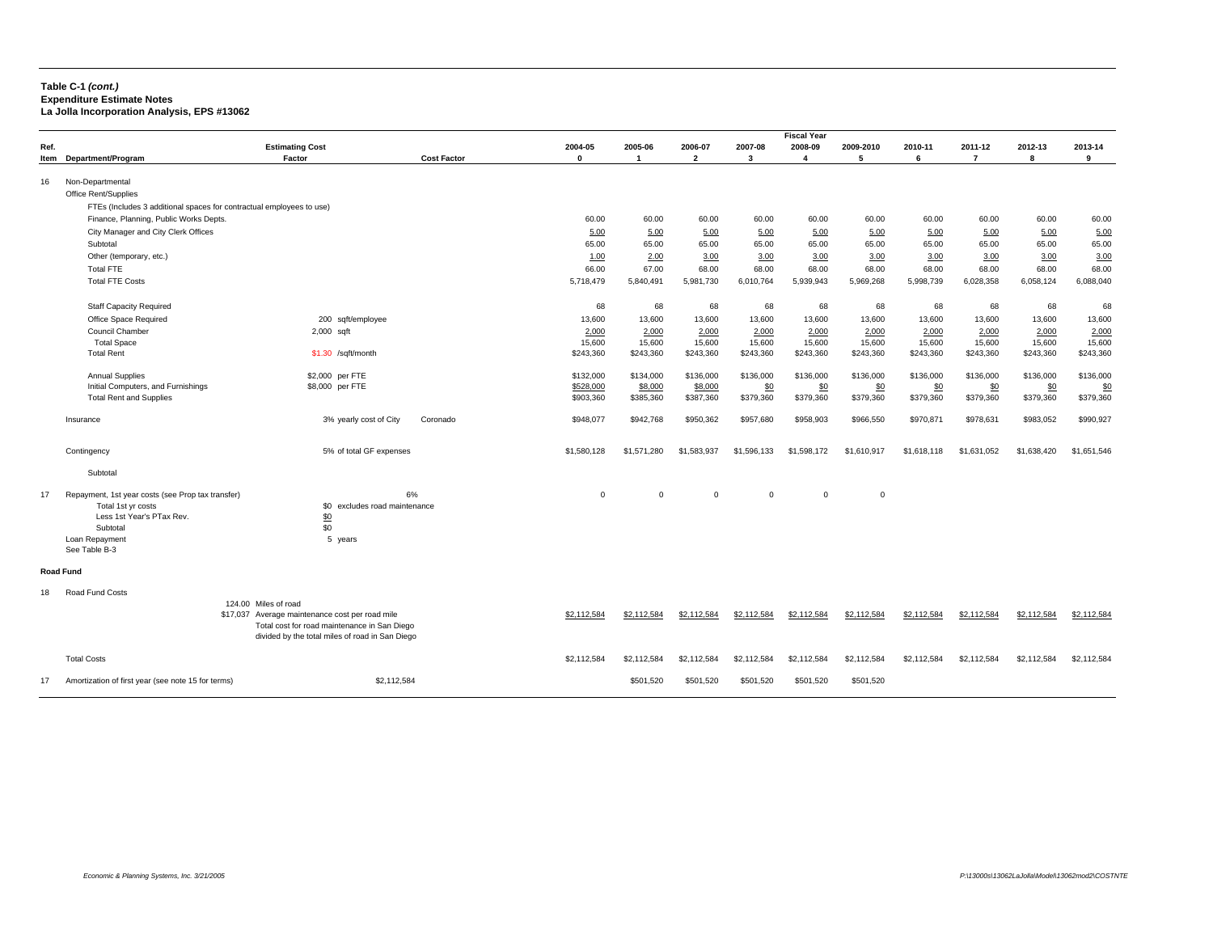**Table C-1 *(cont.)***
**Expenditure Estimate Notes**
**La Jolla Incorporation Analysis, EPS #13062**

| Ref. Item | Department/Program | Estimating Cost Factor | Cost Factor | 2004-05 0 | 2005-06 1 | 2006-07 2 | 2007-08 3 | 2008-09 4 | 2009-2010 5 | 2010-11 6 | 2011-12 7 | 2012-13 8 | 2013-14 9 |
|---|---|---|---|---|---|---|---|---|---|---|---|---|---|
| 16 | Non-Departmental | | | | | | | | | | | | |
| | Office Rent/Supplies | | | | | | | | | | | | |
| | FTEs (Includes 3 additional spaces for contractual employees to use) | | | | | | | | | | | | |
| | Finance, Planning, Public Works Depts. | | | 60.00 | 60.00 | 60.00 | 60.00 | 60.00 | 60.00 | 60.00 | 60.00 | 60.00 | 60.00 |
| | City Manager and City Clerk Offices | | | 5.00 | 5.00 | 5.00 | 5.00 | 5.00 | 5.00 | 5.00 | 5.00 | 5.00 | 5.00 |
| | Subtotal | | | 65.00 | 65.00 | 65.00 | 65.00 | 65.00 | 65.00 | 65.00 | 65.00 | 65.00 | 65.00 |
| | Other (temporary, etc.) | | | 1.00 | 2.00 | 3.00 | 3.00 | 3.00 | 3.00 | 3.00 | 3.00 | 3.00 | 3.00 |
| | Total FTE | | | 66.00 | 67.00 | 68.00 | 68.00 | 68.00 | 68.00 | 68.00 | 68.00 | 68.00 | 68.00 |
| | Total FTE Costs | | | 5,718,479 | 5,840,491 | 5,981,730 | 6,010,764 | 5,939,943 | 5,969,268 | 5,998,739 | 6,028,358 | 6,058,124 | 6,088,040 |
| | Staff Capacity Required | | | 68 | 68 | 68 | 68 | 68 | 68 | 68 | 68 | 68 | 68 |
| | Office Space Required | 200 sqft/employee | | 13,600 | 13,600 | 13,600 | 13,600 | 13,600 | 13,600 | 13,600 | 13,600 | 13,600 | 13,600 |
| | Council Chamber | 2,000 sqft | | 2,000 | 2,000 | 2,000 | 2,000 | 2,000 | 2,000 | 2,000 | 2,000 | 2,000 | 2,000 |
| | Total Space | | | 15,600 | 15,600 | 15,600 | 15,600 | 15,600 | 15,600 | 15,600 | 15,600 | 15,600 | 15,600 |
| | Total Rent | $1.30 /sqft/month | | $243,360 | $243,360 | $243,360 | $243,360 | $243,360 | $243,360 | $243,360 | $243,360 | $243,360 | $243,360 |
| | Annual Supplies | $2,000 per FTE | | $132,000 | $134,000 | $136,000 | $136,000 | $136,000 | $136,000 | $136,000 | $136,000 | $136,000 | $136,000 |
| | Initial Computers, and Furnishings | $8,000 per FTE | | $528,000 | $8,000 | $8,000 | $0 | $0 | $0 | $0 | $0 | $0 | $0 |
| | Total Rent and Supplies | | | $903,360 | $385,360 | $387,360 | $379,360 | $379,360 | $379,360 | $379,360 | $379,360 | $379,360 | $379,360 |
| | Insurance | 3% yearly cost of City | Coronado | $948,077 | $942,768 | $950,362 | $957,680 | $958,903 | $966,550 | $970,871 | $978,631 | $983,052 | $990,927 |
| | Contingency | 5% of total GF expenses | | $1,580,128 | $1,571,280 | $1,583,937 | $1,596,133 | $1,598,172 | $1,610,917 | $1,618,118 | $1,631,052 | $1,638,420 | $1,651,546 |
| | Subtotal | | | | | | | | | | | | |
| 17 | Repayment, 1st year costs (see Prop tax transfer) | | 6% | 0 | 0 | 0 | 0 | 0 | 0 | | | | |
| | Total 1st yr costs | $0 excludes road maintenance | | | | | | | | | | | |
| | Less 1st Year's PTax Rev. | $0 | | | | | | | | | | | |
| | Subtotal | $0 | | | | | | | | | | | |
| | Loan Repayment | 5 years | | | | | | | | | | | |
| | See Table B-3 | | | | | | | | | | | | |
| **Road Fund** | | | | | | | | | | | | | |
| 18 | Road Fund Costs | | | | | | | | | | | | |
| | | 124.00 Miles of road | | | | | | | | | | | |
| | | $17,037 Average maintenance cost per road mile<br>Total cost for road maintenance in San Diego divided by the total miles of road in San Diego | | $2,112,584 | $2,112,584 | $2,112,584 | $2,112,584 | $2,112,584 | $2,112,584 | $2,112,584 | $2,112,584 | $2,112,584 | $2,112,584 |
| | Total Costs | | | $2,112,584 | $2,112,584 | $2,112,584 | $2,112,584 | $2,112,584 | $2,112,584 | $2,112,584 | $2,112,584 | $2,112,584 | $2,112,584 |
| 17 | Amortization of first year (see note 15 for terms) | $2,112,584 | | | $501,520 | $501,520 | $501,520 | $501,520 | $501,520 | | | | |

*Economic & Planning Systems, Inc. 3/21/2005* — *P:\13000s\13062LaJolla\Model\13062mod2\COSTNTE*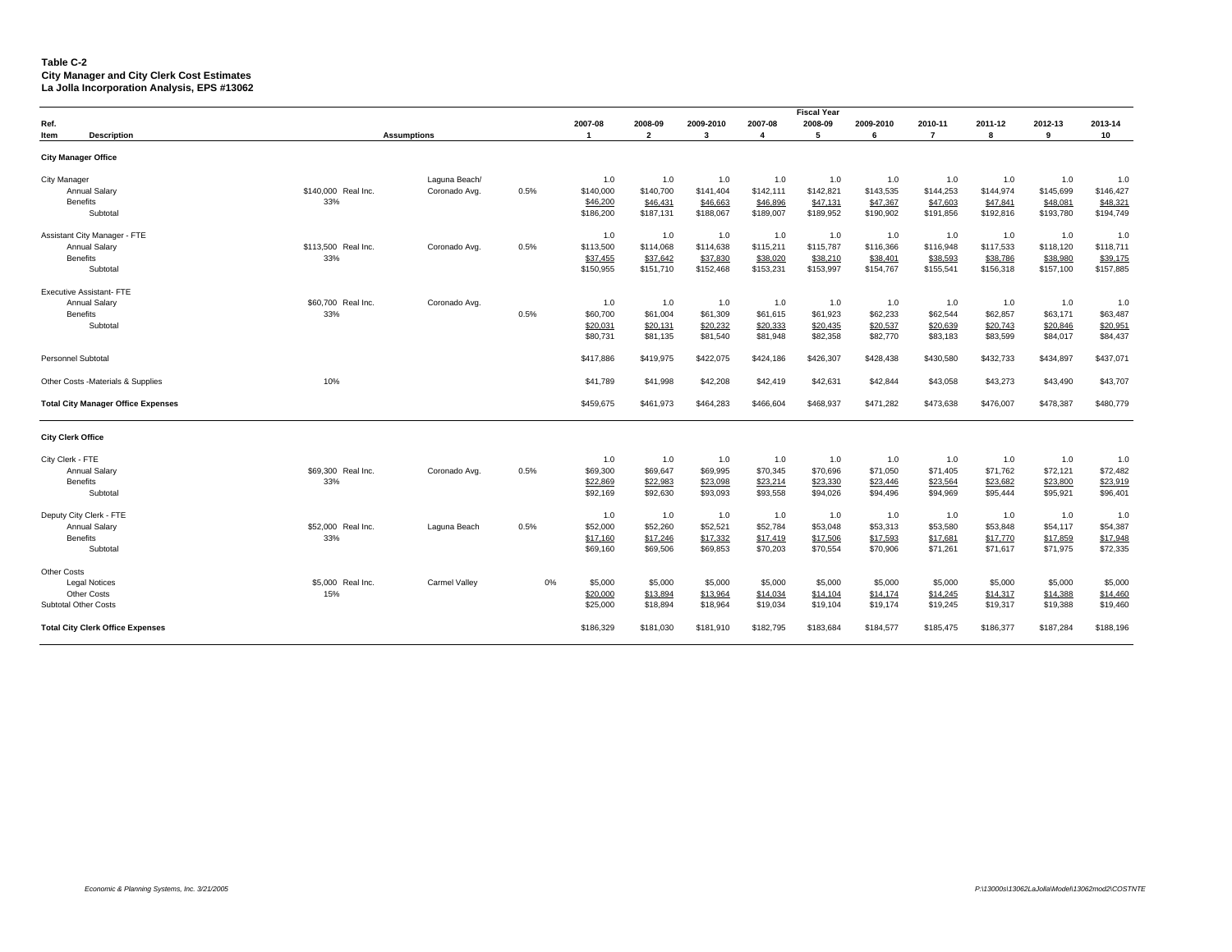**Table C-2**
**City Manager and City Clerk Cost Estimates**
**La Jolla Incorporation Analysis, EPS #13062**

| Ref. Item | Description | Assumptions | | | | 2007-08 1 | 2008-09 2 | 2009-2010 3 | 2007-08 4 | Fiscal Year 2008-09 5 | 2009-2010 6 | 2010-11 7 | 2011-12 8 | 2012-13 9 | 2013-14 10 |
|---|---|---|---|---|---|---|---|---|---|---|---|---|---|---|---|
| **City Manager Office** | | | | | | | | | | | | | | | |
| City Manager | | | | Laguna Beach/ | | 1.0 | 1.0 | 1.0 | 1.0 | 1.0 | 1.0 | 1.0 | 1.0 | 1.0 | 1.0 |
| | Annual Salary | $140,000 | Real Inc. | Coronado Avg. | 0.5% | $140,000 | $140,700 | $141,404 | $142,111 | $142,821 | $143,535 | $144,253 | $144,974 | $145,699 | $146,427 |
| | Benefits | 33% | | | | $46,200 | $46,431 | $46,663 | $46,896 | $47,131 | $47,367 | $47,603 | $47,841 | $48,081 | $48,321 |
| | Subtotal | | | | | $186,200 | $187,131 | $188,067 | $189,007 | $189,952 | $190,902 | $191,856 | $192,816 | $193,780 | $194,749 |
| Assistant City Manager - FTE | | | | | | 1.0 | 1.0 | 1.0 | 1.0 | 1.0 | 1.0 | 1.0 | 1.0 | 1.0 | 1.0 |
| | Annual Salary | $113,500 | Real Inc. | Coronado Avg. | 0.5% | $113,500 | $114,068 | $114,638 | $115,211 | $115,787 | $116,366 | $116,948 | $117,533 | $118,120 | $118,711 |
| | Benefits | 33% | | | | $37,455 | $37,642 | $37,830 | $38,020 | $38,210 | $38,401 | $38,593 | $38,786 | $38,980 | $39,175 |
| | Subtotal | | | | | $150,955 | $151,710 | $152,468 | $153,231 | $153,997 | $154,767 | $155,541 | $156,318 | $157,100 | $157,885 |
| Executive Assistant- FTE | | | | | | 1.0 | 1.0 | 1.0 | 1.0 | 1.0 | 1.0 | 1.0 | 1.0 | 1.0 | 1.0 |
| | Annual Salary | $60,700 | Real Inc. | Coronado Avg. | | | | | | | | | | | |
| | Benefits | 33% | | | 0.5% | $60,700 | $61,004 | $61,309 | $61,615 | $61,923 | $62,233 | $62,544 | $62,857 | $63,171 | $63,487 |
| | Subtotal | | | | | $20,031 | $20,131 | $20,232 | $20,333 | $20,435 | $20,537 | $20,639 | $20,743 | $20,846 | $20,951 |
| | | | | | | $80,731 | $81,135 | $81,540 | $81,948 | $82,358 | $82,770 | $83,183 | $83,599 | $84,017 | $84,437 |
| Personnel Subtotal | | | | | | $417,886 | $419,975 | $422,075 | $424,186 | $426,307 | $428,438 | $430,580 | $432,733 | $434,897 | $437,071 |
| Other Costs -Materials & Supplies | | 10% | | | | $41,789 | $41,998 | $42,208 | $42,419 | $42,631 | $42,844 | $43,058 | $43,273 | $43,490 | $43,707 |
| **Total City Manager Office Expenses** | | | | | | $459,675 | $461,973 | $464,283 | $466,604 | $468,937 | $471,282 | $473,638 | $476,007 | $478,387 | $480,779 |
| **City Clerk Office** | | | | | | | | | | | | | | | |
| City Clerk - FTE | | | | | | 1.0 | 1.0 | 1.0 | 1.0 | 1.0 | 1.0 | 1.0 | 1.0 | 1.0 | 1.0 |
| | Annual Salary | $69,300 | Real Inc. | Coronado Avg. | 0.5% | $69,300 | $69,647 | $69,995 | $70,345 | $70,696 | $71,050 | $71,405 | $71,762 | $72,121 | $72,482 |
| | Benefits | 33% | | | | $22,869 | $22,983 | $23,098 | $23,214 | $23,330 | $23,446 | $23,564 | $23,682 | $23,800 | $23,919 |
| | Subtotal | | | | | $92,169 | $92,630 | $93,093 | $93,558 | $94,026 | $94,496 | $94,969 | $95,444 | $95,921 | $96,401 |
| Deputy City Clerk - FTE | | | | | | 1.0 | 1.0 | 1.0 | 1.0 | 1.0 | 1.0 | 1.0 | 1.0 | 1.0 | 1.0 |
| | Annual Salary | $52,000 | Real Inc. | Laguna Beach | 0.5% | $52,000 | $52,260 | $52,521 | $52,784 | $53,048 | $53,313 | $53,580 | $53,848 | $54,117 | $54,387 |
| | Benefits | 33% | | | | $17,160 | $17,246 | $17,332 | $17,419 | $17,506 | $17,593 | $17,681 | $17,770 | $17,859 | $17,948 |
| | Subtotal | | | | | $69,160 | $69,506 | $69,853 | $70,203 | $70,554 | $70,906 | $71,261 | $71,617 | $71,975 | $72,335 |
| Other Costs | | | | | | | | | | | | | | | |
| | Legal Notices | $5,000 | Real Inc. | Carmel Valley | 0% | $5,000 | $5,000 | $5,000 | $5,000 | $5,000 | $5,000 | $5,000 | $5,000 | $5,000 | $5,000 |
| | Other Costs | 15% | | | | $20,000 | $13,894 | $13,964 | $14,034 | $14,104 | $14,174 | $14,245 | $14,317 | $14,388 | $14,460 |
| Subtotal Other Costs | | | | | | $25,000 | $18,894 | $18,964 | $19,034 | $19,104 | $19,174 | $19,245 | $19,317 | $19,388 | $19,460 |
| **Total City Clerk Office Expenses** | | | | | | $186,329 | $181,030 | $181,910 | $182,795 | $183,684 | $184,577 | $185,475 | $186,377 | $187,284 | $188,196 |

*Economic & Planning Systems, Inc. 3/21/2005*

*P:\13000s\13062LaJolla\Model\13062mod2\COSTNTE*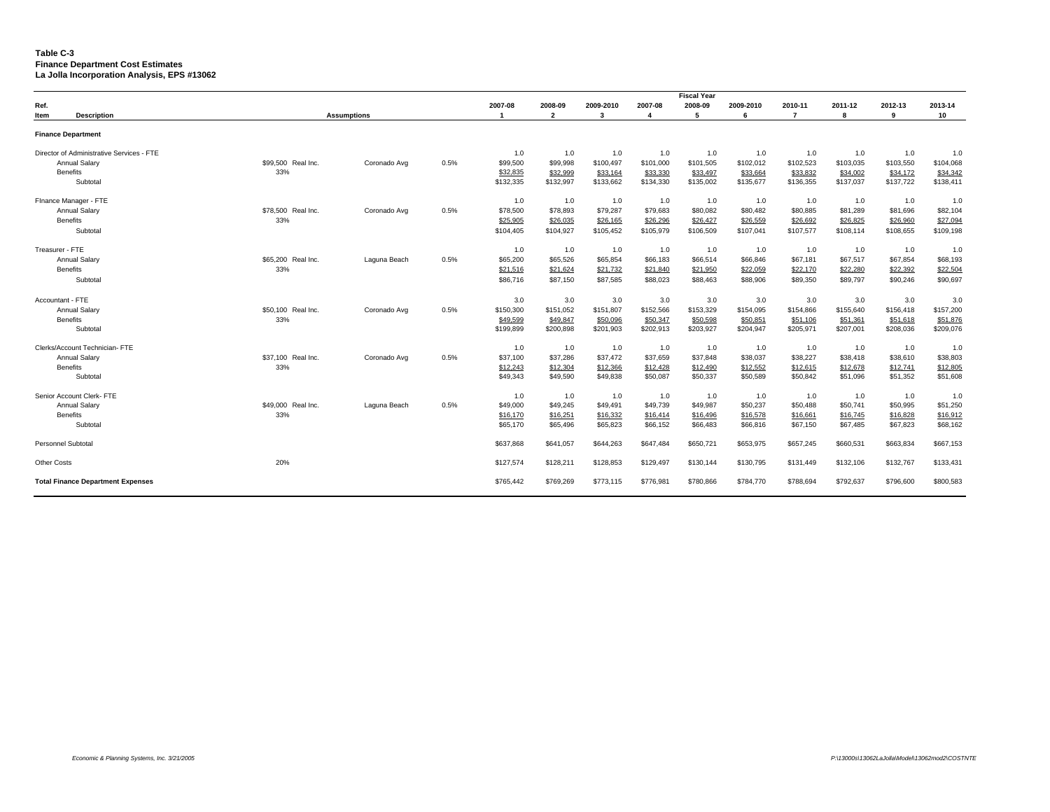**Table C-3**
**Finance Department Cost Estimates**
**La Jolla Incorporation Analysis, EPS #13062**

| Ref. Item | Description | Assumptions | | | | 2007-08 | 2008-09 | 2009-2010 | 2007-08 | 2008-09 | 2009-2010 | 2010-11 | 2011-12 | 2012-13 | 2013-14 |
|---|---|---|---|---|---|---|---|---|---|---|---|---|---|---|---|
| | | | | | | 1 | 2 | 3 | 4 | 5 | 6 | 7 | 8 | 9 | 10 |
| **Finance Department** | | | | | | | | | | | | | | | |
| | Director of Administrative Services - FTE | | | | | 1.0 | 1.0 | 1.0 | 1.0 | 1.0 | 1.0 | 1.0 | 1.0 | 1.0 | 1.0 |
| | Annual Salary | $99,500 | Real Inc. | Coronado Avg | 0.5% | $99,500 | $99,998 | $100,497 | $101,000 | $101,505 | $102,012 | $102,523 | $103,035 | $103,550 | $104,068 |
| | Benefits | 33% | | | | $32,835 | $32,999 | $33,164 | $33,330 | $33,497 | $33,664 | $33,832 | $34,002 | $34,172 | $34,342 |
| | Subtotal | | | | | $132,335 | $132,997 | $133,662 | $134,330 | $135,002 | $135,677 | $136,355 | $137,037 | $137,722 | $138,411 |
| | FInance Manager - FTE | | | | | 1.0 | 1.0 | 1.0 | 1.0 | 1.0 | 1.0 | 1.0 | 1.0 | 1.0 | 1.0 |
| | Annual Salary | $78,500 | Real Inc. | Coronado Avg | 0.5% | $78,500 | $78,893 | $79,287 | $79,683 | $80,082 | $80,482 | $80,885 | $81,289 | $81,696 | $82,104 |
| | Benefits | 33% | | | | $25,905 | $26,035 | $26,165 | $26,296 | $26,427 | $26,559 | $26,692 | $26,825 | $26,960 | $27,094 |
| | Subtotal | | | | | $104,405 | $104,927 | $105,452 | $105,979 | $106,509 | $107,041 | $107,577 | $108,114 | $108,655 | $109,198 |
| | Treasurer - FTE | | | | | 1.0 | 1.0 | 1.0 | 1.0 | 1.0 | 1.0 | 1.0 | 1.0 | 1.0 | 1.0 |
| | Annual Salary | $65,200 | Real Inc. | Laguna Beach | 0.5% | $65,200 | $65,526 | $65,854 | $66,183 | $66,514 | $66,846 | $67,181 | $67,517 | $67,854 | $68,193 |
| | Benefits | 33% | | | | $21,516 | $21,624 | $21,732 | $21,840 | $21,950 | $22,059 | $22,170 | $22,280 | $22,392 | $22,504 |
| | Subtotal | | | | | $86,716 | $87,150 | $87,585 | $88,023 | $88,463 | $88,906 | $89,350 | $89,797 | $90,246 | $90,697 |
| | Accountant - FTE | | | | | 3.0 | 3.0 | 3.0 | 3.0 | 3.0 | 3.0 | 3.0 | 3.0 | 3.0 | 3.0 |
| | Annual Salary | $50,100 | Real Inc. | Coronado Avg | 0.5% | $150,300 | $151,052 | $151,807 | $152,566 | $153,329 | $154,095 | $154,866 | $155,640 | $156,418 | $157,200 |
| | Benefits | 33% | | | | $49,599 | $49,847 | $50,096 | $50,347 | $50,598 | $50,851 | $51,106 | $51,361 | $51,618 | $51,876 |
| | Subtotal | | | | | $199,899 | $200,898 | $201,903 | $202,913 | $203,927 | $204,947 | $205,971 | $207,001 | $208,036 | $209,076 |
| | Clerks/Account Technician- FTE | | | | | 1.0 | 1.0 | 1.0 | 1.0 | 1.0 | 1.0 | 1.0 | 1.0 | 1.0 | 1.0 |
| | Annual Salary | $37,100 | Real Inc. | Coronado Avg | 0.5% | $37,100 | $37,286 | $37,472 | $37,659 | $37,848 | $38,037 | $38,227 | $38,418 | $38,610 | $38,803 |
| | Benefits | 33% | | | | $12,243 | $12,304 | $12,366 | $12,428 | $12,490 | $12,552 | $12,615 | $12,678 | $12,741 | $12,805 |
| | Subtotal | | | | | $49,343 | $49,590 | $49,838 | $50,087 | $50,337 | $50,589 | $50,842 | $51,096 | $51,352 | $51,608 |
| | Senior Account Clerk- FTE | | | | | 1.0 | 1.0 | 1.0 | 1.0 | 1.0 | 1.0 | 1.0 | 1.0 | 1.0 | 1.0 |
| | Annual Salary | $49,000 | Real Inc. | Laguna Beach | 0.5% | $49,000 | $49,245 | $49,491 | $49,739 | $49,987 | $50,237 | $50,488 | $50,741 | $50,995 | $51,250 |
| | Benefits | 33% | | | | $16,170 | $16,251 | $16,332 | $16,414 | $16,496 | $16,578 | $16,661 | $16,745 | $16,828 | $16,912 |
| | Subtotal | | | | | $65,170 | $65,496 | $65,823 | $66,152 | $66,483 | $66,816 | $67,150 | $67,485 | $67,823 | $68,162 |
| | Personnel Subtotal | | | | | $637,868 | $641,057 | $644,263 | $647,484 | $650,721 | $653,975 | $657,245 | $660,531 | $663,834 | $667,153 |
| | Other Costs | 20% | | | | $127,574 | $128,211 | $128,853 | $129,497 | $130,144 | $130,795 | $131,449 | $132,106 | $132,767 | $133,431 |
| | **Total Finance Department Expenses** | | | | | $765,442 | $769,269 | $773,115 | $776,981 | $780,866 | $784,770 | $788,694 | $792,637 | $796,600 | $800,583 |

*Economic & Planning Systems, Inc. 3/21/2005*

*P:\13000s\13062LaJolla\Model\13062mod2\COSTNTE*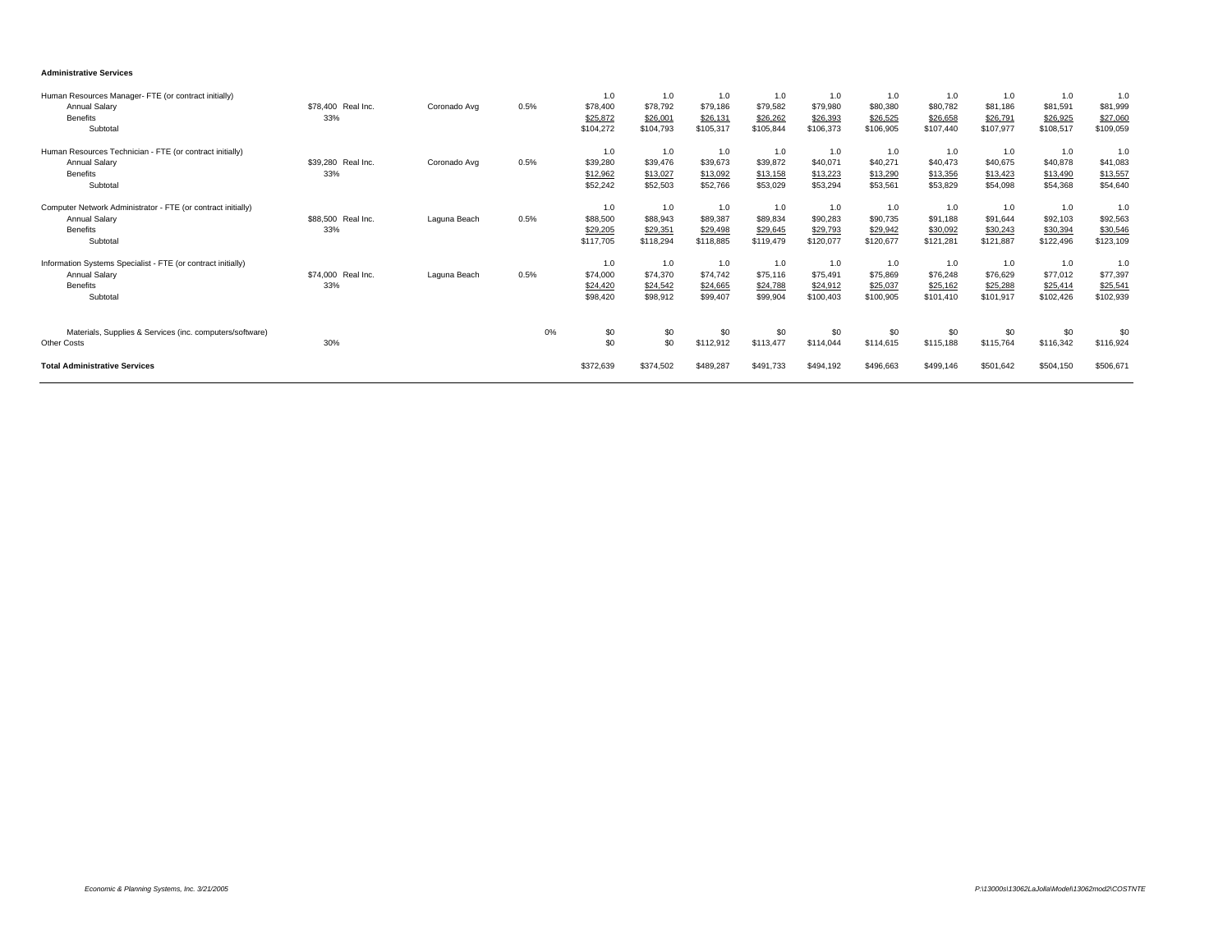**Administrative Services**

| | | | | | | | | | | | | | |
|---|---|---|---|---|---|---|---|---|---|---|---|---|---|
| Human Resources Manager- FTE (or contract initially) | | | | 1.0 | 1.0 | 1.0 | 1.0 | 1.0 | 1.0 | 1.0 | 1.0 | 1.0 | 1.0 |
| Annual Salary | $78,400 | Real Inc. | Coronado Avg | 0.5% | $78,400 | $78,792 | $79,186 | $79,582 | $79,980 | $80,380 | $80,782 | $81,186 | $81,591 | $81,999 |
| Benefits | 33% | | | | $25,872 | $26,001 | $26,131 | $26,262 | $26,393 | $26,525 | $26,658 | $26,791 | $26,925 | $27,060 |
| Subtotal | | | | | $104,272 | $104,793 | $105,317 | $105,844 | $106,373 | $106,905 | $107,440 | $107,977 | $108,517 | $109,059 |
| Human Resources Technician - FTE (or contract initially) | | | | | 1.0 | 1.0 | 1.0 | 1.0 | 1.0 | 1.0 | 1.0 | 1.0 | 1.0 | 1.0 |
| Annual Salary | $39,280 | Real Inc. | Coronado Avg | 0.5% | $39,280 | $39,476 | $39,673 | $39,872 | $40,071 | $40,271 | $40,473 | $40,675 | $40,878 | $41,083 |
| Benefits | 33% | | | | $12,962 | $13,027 | $13,092 | $13,158 | $13,223 | $13,290 | $13,356 | $13,423 | $13,490 | $13,557 |
| Subtotal | | | | | $52,242 | $52,503 | $52,766 | $53,029 | $53,294 | $53,561 | $53,829 | $54,098 | $54,368 | $54,640 |
| Computer Network Administrator - FTE (or contract initially) | | | | | 1.0 | 1.0 | 1.0 | 1.0 | 1.0 | 1.0 | 1.0 | 1.0 | 1.0 | 1.0 |
| Annual Salary | $88,500 | Real Inc. | Laguna Beach | 0.5% | $88,500 | $88,943 | $89,387 | $89,834 | $90,283 | $90,735 | $91,188 | $91,644 | $92,103 | $92,563 |
| Benefits | 33% | | | | $29,205 | $29,351 | $29,498 | $29,645 | $29,793 | $29,942 | $30,092 | $30,243 | $30,394 | $30,546 |
| Subtotal | | | | | $117,705 | $118,294 | $118,885 | $119,479 | $120,077 | $120,677 | $121,281 | $121,887 | $122,496 | $123,109 |
| Information Systems Specialist - FTE (or contract initially) | | | | | 1.0 | 1.0 | 1.0 | 1.0 | 1.0 | 1.0 | 1.0 | 1.0 | 1.0 | 1.0 |
| Annual Salary | $74,000 | Real Inc. | Laguna Beach | 0.5% | $74,000 | $74,370 | $74,742 | $75,116 | $75,491 | $75,869 | $76,248 | $76,629 | $77,012 | $77,397 |
| Benefits | 33% | | | | $24,420 | $24,542 | $24,665 | $24,788 | $24,912 | $25,037 | $25,162 | $25,288 | $25,414 | $25,541 |
| Subtotal | | | | | $98,420 | $98,912 | $99,407 | $99,904 | $100,403 | $100,905 | $101,410 | $101,917 | $102,426 | $102,939 |
| Materials, Supplies & Services (inc. computers/software) | | | | 0% | $0 | $0 | $0 | $0 | $0 | $0 | $0 | $0 | $0 | $0 |
| Other Costs | 30% | | | | $0 | $0 | $112,912 | $113,477 | $114,044 | $114,615 | $115,188 | $115,764 | $116,342 | $116,924 |
| **Total Administrative Services** | | | | | $372,639 | $374,502 | $489,287 | $491,733 | $494,192 | $496,663 | $499,146 | $501,642 | $504,150 | $506,671 |

*Economic & Planning Systems, Inc. 3/21/2005*

*P:\13000s\13062LaJolla\Model\13062mod2\COSTNTE*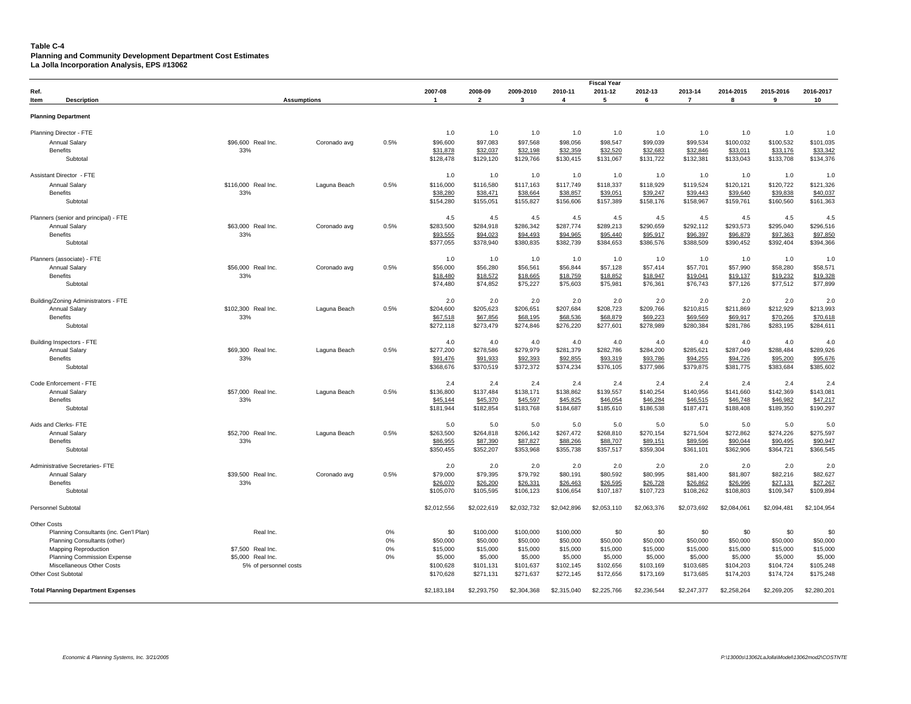**Table C-4**
**Planning and Community Development Department Cost Estimates**
**La Jolla Incorporation Analysis, EPS #13062**

| Ref. Item | Description | Assumptions | | | | 2007-08 1 | 2008-09 2 | 2009-2010 3 | 2010-11 4 | Fiscal Year 2011-12 5 | 2012-13 6 | 2013-14 7 | 2014-2015 8 | 2015-2016 9 | 2016-2017 10 |
|---|---|---|---|---|---|---|---|---|---|---|---|---|---|---|---|
| | **Planning Department** | | | | | | | | | | | | | | |
| | Planning Director - FTE | | | | | 1.0 | 1.0 | 1.0 | 1.0 | 1.0 | 1.0 | 1.0 | 1.0 | 1.0 | 1.0 |
| | Annual Salary | $96,600 | Real Inc. | Coronado avg | 0.5% | $96,600 | $97,083 | $97,568 | $98,056 | $98,547 | $99,039 | $99,534 | $100,032 | $100,532 | $101,035 |
| | Benefits | 33% | | | | $31,878 | $32,037 | $32,198 | $32,359 | $32,520 | $32,683 | $32,846 | $33,011 | $33,176 | $33,342 |
| | Subtotal | | | | | $128,478 | $129,120 | $129,766 | $130,415 | $131,067 | $131,722 | $132,381 | $133,043 | $133,708 | $134,376 |
| | Assistant Director - FTE | | | | | 1.0 | 1.0 | 1.0 | 1.0 | 1.0 | 1.0 | 1.0 | 1.0 | 1.0 | 1.0 |
| | Annual Salary | $116,000 | Real Inc. | Laguna Beach | 0.5% | $116,000 | $116,580 | $117,163 | $117,749 | $118,337 | $118,929 | $119,524 | $120,121 | $120,722 | $121,326 |
| | Benefits | 33% | | | | $38,280 | $38,471 | $38,664 | $38,857 | $39,051 | $39,247 | $39,443 | $39,640 | $39,838 | $40,037 |
| | Subtotal | | | | | $154,280 | $155,051 | $155,827 | $156,606 | $157,389 | $158,176 | $158,967 | $159,761 | $160,560 | $161,363 |
| | Planners (senior and principal) - FTE | | | | | 4.5 | 4.5 | 4.5 | 4.5 | 4.5 | 4.5 | 4.5 | 4.5 | 4.5 | 4.5 |
| | Annual Salary | $63,000 | Real Inc. | Coronado avg | 0.5% | $283,500 | $284,918 | $286,342 | $287,774 | $289,213 | $290,659 | $292,112 | $293,573 | $295,040 | $296,516 |
| | Benefits | 33% | | | | $93,555 | $94,023 | $94,493 | $94,965 | $95,440 | $95,917 | $96,397 | $96,879 | $97,363 | $97,850 |
| | Subtotal | | | | | $377,055 | $378,940 | $380,835 | $382,739 | $384,653 | $386,576 | $388,509 | $390,452 | $392,404 | $394,366 |
| | Planners (associate) - FTE | | | | | 1.0 | 1.0 | 1.0 | 1.0 | 1.0 | 1.0 | 1.0 | 1.0 | 1.0 | 1.0 |
| | Annual Salary | $56,000 | Real Inc. | Coronado avg | 0.5% | $56,000 | $56,280 | $56,561 | $56,844 | $57,128 | $57,414 | $57,701 | $57,990 | $58,280 | $58,571 |
| | Benefits | 33% | | | | $18,480 | $18,572 | $18,665 | $18,759 | $18,852 | $18,947 | $19,041 | $19,137 | $19,232 | $19,328 |
| | Subtotal | | | | | $74,480 | $74,852 | $75,227 | $75,603 | $75,981 | $76,361 | $76,743 | $77,126 | $77,512 | $77,899 |
| | Building/Zoning Administrators - FTE | | | | | 2.0 | 2.0 | 2.0 | 2.0 | 2.0 | 2.0 | 2.0 | 2.0 | 2.0 | 2.0 |
| | Annual Salary | $102,300 | Real Inc. | Laguna Beach | 0.5% | $204,600 | $205,623 | $206,651 | $207,684 | $208,723 | $209,766 | $210,815 | $211,869 | $212,929 | $213,993 |
| | Benefits | 33% | | | | $67,518 | $67,856 | $68,195 | $68,536 | $68,879 | $69,223 | $69,569 | $69,917 | $70,266 | $70,618 |
| | Subtotal | | | | | $272,118 | $273,479 | $274,846 | $276,220 | $277,601 | $278,989 | $280,384 | $281,786 | $283,195 | $284,611 |
| | Building Inspectors - FTE | | | | | 4.0 | 4.0 | 4.0 | 4.0 | 4.0 | 4.0 | 4.0 | 4.0 | 4.0 | 4.0 |
| | Annual Salary | $69,300 | Real Inc. | Laguna Beach | 0.5% | $277,200 | $278,586 | $279,979 | $281,379 | $282,786 | $284,200 | $285,621 | $287,049 | $288,484 | $289,926 |
| | Benefits | 33% | | | | $91,476 | $91,933 | $92,393 | $92,855 | $93,319 | $93,786 | $94,255 | $94,726 | $95,200 | $95,676 |
| | Subtotal | | | | | $368,676 | $370,519 | $372,372 | $374,234 | $376,105 | $377,986 | $379,875 | $381,775 | $383,684 | $385,602 |
| | Code Enforcement - FTE | | | | | 2.4 | 2.4 | 2.4 | 2.4 | 2.4 | 2.4 | 2.4 | 2.4 | 2.4 | 2.4 |
| | Annual Salary | $57,000 | Real Inc. | Laguna Beach | 0.5% | $136,800 | $137,484 | $138,171 | $138,862 | $139,557 | $140,254 | $140,956 | $141,660 | $142,369 | $143,081 |
| | Benefits | 33% | | | | $45,144 | $45,370 | $45,597 | $45,825 | $46,054 | $46,284 | $46,515 | $46,748 | $46,982 | $47,217 |
| | Subtotal | | | | | $181,944 | $182,854 | $183,768 | $184,687 | $185,610 | $186,538 | $187,471 | $188,408 | $189,350 | $190,297 |
| | Aids and Clerks- FTE | | | | | 5.0 | 5.0 | 5.0 | 5.0 | 5.0 | 5.0 | 5.0 | 5.0 | 5.0 | 5.0 |
| | Annual Salary | $52,700 | Real Inc. | Laguna Beach | 0.5% | $263,500 | $264,818 | $266,142 | $267,472 | $268,810 | $270,154 | $271,504 | $272,862 | $274,226 | $275,597 |
| | Benefits | 33% | | | | $86,955 | $87,390 | $87,827 | $88,266 | $88,707 | $89,151 | $89,596 | $90,044 | $90,495 | $90,947 |
| | Subtotal | | | | | $350,455 | $352,207 | $353,968 | $355,738 | $357,517 | $359,304 | $361,101 | $362,906 | $364,721 | $366,545 |
| | Administrative Secretaries- FTE | | | | | 2.0 | 2.0 | 2.0 | 2.0 | 2.0 | 2.0 | 2.0 | 2.0 | 2.0 | 2.0 |
| | Annual Salary | $39,500 | Real Inc. | Coronado avg | 0.5% | $79,000 | $79,395 | $79,792 | $80,191 | $80,592 | $80,995 | $81,400 | $81,807 | $82,216 | $82,627 |
| | Benefits | 33% | | | | $26,070 | $26,200 | $26,331 | $26,463 | $26,595 | $26,728 | $26,862 | $26,996 | $27,131 | $27,267 |
| | Subtotal | | | | | $105,070 | $105,595 | $106,123 | $106,654 | $107,187 | $107,723 | $108,262 | $108,803 | $109,347 | $109,894 |
| | Personnel Subtotal | | | | | $2,012,556 | $2,022,619 | $2,032,732 | $2,042,896 | $2,053,110 | $2,063,376 | $2,073,692 | $2,084,061 | $2,094,481 | $2,104,954 |
| | Other Costs | | | | | | | | | | | | | | |
| | Planning Consultants (inc. Gen'l Plan) | | Real Inc. | | 0% | $0 | $100,000 | $100,000 | $100,000 | $0 | $0 | $0 | $0 | $0 | $0 |
| | Planning Consultants (other) | | | | 0% | $50,000 | $50,000 | $50,000 | $50,000 | $50,000 | $50,000 | $50,000 | $50,000 | $50,000 | $50,000 |
| | Mapping Reproduction | $7,500 | Real Inc. | | 0% | $15,000 | $15,000 | $15,000 | $15,000 | $15,000 | $15,000 | $15,000 | $15,000 | $15,000 | $15,000 |
| | Planning Commission Expense | $5,000 | Real Inc. | | 0% | $5,000 | $5,000 | $5,000 | $5,000 | $5,000 | $5,000 | $5,000 | $5,000 | $5,000 | $5,000 |
| | Miscellaneous Other Costs | 5% of personnel costs | | | | $100,628 | $101,131 | $101,637 | $102,145 | $102,656 | $103,169 | $103,685 | $104,203 | $104,724 | $105,248 |
| | Other Cost Subtotal | | | | | $170,628 | $271,131 | $271,637 | $272,145 | $172,656 | $173,169 | $173,685 | $174,203 | $174,724 | $175,248 |
| | **Total Planning Department Expenses** | | | | | $2,183,184 | $2,293,750 | $2,304,368 | $2,315,040 | $2,225,766 | $2,236,544 | $2,247,377 | $2,258,264 | $2,269,205 | $2,280,201 |

*Economic & Planning Systems, Inc. 3/21/2005*

P:\13000s\13062LaJolla\Model\13062mod2\COSTNTE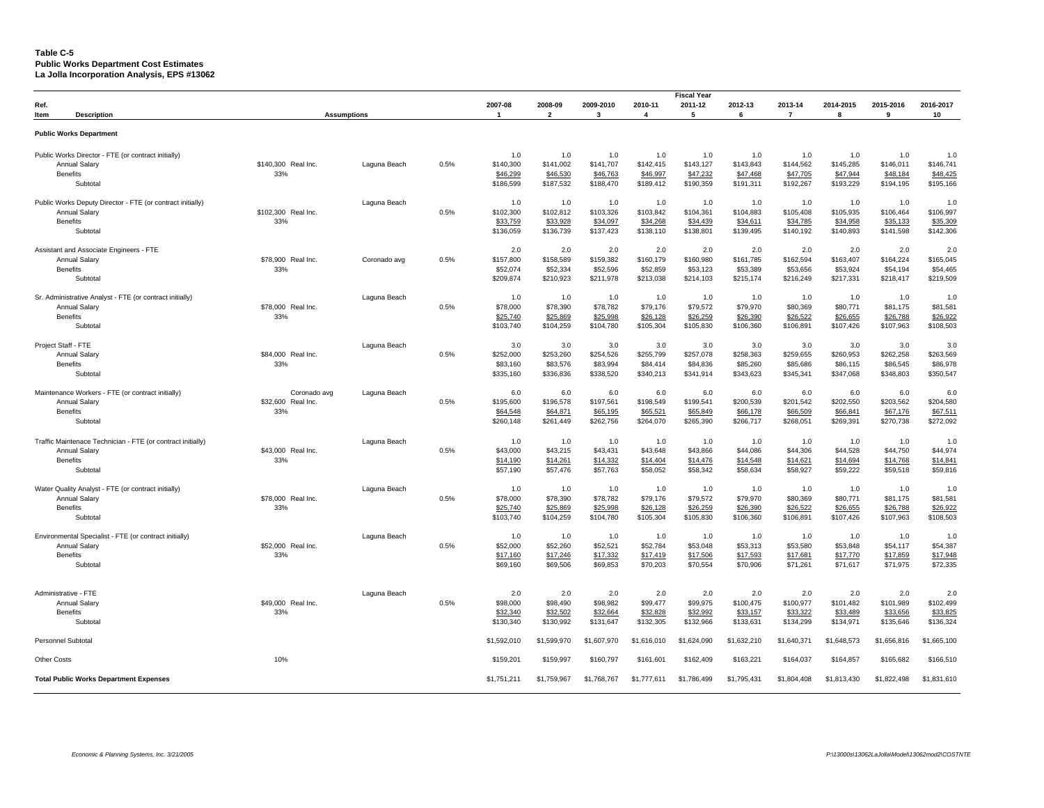**Table C-5**
**Public Works Department Cost Estimates**
**La Jolla Incorporation Analysis, EPS #13062**

| Ref. Item | Description | Assumptions | | | | 2007-08 1 | 2008-09 2 | 2009-2010 3 | 2010-11 4 | 2011-12 5 | 2012-13 6 | 2013-14 7 | 2014-2015 8 | 2015-2016 9 | 2016-2017 10 |
|---|---|---|---|---|---|---|---|---|---|---|---|---|---|---|---|
| | **Public Works Department** | | | | | | | | | | | | | | |
| | Public Works Director - FTE (or contract initially) | | | | | 1.0 | 1.0 | 1.0 | 1.0 | 1.0 | 1.0 | 1.0 | 1.0 | 1.0 | 1.0 |
| | Annual Salary | $140,300 | Real Inc. | Laguna Beach | 0.5% | $140,300 | $141,002 | $141,707 | $142,415 | $143,127 | $143,843 | $144,562 | $145,285 | $146,011 | $146,741 |
| | Benefits | 33% | | | | $46,299 | $46,530 | $46,763 | $46,997 | $47,232 | $47,468 | $47,705 | $47,944 | $48,184 | $48,425 |
| | Subtotal | | | | | $186,599 | $187,532 | $188,470 | $189,412 | $190,359 | $191,311 | $192,267 | $193,229 | $194,195 | $195,166 |
| | Public Works Deputy Director - FTE (or contract initially) | | | Laguna Beach | | 1.0 | 1.0 | 1.0 | 1.0 | 1.0 | 1.0 | 1.0 | 1.0 | 1.0 | 1.0 |
| | Annual Salary | $102,300 | Real Inc. | | 0.5% | $102,300 | $102,812 | $103,326 | $103,842 | $104,361 | $104,883 | $105,408 | $105,935 | $106,464 | $106,997 |
| | Benefits | 33% | | | | $33,759 | $33,928 | $34,097 | $34,268 | $34,439 | $34,611 | $34,785 | $34,958 | $35,133 | $35,309 |
| | Subtotal | | | | | $136,059 | $136,739 | $137,423 | $138,110 | $138,801 | $139,495 | $140,192 | $140,893 | $141,598 | $142,306 |
| | Assistant and Associate Engineers - FTE | | | | | 2.0 | 2.0 | 2.0 | 2.0 | 2.0 | 2.0 | 2.0 | 2.0 | 2.0 | 2.0 |
| | Annual Salary | $78,900 | Real Inc. | Coronado avg | 0.5% | $157,800 | $158,589 | $159,382 | $160,179 | $160,980 | $161,785 | $162,594 | $163,407 | $164,224 | $165,045 |
| | Benefits | 33% | | | | $52,074 | $52,334 | $52,596 | $52,859 | $53,123 | $53,389 | $53,656 | $53,924 | $54,194 | $54,465 |
| | Subtotal | | | | | $209,874 | $210,923 | $211,978 | $213,038 | $214,103 | $215,174 | $216,249 | $217,331 | $218,417 | $219,509 |
| | Sr. Administrative Analyst - FTE (or contract initially) | | | Laguna Beach | | 1.0 | 1.0 | 1.0 | 1.0 | 1.0 | 1.0 | 1.0 | 1.0 | 1.0 | 1.0 |
| | Annual Salary | $78,000 | Real Inc. | | 0.5% | $78,000 | $78,390 | $78,782 | $79,176 | $79,572 | $79,970 | $80,369 | $80,771 | $81,175 | $81,581 |
| | Benefits | 33% | | | | $25,740 | $25,869 | $25,998 | $26,128 | $26,259 | $26,390 | $26,522 | $26,655 | $26,788 | $26,922 |
| | Subtotal | | | | | $103,740 | $104,259 | $104,780 | $105,304 | $105,830 | $106,360 | $106,891 | $107,426 | $107,963 | $108,503 |
| | Project Staff - FTE | | | Laguna Beach | | 3.0 | 3.0 | 3.0 | 3.0 | 3.0 | 3.0 | 3.0 | 3.0 | 3.0 | 3.0 |
| | Annual Salary | $84,000 | Real Inc. | | 0.5% | $252,000 | $253,260 | $254,526 | $255,799 | $257,078 | $258,363 | $259,655 | $260,953 | $262,258 | $263,569 |
| | Benefits | 33% | | | | $83,160 | $83,576 | $83,994 | $84,414 | $84,836 | $85,260 | $85,686 | $86,115 | $86,545 | $86,978 |
| | Subtotal | | | | | $335,160 | $336,836 | $338,520 | $340,213 | $341,914 | $343,623 | $345,341 | $347,068 | $348,803 | $350,547 |
| | Maintenance Workers - FTE (or contract initially) | Coronado avg | | Laguna Beach | | 6.0 | 6.0 | 6.0 | 6.0 | 6.0 | 6.0 | 6.0 | 6.0 | 6.0 | 6.0 |
| | Annual Salary | $32,600 | Real Inc. | | 0.5% | $195,600 | $196,578 | $197,561 | $198,549 | $199,541 | $200,539 | $201,542 | $202,550 | $203,562 | $204,580 |
| | Benefits | 33% | | | | $64,548 | $64,871 | $65,195 | $65,521 | $65,849 | $66,178 | $66,509 | $66,841 | $67,176 | $67,511 |
| | Subtotal | | | | | $260,148 | $261,449 | $262,756 | $264,070 | $265,390 | $266,717 | $268,051 | $269,391 | $270,738 | $272,092 |
| | Traffic Maintenace Technician - FTE (or contract initially) | | | Laguna Beach | | 1.0 | 1.0 | 1.0 | 1.0 | 1.0 | 1.0 | 1.0 | 1.0 | 1.0 | 1.0 |
| | Annual Salary | $43,000 | Real Inc. | | 0.5% | $43,000 | $43,215 | $43,431 | $43,648 | $43,866 | $44,086 | $44,306 | $44,528 | $44,750 | $44,974 |
| | Benefits | 33% | | | | $14,190 | $14,261 | $14,332 | $14,404 | $14,476 | $14,548 | $14,621 | $14,694 | $14,768 | $14,841 |
| | Subtotal | | | | | $57,190 | $57,476 | $57,763 | $58,052 | $58,342 | $58,634 | $58,927 | $59,222 | $59,518 | $59,816 |
| | Water Quality Analyst - FTE (or contract initially) | | | Laguna Beach | | 1.0 | 1.0 | 1.0 | 1.0 | 1.0 | 1.0 | 1.0 | 1.0 | 1.0 | 1.0 |
| | Annual Salary | $78,000 | Real Inc. | | 0.5% | $78,000 | $78,390 | $78,782 | $79,176 | $79,572 | $79,970 | $80,369 | $80,771 | $81,175 | $81,581 |
| | Benefits | 33% | | | | $25,740 | $25,869 | $25,998 | $26,128 | $26,259 | $26,390 | $26,522 | $26,655 | $26,788 | $26,922 |
| | Subtotal | | | | | $103,740 | $104,259 | $104,780 | $105,304 | $105,830 | $106,360 | $106,891 | $107,426 | $107,963 | $108,503 |
| | Environmental Specialist - FTE (or contract initially) | | | Laguna Beach | | 1.0 | 1.0 | 1.0 | 1.0 | 1.0 | 1.0 | 1.0 | 1.0 | 1.0 | 1.0 |
| | Annual Salary | $52,000 | Real Inc. | | 0.5% | $52,000 | $52,260 | $52,521 | $52,784 | $53,048 | $53,313 | $53,580 | $53,848 | $54,117 | $54,387 |
| | Benefits | 33% | | | | $17,160 | $17,246 | $17,332 | $17,419 | $17,506 | $17,593 | $17,681 | $17,770 | $17,859 | $17,948 |
| | Subtotal | | | | | $69,160 | $69,506 | $69,853 | $70,203 | $70,554 | $70,906 | $71,261 | $71,617 | $71,975 | $72,335 |
| | Administrative - FTE | | | Laguna Beach | | 2.0 | 2.0 | 2.0 | 2.0 | 2.0 | 2.0 | 2.0 | 2.0 | 2.0 | 2.0 |
| | Annual Salary | $49,000 | Real Inc. | | 0.5% | $98,000 | $98,490 | $98,982 | $99,477 | $99,975 | $100,475 | $100,977 | $101,482 | $101,989 | $102,499 |
| | Benefits | 33% | | | | $32,340 | $32,502 | $32,664 | $32,828 | $32,992 | $33,157 | $33,322 | $33,489 | $33,656 | $33,825 |
| | Subtotal | | | | | $130,340 | $130,992 | $131,647 | $132,305 | $132,966 | $133,631 | $134,299 | $134,971 | $135,646 | $136,324 |
| | Personnel Subtotal | | | | | $1,592,010 | $1,599,970 | $1,607,970 | $1,616,010 | $1,624,090 | $1,632,210 | $1,640,371 | $1,648,573 | $1,656,816 | $1,665,100 |
| | Other Costs | 10% | | | | $159,201 | $159,997 | $160,797 | $161,601 | $162,409 | $163,221 | $164,037 | $164,857 | $165,682 | $166,510 |
| | **Total Public Works Department Expenses** | | | | | $1,751,211 | $1,759,967 | $1,768,767 | $1,777,611 | $1,786,499 | $1,795,431 | $1,804,408 | $1,813,430 | $1,822,498 | $1,831,610 |

*Economic & Planning Systems, Inc. 3/21/2005*

*P:\13000s\13062LaJolla\Model\13062mod2\COSTNTE*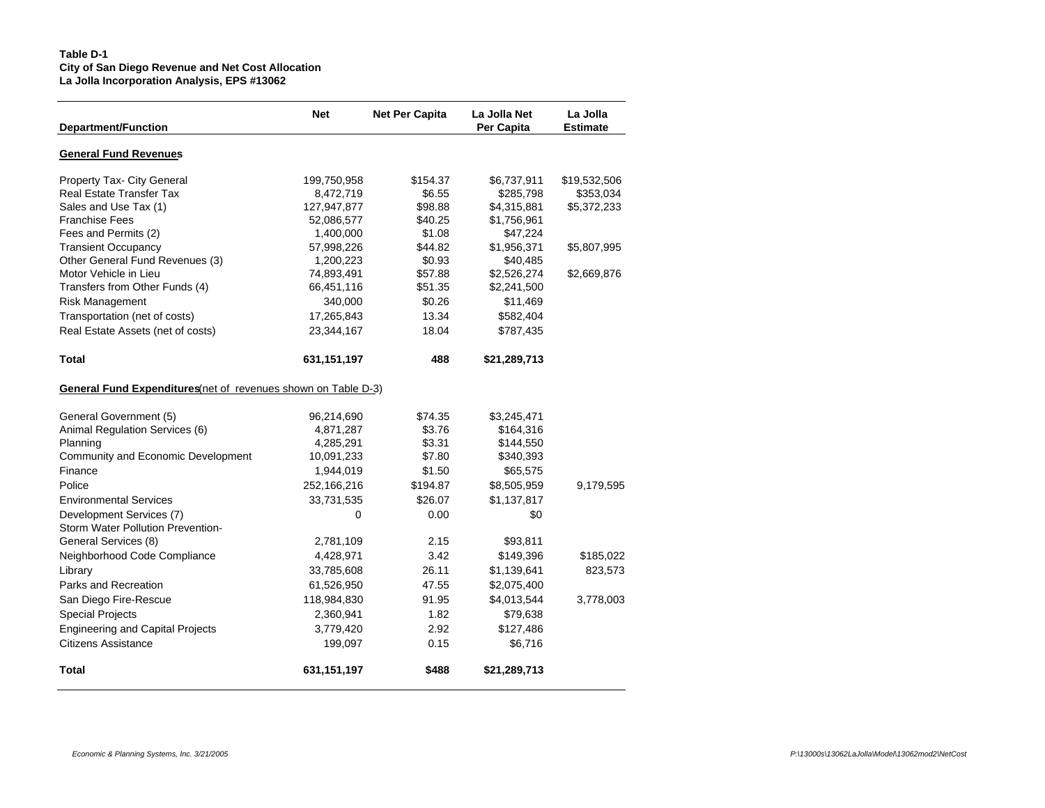**Table D-1**
**City of San Diego Revenue and Net Cost Allocation**
**La Jolla Incorporation Analysis, EPS #13062**

| Department/Function | Net | Net Per Capita | La Jolla Net Per Capita | La Jolla Estimate |
|---|---|---|---|---|
| **General Fund Revenues** | | | | |
| Property Tax- City General | 199,750,958 | $154.37 | $6,737,911 | $19,532,506 |
| Real Estate Transfer Tax | 8,472,719 | $6.55 | $285,798 | $353,034 |
| Sales and Use Tax (1) | 127,947,877 | $98.88 | $4,315,881 | $5,372,233 |
| Franchise Fees | 52,086,577 | $40.25 | $1,756,961 | |
| Fees and Permits (2) | 1,400,000 | $1.08 | $47,224 | |
| Transient Occupancy | 57,998,226 | $44.82 | $1,956,371 | $5,807,995 |
| Other General Fund Revenues (3) | 1,200,223 | $0.93 | $40,485 | |
| Motor Vehicle in Lieu | 74,893,491 | $57.88 | $2,526,274 | $2,669,876 |
| Transfers from Other Funds (4) | 66,451,116 | $51.35 | $2,241,500 | |
| Risk Management | 340,000 | $0.26 | $11,469 | |
| Transportation (net of costs) | 17,265,843 | 13.34 | $582,404 | |
| Real Estate Assets (net of costs) | 23,344,167 | 18.04 | $787,435 | |
| **Total** | **631,151,197** | **488** | **$21,289,713** | |
| **General Fund Expenditures** (net of revenues shown on Table D-3) | | | | |
| General Government (5) | 96,214,690 | $74.35 | $3,245,471 | |
| Animal Regulation Services (6) | 4,871,287 | $3.76 | $164,316 | |
| Planning | 4,285,291 | $3.31 | $144,550 | |
| Community and Economic Development | 10,091,233 | $7.80 | $340,393 | |
| Finance | 1,944,019 | $1.50 | $65,575 | |
| Police | 252,166,216 | $194.87 | $8,505,959 | 9,179,595 |
| Environmental Services | 33,731,535 | $26.07 | $1,137,817 | |
| Development Services (7) | 0 | 0.00 | $0 | |
| Storm Water Pollution Prevention-General Services (8) | 2,781,109 | 2.15 | $93,811 | |
| Neighborhood Code Compliance | 4,428,971 | 3.42 | $149,396 | $185,022 |
| Library | 33,785,608 | 26.11 | $1,139,641 | 823,573 |
| Parks and Recreation | 61,526,950 | 47.55 | $2,075,400 | |
| San Diego Fire-Rescue | 118,984,830 | 91.95 | $4,013,544 | 3,778,003 |
| Special Projects | 2,360,941 | 1.82 | $79,638 | |
| Engineering and Capital Projects | 3,779,420 | 2.92 | $127,486 | |
| Citizens Assistance | 199,097 | 0.15 | $6,716 | |
| **Total** | **631,151,197** | **$488** | **$21,289,713** | |

*Economic & Planning Systems, Inc. 3/21/2005*

*P:\13000s\13062LaJolla\Model\13062mod2\NetCost*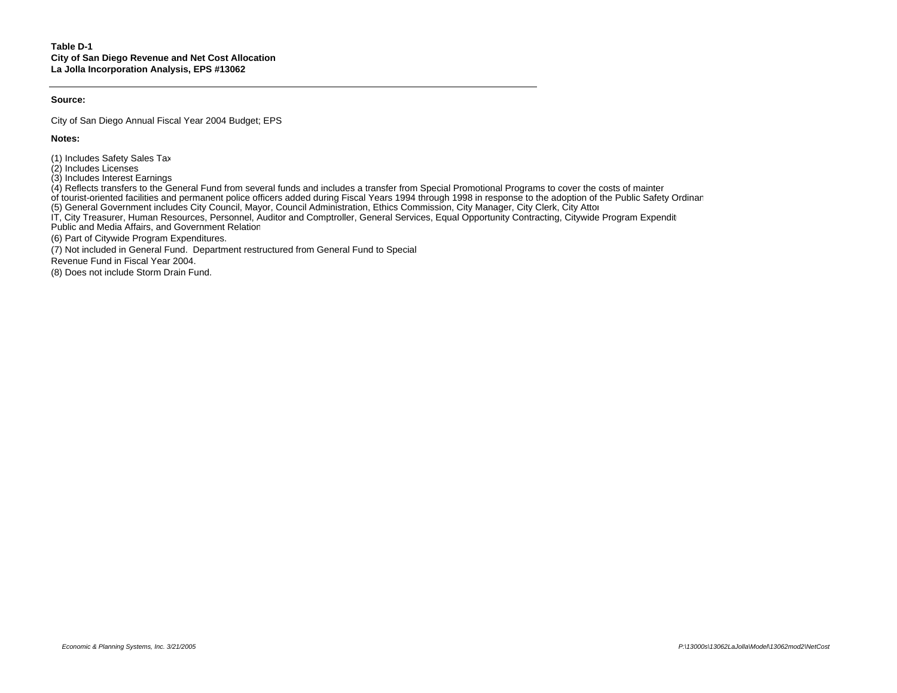**Table D-1**
**City of San Diego Revenue and Net Cost Allocation**
**La Jolla Incorporation Analysis, EPS #13062**

**Source:**

City of San Diego Annual Fiscal Year 2004 Budget; EPS

**Notes:**

(1) Includes Safety Sales Tax
(2) Includes Licenses
(3) Includes Interest Earnings
(4) Reflects transfers to the General Fund from several funds and includes a transfer from Special Promotional Programs to cover the costs of mainter
of tourist-oriented facilities and permanent police officers added during Fiscal Years 1994 through 1998 in response to the adoption of the Public Safety Ordinan
(5) General Government includes City Council, Mayor, Council Administration, Ethics Commission, City Manager, City Clerk, City Attor
IT, City Treasurer, Human Resources, Personnel, Auditor and Comptroller, General Services, Equal Opportunity Contracting, Citywide Program Expendit
Public and Media Affairs, and Government Relation
(6) Part of Citywide Program Expenditures.
(7) Not included in General Fund. Department restructured from General Fund to Special
Revenue Fund in Fiscal Year 2004.
(8) Does not include Storm Drain Fund.

*Economic & Planning Systems, Inc. 3/21/2005*

*P:\13000s\13062LaJolla\Model\13062mod2\NetCost*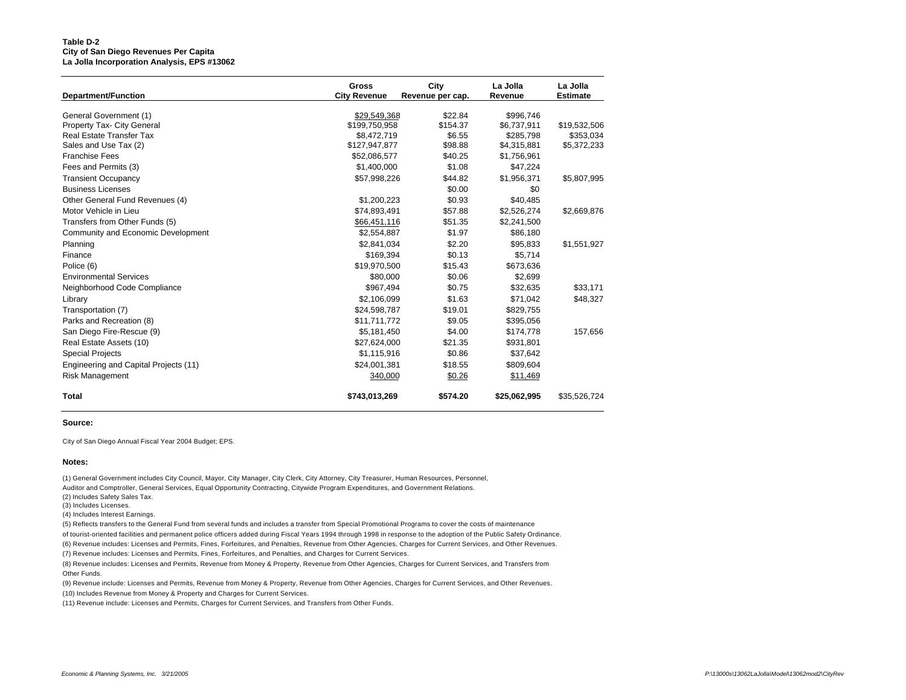**Table D-2**
**City of San Diego Revenues Per Capita**
**La Jolla Incorporation Analysis, EPS #13062**

| Department/Function | Gross City Revenue | City Revenue per cap. | La Jolla Revenue | La Jolla Estimate |
|---|---|---|---|---|
| General Government (1) | $29,549,368 | $22.84 | $996,746 | |
| Property Tax- City General | $199,750,958 | $154.37 | $6,737,911 | $19,532,506 |
| Real Estate Transfer Tax | $8,472,719 | $6.55 | $285,798 | $353,034 |
| Sales and Use Tax (2) | $127,947,877 | $98.88 | $4,315,881 | $5,372,233 |
| Franchise Fees | $52,086,577 | $40.25 | $1,756,961 | |
| Fees and Permits (3) | $1,400,000 | $1.08 | $47,224 | |
| Transient Occupancy | $57,998,226 | $44.82 | $1,956,371 | $5,807,995 |
| Business Licenses | | $0.00 | $0 | |
| Other General Fund Revenues (4) | $1,200,223 | $0.93 | $40,485 | |
| Motor Vehicle in Lieu | $74,893,491 | $57.88 | $2,526,274 | $2,669,876 |
| Transfers from Other Funds (5) | $66,451,116 | $51.35 | $2,241,500 | |
| Community and Economic Development | $2,554,887 | $1.97 | $86,180 | |
| Planning | $2,841,034 | $2.20 | $95,833 | $1,551,927 |
| Finance | $169,394 | $0.13 | $5,714 | |
| Police (6) | $19,970,500 | $15.43 | $673,636 | |
| Environmental Services | $80,000 | $0.06 | $2,699 | |
| Neighborhood Code Compliance | $967,494 | $0.75 | $32,635 | $33,171 |
| Library | $2,106,099 | $1.63 | $71,042 | $48,327 |
| Transportation (7) | $24,598,787 | $19.01 | $829,755 | |
| Parks and Recreation (8) | $11,711,772 | $9.05 | $395,056 | |
| San Diego Fire-Rescue (9) | $5,181,450 | $4.00 | $174,778 | 157,656 |
| Real Estate Assets (10) | $27,624,000 | $21.35 | $931,801 | |
| Special Projects | $1,115,916 | $0.86 | $37,642 | |
| Engineering and Capital Projects (11) | $24,001,381 | $18.55 | $809,604 | |
| Risk Management | 340,000 | $0.26 | $11,469 | |
| **Total** | **$743,013,269** | **$574.20** | **$25,062,995** | $35,526,724 |

**Source:**

City of San Diego Annual Fiscal Year 2004 Budget; EPS.

**Notes:**

(1) General Government includes City Council, Mayor, City Manager, City Clerk, City Attorney, City Treasurer, Human Resources, Personnel, Auditor and Comptroller, General Services, Equal Opportunity Contracting, Citywide Program Expenditures, and Government Relations.
(2) Includes Safety Sales Tax.
(3) Includes Licenses.
(4) Includes Interest Earnings.
(5) Reflects transfers to the General Fund from several funds and includes a transfer from Special Promotional Programs to cover the costs of maintenance of tourist-oriented facilities and permanent police officers added during Fiscal Years 1994 through 1998 in response to the adoption of the Public Safety Ordinance.
(6) Revenue includes: Licenses and Permits, Fines, Forfeitures, and Penalties, Revenue from Other Agencies, Charges for Current Services, and Other Revenues.
(7) Revenue includes: Licenses and Permits, Fines, Forfeitures, and Penalties, and Charges for Current Services.
(8) Revenue includes: Licenses and Permits, Revenue from Money & Property, Revenue from Other Agencies, Charges for Current Services, and Transfers from Other Funds.
(9) Revenue include: Licenses and Permits, Revenue from Money & Property, Revenue from Other Agencies, Charges for Current Services, and Other Revenues.
(10) Includes Revenue from Money & Property and Charges for Current Services.
(11) Revenue include: Licenses and Permits, Charges for Current Services, and Transfers from Other Funds.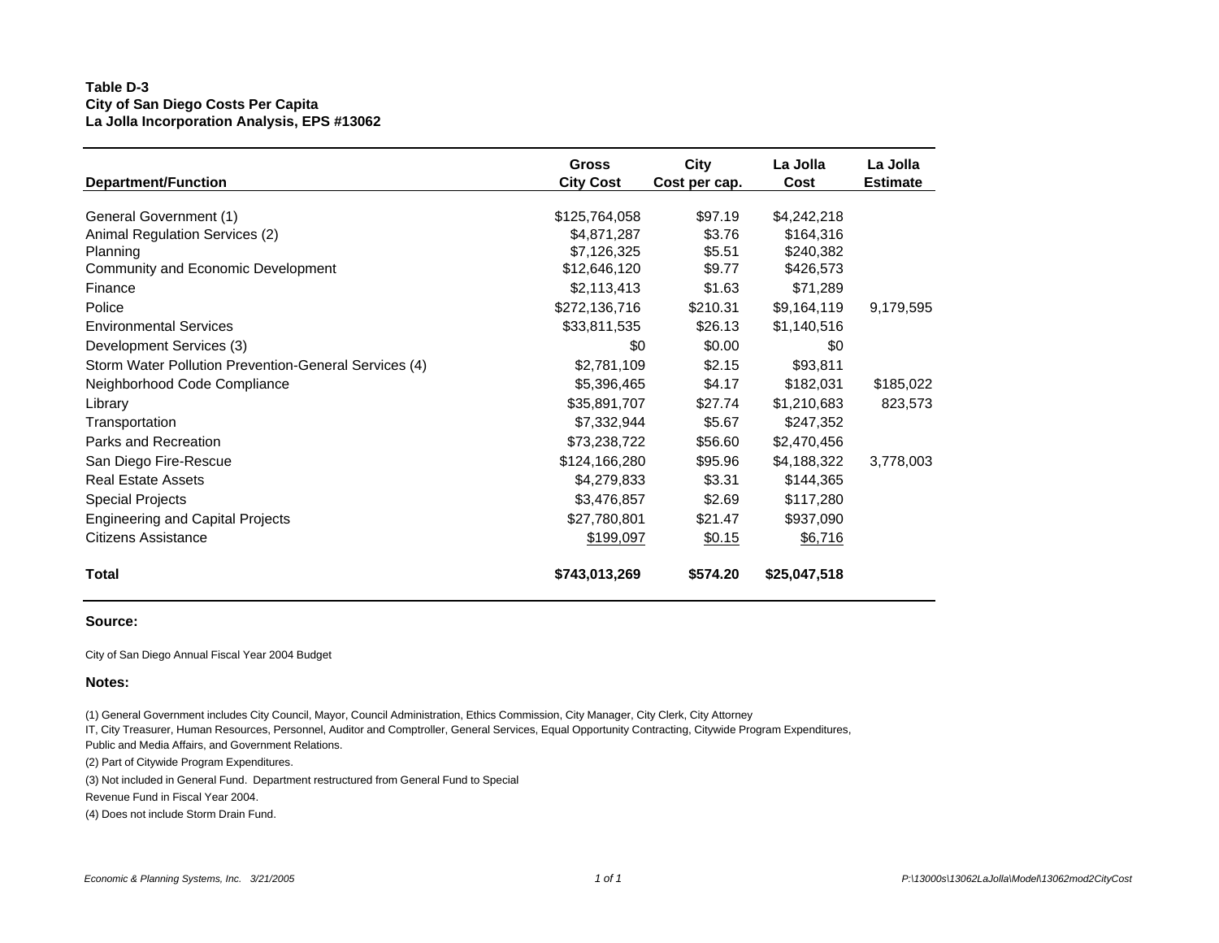**Table D-3**
**City of San Diego Costs Per Capita**
**La Jolla Incorporation Analysis, EPS #13062**

| Department/Function | Gross City Cost | City Cost per cap. | La Jolla Cost | La Jolla Estimate |
|---|---|---|---|---|
| General Government (1) | $125,764,058 | $97.19 | $4,242,218 | |
| Animal Regulation Services (2) | $4,871,287 | $3.76 | $164,316 | |
| Planning | $7,126,325 | $5.51 | $240,382 | |
| Community and Economic Development | $12,646,120 | $9.77 | $426,573 | |
| Finance | $2,113,413 | $1.63 | $71,289 | |
| Police | $272,136,716 | $210.31 | $9,164,119 | 9,179,595 |
| Environmental Services | $33,811,535 | $26.13 | $1,140,516 | |
| Development Services (3) | $0 | $0.00 | $0 | |
| Storm Water Pollution Prevention-General Services (4) | $2,781,109 | $2.15 | $93,811 | |
| Neighborhood Code Compliance | $5,396,465 | $4.17 | $182,031 | $185,022 |
| Library | $35,891,707 | $27.74 | $1,210,683 | 823,573 |
| Transportation | $7,332,944 | $5.67 | $247,352 | |
| Parks and Recreation | $73,238,722 | $56.60 | $2,470,456 | |
| San Diego Fire-Rescue | $124,166,280 | $95.96 | $4,188,322 | 3,778,003 |
| Real Estate Assets | $4,279,833 | $3.31 | $144,365 | |
| Special Projects | $3,476,857 | $2.69 | $117,280 | |
| Engineering and Capital Projects | $27,780,801 | $21.47 | $937,090 | |
| Citizens Assistance | $199,097 | $0.15 | $6,716 | |
| **Total** | **$743,013,269** | **$574.20** | **$25,047,518** | |

**Source:**

City of San Diego Annual Fiscal Year 2004 Budget

**Notes:**

(1) General Government includes City Council, Mayor, Council Administration, Ethics Commission, City Manager, City Clerk, City Attorney IT, City Treasurer, Human Resources, Personnel, Auditor and Comptroller, General Services, Equal Opportunity Contracting, Citywide Program Expenditures, Public and Media Affairs, and Government Relations.

(2) Part of Citywide Program Expenditures.

(3) Not included in General Fund. Department restructured from General Fund to Special Revenue Fund in Fiscal Year 2004.

(4) Does not include Storm Drain Fund.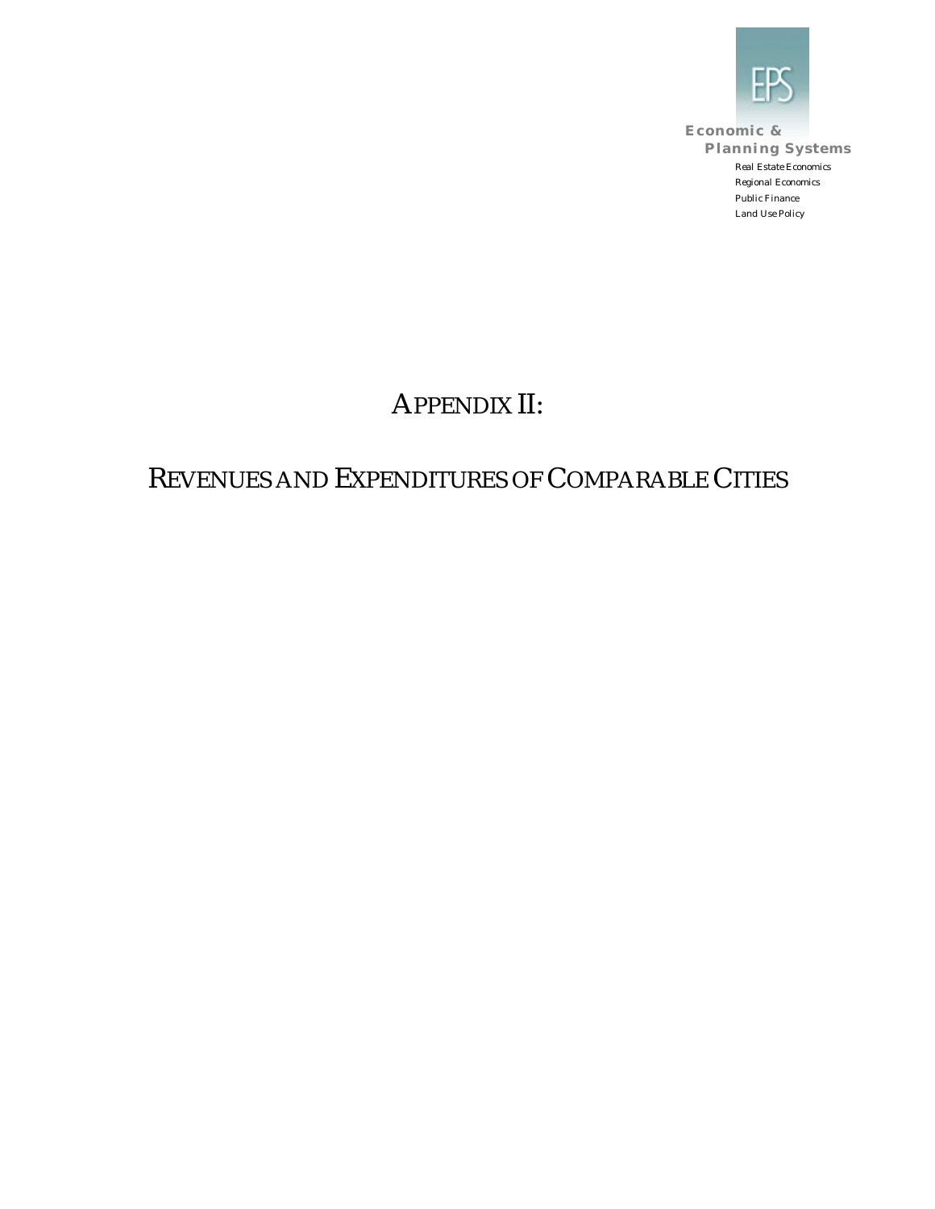Economic &
Planning Systems

Real Estate Economics
Regional Economics
Public Finance
Land Use Policy

# APPENDIX II:

# REVENUES AND EXPENDITURES OF COMPARABLE CITIES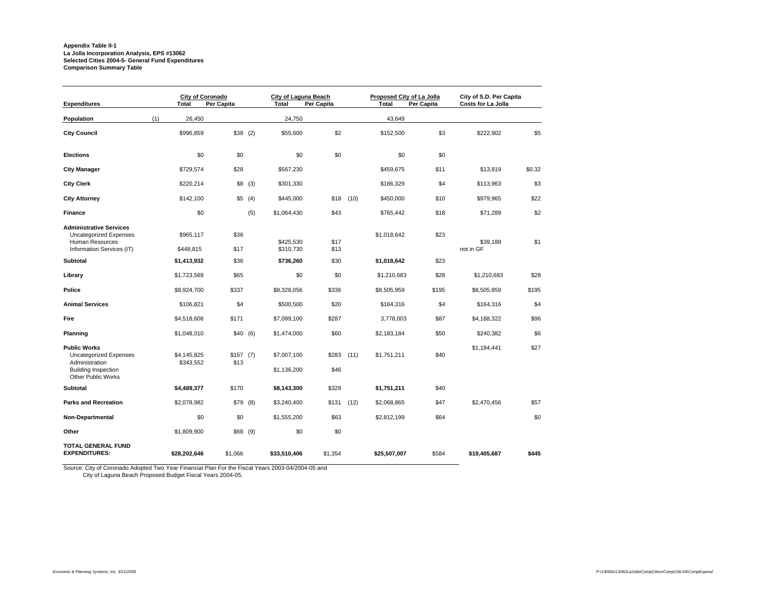**Appendix Table II-1**
**La Jolla Incorporation Analysis, EPS #13062**
**Selected Cities 2004-5- General Fund Expenditures**
**Comparison Summary Table**

| Expenditures | | City of Coronado Total | City of Coronado Per Capita | | City of Laguna Beach Total | City of Laguna Beach Per Capita | | Proposed City of La Jolla Total | Proposed City of La Jolla Per Capita | City of S.D. Per Capita Costs for La Jolla | |
|---|---|---|---|---|---|---|---|---|---|---|---|
| **Population** | (1) | 26,450 | | | 24,750 | | | 43,649 | | | |
| **City Council** | | $996,859 | $38 | (2) | $55,600 | $2 | | $152,500 | $3 | $222,902 | $5 |
| **Elections** | | $0 | $0 | | $0 | $0 | | $0 | $0 | | |
| **City Manager** | | $729,574 | $28 | | $567,230 | | | $459,675 | $11 | $13,819 | $0.32 |
| **City Clerk** | | $220,214 | $8 | (3) | $301,330 | | | $186,329 | $4 | $113,963 | $3 |
| **City Attorney** | | $142,100 | $5 | (4) | $445,000 | $18 | (10) | $450,000 | $10 | $979,965 | $22 |
| **Finance** | | $0 | | (5) | $1,064,430 | $43 | | $765,442 | $18 | $71,289 | $2 |
| **Administrative Services** | | | | | | | | | | | |
| Uncategorized Expenses | | $965,117 | $36 | | | | | $1,018,642 | $23 | | |
| Human Resources | | | | | $425,530 | $17 | | | | $39,189 | $1 |
| Information Services (IT) | | $448,815 | $17 | | $310,730 | $13 | | | | not in GF | |
| **Subtotal** | | **$1,413,932** | $36 | | **$736,260** | $30 | | **$1,018,642** | $23 | | |
| **Library** | | $1,723,569 | $65 | | $0 | $0 | | $1,210,683 | $28 | $1,210,683 | $28 |
| **Police** | | $8,924,700 | $337 | | $8,328,056 | $336 | | $8,505,959 | $195 | $8,505,959 | $195 |
| **Animal Services** | | $106,821 | $4 | | $500,500 | $20 | | $164,316 | $4 | $164,316 | $4 |
| **Fire** | | $4,518,608 | $171 | | $7,099,100 | $287 | | 3,778,003 | $87 | $4,188,322 | $96 |
| **Planning** | | $1,048,010 | $40 | (6) | $1,474,000 | $60 | | $2,183,184 | $50 | $240,382 | $6 |
| **Public Works** | | | | | | | | | | $1,184,441 | $27 |
| Uncategorized Expenses | | $4,145,825 | $157 | (7) | $7,007,100 | $283 | (11) | $1,751,211 | $40 | | |
| Administration | | $343,552 | $13 | | | | | | | | |
| Building Inspection | | | | | $1,136,200 | $46 | | | | | |
| Other Public Works | | | | | | | | | | | |
| **Subtotal** | | **$4,489,377** | $170 | | **$8,143,300** | $329 | | **$1,751,211** | $40 | | |
| **Parks and Recreation** | | $2,078,982 | $79 | (8) | $3,240,400 | $131 | (12) | $2,068,865 | $47 | $2,470,456 | $57 |
| **Non-Departmental** | | $0 | $0 | | $1,555,200 | $63 | | $2,812,199 | $64 | | $0 |
| **Other** | | $1,809,900 | $68 | (9) | $0 | $0 | | | | | |
| **TOTAL GENERAL FUND EXPENDITURES:** | | **$28,202,646** | $1,066 | | **$33,510,406** | $1,354 | | **$25,507,007** | $584 | **$19,405,687** | **$445** |

Source: City of Coronado Adopted Two Year Financial Plan For the Fiscal Years 2003-04/2004-05 and
City of Laguna Beach Proposed Budget Fiscal Years 2004-05.

*Economic & Planning Systems, Inc. 3/21/2005* *P:\13000s\13062LaJolla\CompCities\CompCit6-04\CompExpend*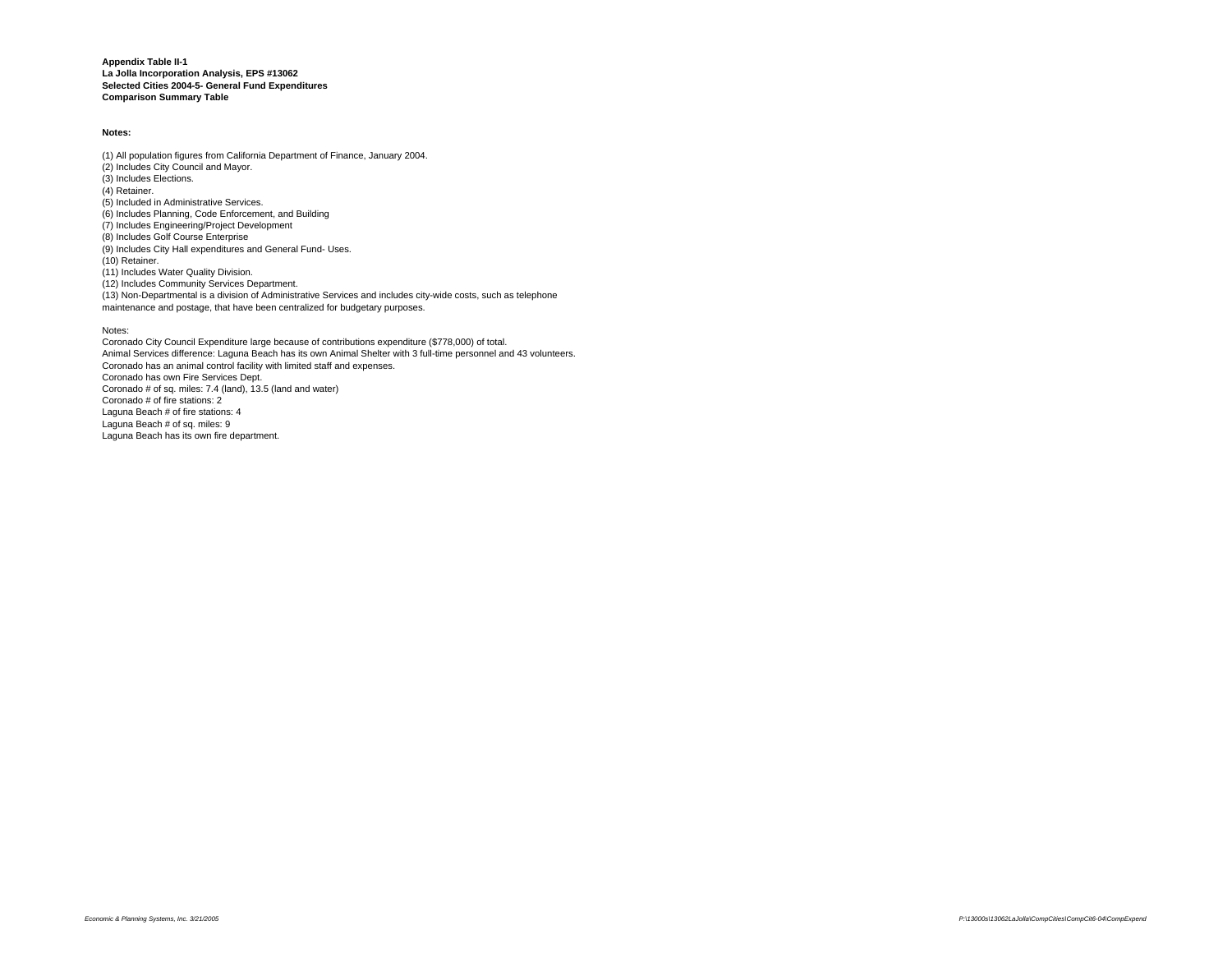**Appendix Table II-1**
**La Jolla Incorporation Analysis, EPS #13062**
**Selected Cities 2004-5- General Fund Expenditures**
**Comparison Summary Table**

**Notes:**

(1) All population figures from California Department of Finance, January 2004.
(2) Includes City Council and Mayor.
(3) Includes Elections.
(4) Retainer.
(5) Included in Administrative Services.
(6) Includes Planning, Code Enforcement, and Building
(7) Includes Engineering/Project Development
(8) Includes Golf Course Enterprise
(9) Includes City Hall expenditures and General Fund- Uses.
(10) Retainer.
(11) Includes Water Quality Division.
(12) Includes Community Services Department.
(13) Non-Departmental is a division of Administrative Services and includes city-wide costs, such as telephone maintenance and postage, that have been centralized for budgetary purposes.

Notes:
Coronado City Council Expenditure large because of contributions expenditure ($778,000) of total.
Animal Services difference: Laguna Beach has its own Animal Shelter with 3 full-time personnel and 43 volunteers.
Coronado has an animal control facility with limited staff and expenses.
Coronado has own Fire Services Dept.
Coronado # of sq. miles: 7.4 (land), 13.5 (land and water)
Coronado # of fire stations: 2
Laguna Beach # of fire stations: 4
Laguna Beach # of sq. miles: 9
Laguna Beach has its own fire department.

*Economic & Planning Systems, Inc. 3/21/2005*

*P:\13000s\13062LaJolla\CompCities\CompCit6-04\CompExpend*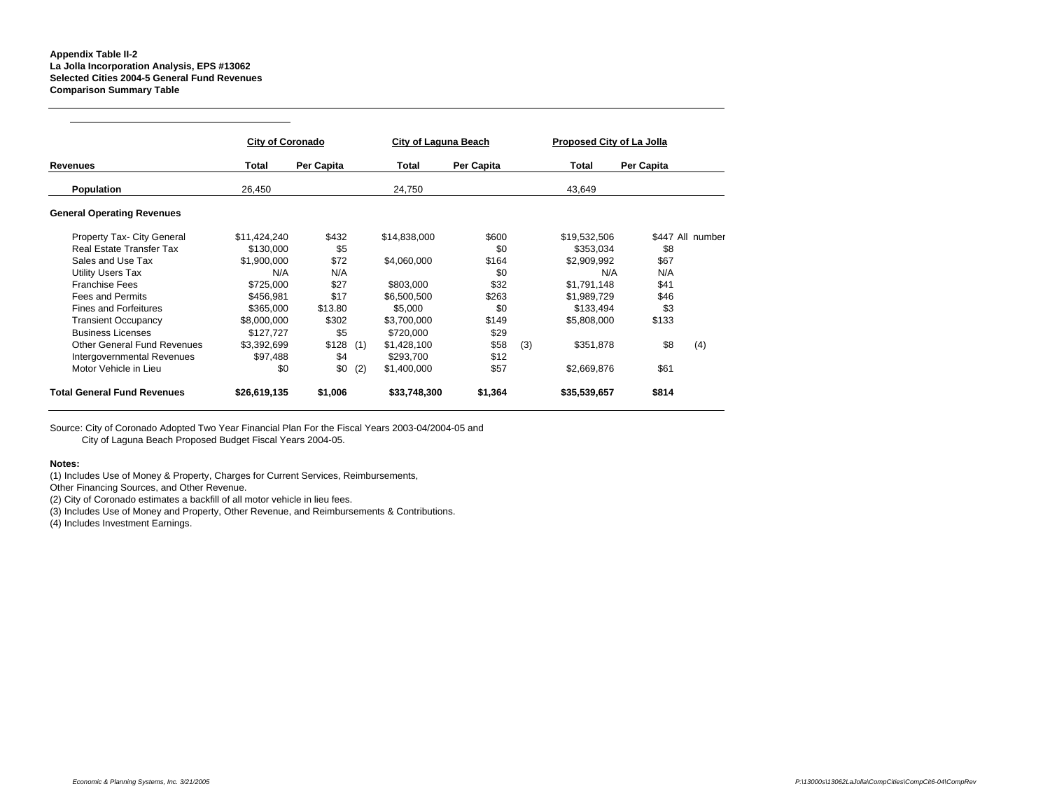**Appendix Table II-2**
**La Jolla Incorporation Analysis, EPS #13062**
**Selected Cities 2004-5 General Fund Revenues**
**Comparison Summary Table**

| | City of Coronado | | | City of Laguna Beach | | | Proposed City of La Jolla | | |
|---|---|---|---|---|---|---|---|---|---|
| **Revenues** | **Total** | **Per Capita** | | **Total** | **Per Capita** | | **Total** | **Per Capita** | |
| **Population** | 26,450 | | | 24,750 | | | 43,649 | | |
| **General Operating Revenues** | | | | | | | | | |
| Property Tax- City General | $11,424,240 | $432 | | $14,838,000 | $600 | | $19,532,506 | $447 | All number |
| Real Estate Transfer Tax | $130,000 | $5 | | | $0 | | $353,034 | $8 | |
| Sales and Use Tax | $1,900,000 | $72 | | $4,060,000 | $164 | | $2,909,992 | $67 | |
| Utility Users Tax | N/A | N/A | | | $0 | | N/A | N/A | |
| Franchise Fees | $725,000 | $27 | | $803,000 | $32 | | $1,791,148 | $41 | |
| Fees and Permits | $456,981 | $17 | | $6,500,500 | $263 | | $1,989,729 | $46 | |
| Fines and Forfeitures | $365,000 | $13.80 | | $5,000 | $0 | | $133,494 | $3 | |
| Transient Occupancy | $8,000,000 | $302 | | $3,700,000 | $149 | | $5,808,000 | $133 | |
| Business Licenses | $127,727 | $5 | | $720,000 | $29 | | | | |
| Other General Fund Revenues | $3,392,699 | $128 | (1) | $1,428,100 | $58 | (3) | $351,878 | $8 | (4) |
| Intergovernmental Revenues | $97,488 | $4 | | $293,700 | $12 | | | | |
| Motor Vehicle in Lieu | $0 | $0 | (2) | $1,400,000 | $57 | | $2,669,876 | $61 | |
| **Total General Fund Revenues** | **$26,619,135** | **$1,006** | | **$33,748,300** | **$1,364** | | **$35,539,657** | **$814** | |

Source: City of Coronado Adopted Two Year Financial Plan For the Fiscal Years 2003-04/2004-05 and
City of Laguna Beach Proposed Budget Fiscal Years 2004-05.

**Notes:**
(1) Includes Use of Money & Property, Charges for Current Services, Reimbursements,
Other Financing Sources, and Other Revenue.
(2) City of Coronado estimates a backfill of all motor vehicle in lieu fees.
(3) Includes Use of Money and Property, Other Revenue, and Reimbursements & Contributions.
(4) Includes Investment Earnings.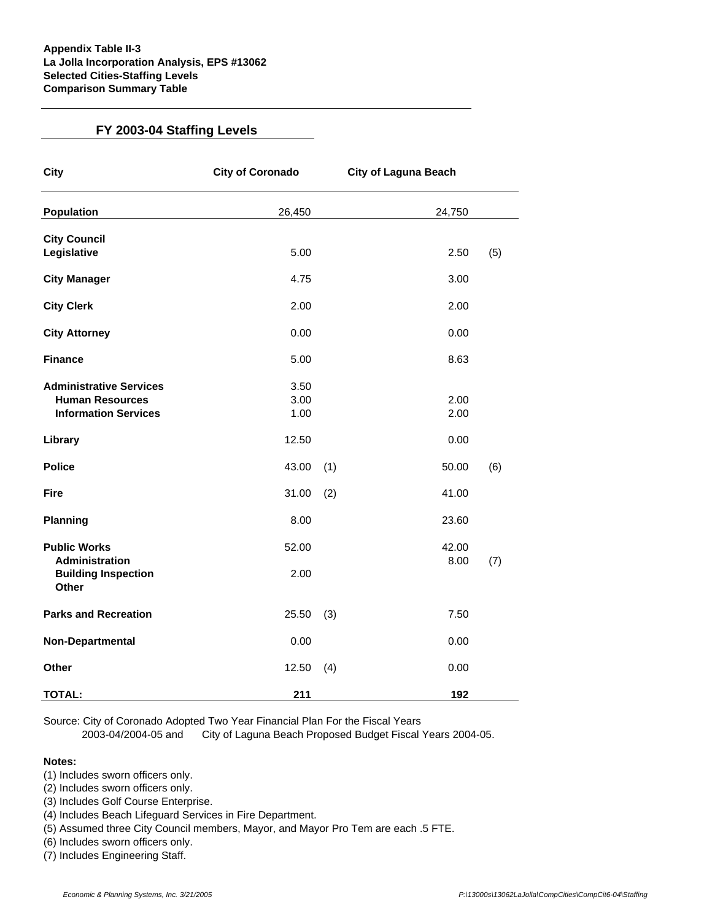**Appendix Table II-3**
**La Jolla Incorporation Analysis, EPS #13062**
**Selected Cities-Staffing Levels**
**Comparison Summary Table**

## FY 2003-04 Staffing Levels

| City | City of Coronado | | City of Laguna Beach | |
|---|---|---|---|---|
| **Population** | 26,450 | | 24,750 | |
| **City Council** | | | | |
| **Legislative** | 5.00 | | 2.50 | (5) |
| **City Manager** | 4.75 | | 3.00 | |
| **City Clerk** | 2.00 | | 2.00 | |
| **City Attorney** | 0.00 | | 0.00 | |
| **Finance** | 5.00 | | 8.63 | |
| **Administrative Services** | 3.50 | | | |
| **Human Resources** | 3.00 | | 2.00 | |
| **Information Services** | 1.00 | | 2.00 | |
| **Library** | 12.50 | | 0.00 | |
| **Police** | 43.00 | (1) | 50.00 | (6) |
| **Fire** | 31.00 | (2) | 41.00 | |
| **Planning** | 8.00 | | 23.60 | |
| **Public Works** | 52.00 | | 42.00 | |
| **Administration** | | | 8.00 | (7) |
| **Building Inspection** | 2.00 | | | |
| **Other** | | | | |
| **Parks and Recreation** | 25.50 | (3) | 7.50 | |
| **Non-Departmental** | 0.00 | | 0.00 | |
| **Other** | 12.50 | (4) | 0.00 | |
| **TOTAL:** | **211** | | **192** | |

Source: City of Coronado Adopted Two Year Financial Plan For the Fiscal Years 2003-04/2004-05 and City of Laguna Beach Proposed Budget Fiscal Years 2004-05.

**Notes:**
(1) Includes sworn officers only.
(2) Includes sworn officers only.
(3) Includes Golf Course Enterprise.
(4) Includes Beach Lifeguard Services in Fire Department.
(5) Assumed three City Council members, Mayor, and Mayor Pro Tem are each .5 FTE.
(6) Includes sworn officers only.
(7) Includes Engineering Staff.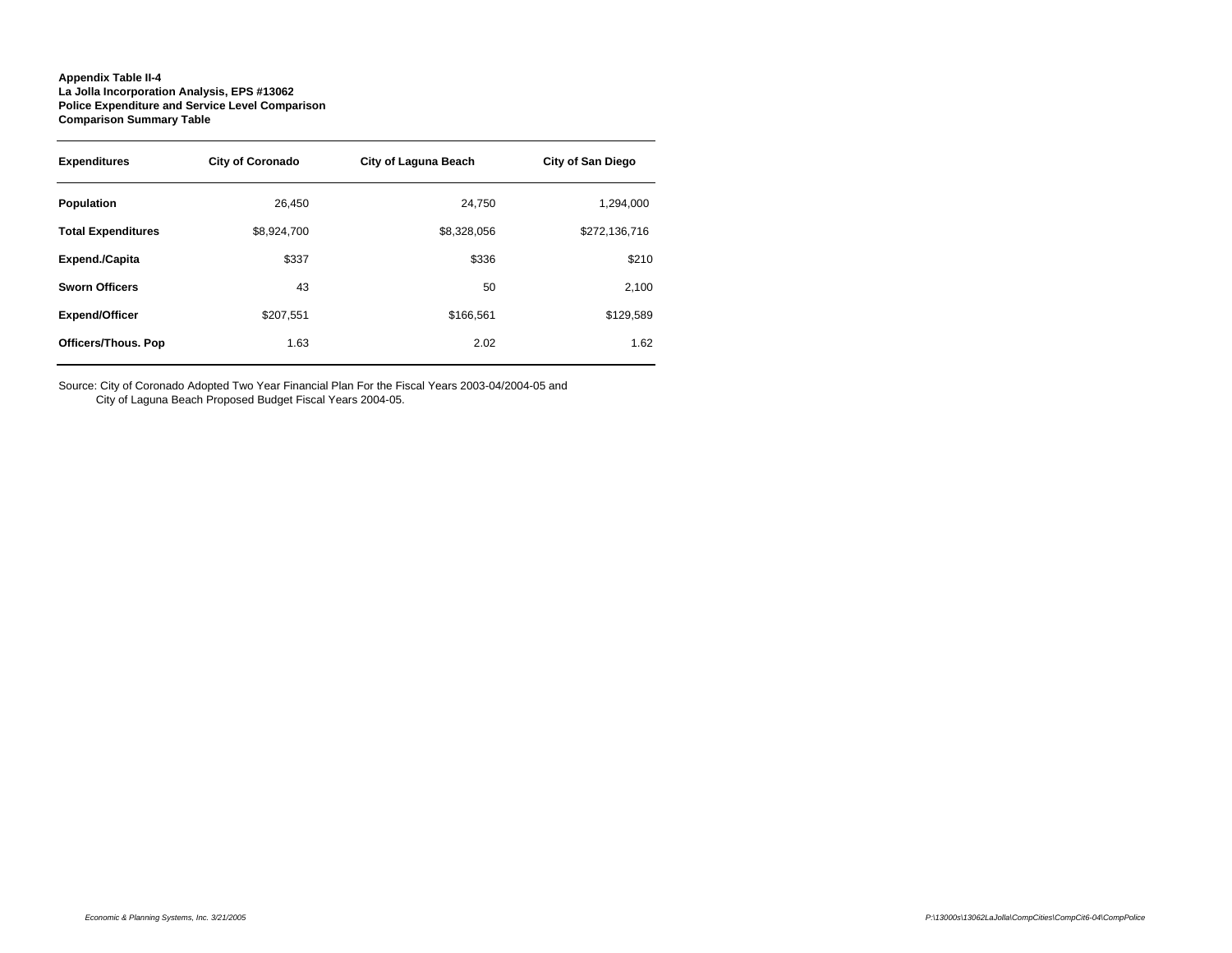**Appendix Table II-4**
**La Jolla Incorporation Analysis, EPS #13062**
**Police Expenditure and Service Level Comparison**
**Comparison Summary Table**

| Expenditures | City of Coronado | City of Laguna Beach | City of San Diego |
|---|---|---|---|
| **Population** | 26,450 | 24,750 | 1,294,000 |
| **Total Expenditures** | $8,924,700 | $8,328,056 | $272,136,716 |
| **Expend./Capita** | $337 | $336 | $210 |
| **Sworn Officers** | 43 | 50 | 2,100 |
| **Expend/Officer** | $207,551 | $166,561 | $129,589 |
| **Officers/Thous. Pop** | 1.63 | 2.02 | 1.62 |

Source: City of Coronado Adopted Two Year Financial Plan For the Fiscal Years 2003-04/2004-05 and
City of Laguna Beach Proposed Budget Fiscal Years 2004-05.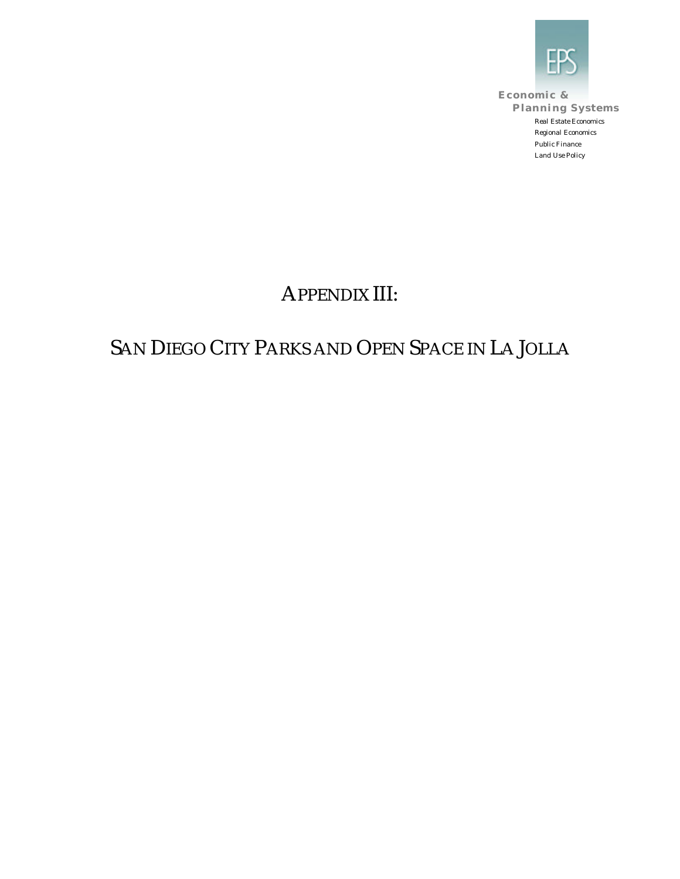Economic &
Planning Systems

Real Estate Economics
Regional Economics
Public Finance
Land Use Policy

# APPENDIX III:

# SAN DIEGO CITY PARKS AND OPEN SPACE IN LA JOLLA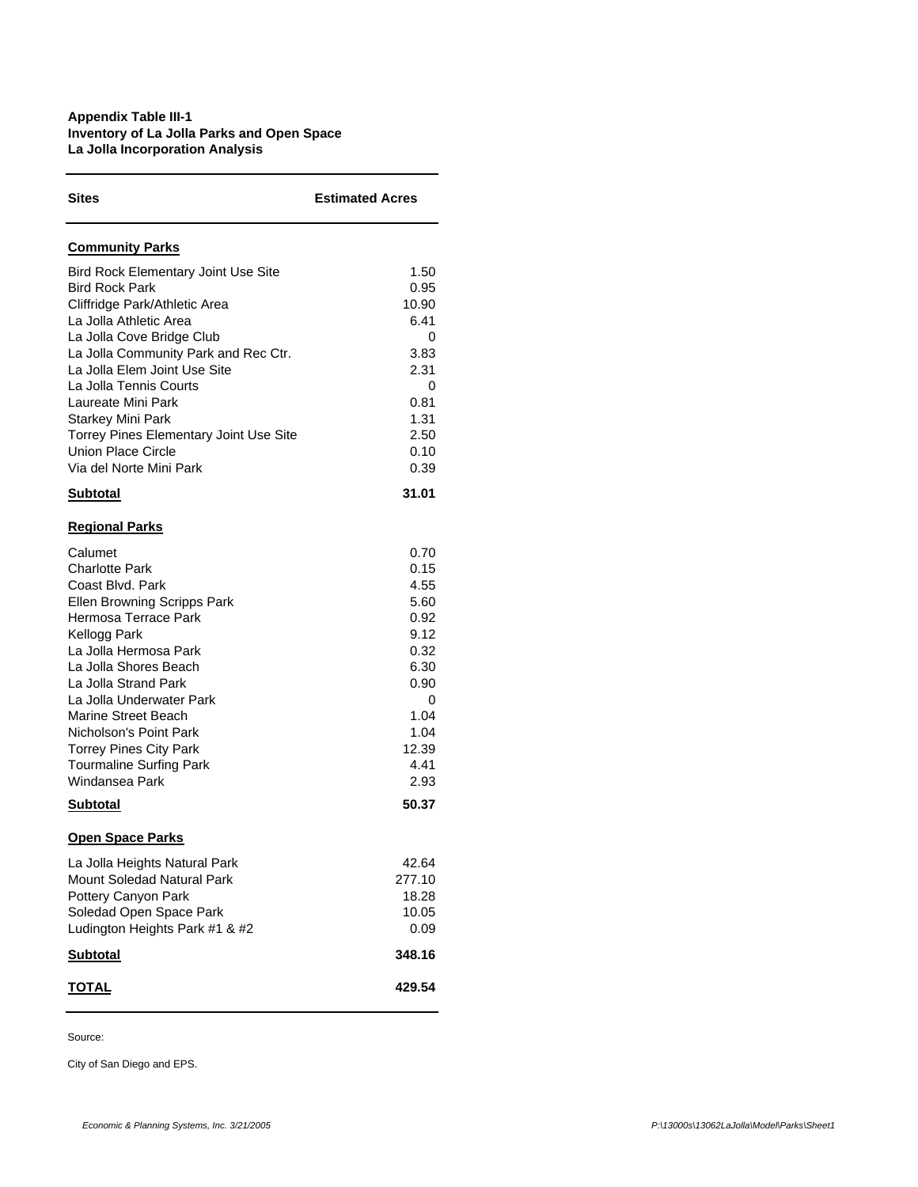**Appendix Table III-1**
**Inventory of La Jolla Parks and Open Space**
**La Jolla Incorporation Analysis**

| Sites | Estimated Acres |
|---|---|
| **Community Parks** | |
| Bird Rock Elementary Joint Use Site | 1.50 |
| Bird Rock Park | 0.95 |
| Cliffridge Park/Athletic Area | 10.90 |
| La Jolla Athletic Area | 6.41 |
| La Jolla Cove Bridge Club | 0 |
| La Jolla Community Park and Rec Ctr. | 3.83 |
| La Jolla Elem Joint Use Site | 2.31 |
| La Jolla Tennis Courts | 0 |
| Laureate Mini Park | 0.81 |
| Starkey Mini Park | 1.31 |
| Torrey Pines Elementary Joint Use Site | 2.50 |
| Union Place Circle | 0.10 |
| Via del Norte Mini Park | 0.39 |
| **Subtotal** | **31.01** |
| **Regional Parks** | |
| Calumet | 0.70 |
| Charlotte Park | 0.15 |
| Coast Blvd. Park | 4.55 |
| Ellen Browning Scripps Park | 5.60 |
| Hermosa Terrace Park | 0.92 |
| Kellogg Park | 9.12 |
| La Jolla Hermosa Park | 0.32 |
| La Jolla Shores Beach | 6.30 |
| La Jolla Strand Park | 0.90 |
| La Jolla Underwater Park | 0 |
| Marine Street Beach | 1.04 |
| Nicholson's Point Park | 1.04 |
| Torrey Pines City Park | 12.39 |
| Tourmaline Surfing Park | 4.41 |
| Windansea Park | 2.93 |
| **Subtotal** | **50.37** |
| **Open Space Parks** | |
| La Jolla Heights Natural Park | 42.64 |
| Mount Soledad Natural Park | 277.10 |
| Pottery Canyon Park | 18.28 |
| Soledad Open Space Park | 10.05 |
| Ludington Heights Park #1 & #2 | 0.09 |
| **Subtotal** | **348.16** |
| **TOTAL** | **429.54** |

Source:

City of San Diego and EPS.